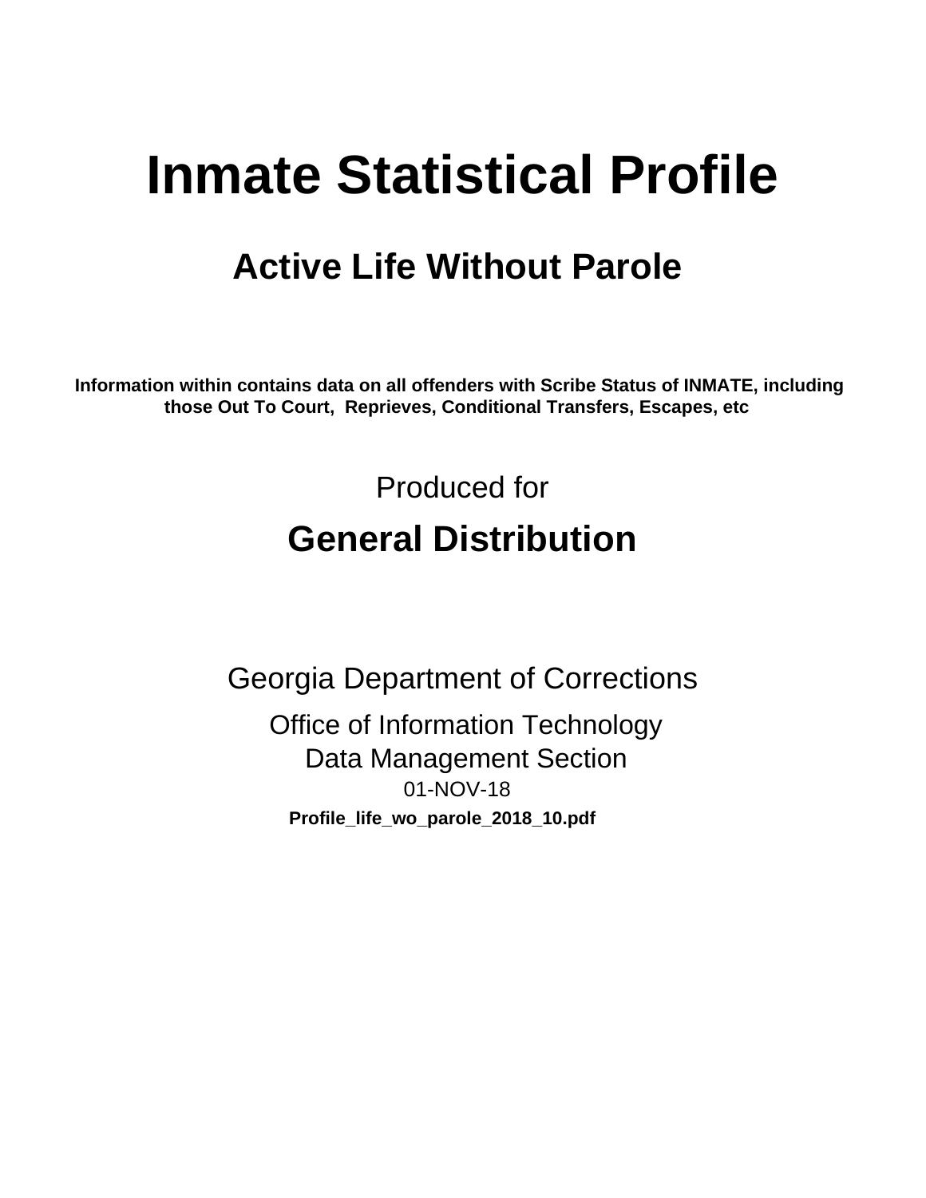# Inmate Statistical Profile

## Active Life Without Parole

**Information within contains data on all offenders with Scribe Status of INMATE, including those Out To Court, Reprieves, Conditional Transfers, Escapes, etc**

Produced for

## General Distribution

Georgia Department of Corrections

Office of Information Technology
Data Management Section
01-NOV-18

**Profile_life_wo_parole_2018_10.pdf**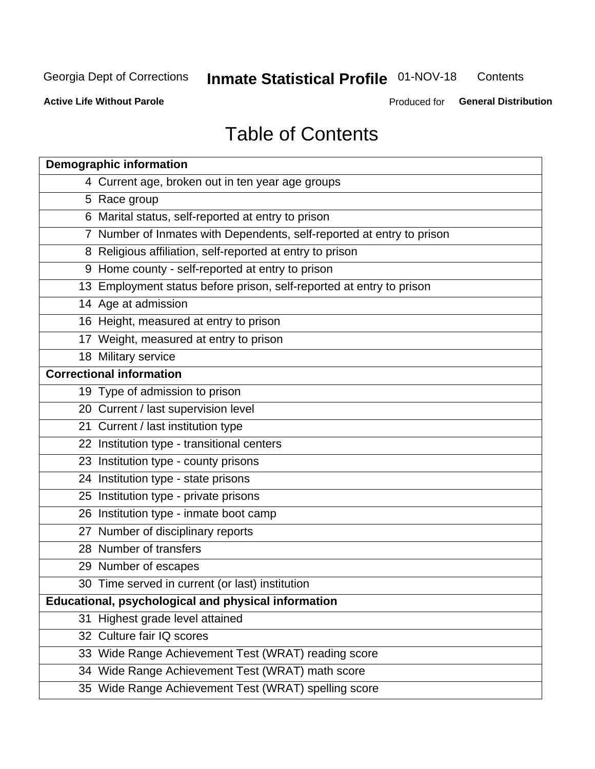# Table of Contents

| Demographic information | |
|---|---|
| 4 | Current age, broken out in ten year age groups |
| 5 | Race group |
| 6 | Marital status, self-reported at entry to prison |
| 7 | Number of Inmates with Dependents, self-reported at entry to prison |
| 8 | Religious affiliation, self-reported at entry to prison |
| 9 | Home county - self-reported at entry to prison |
| 13 | Employment status before prison, self-reported at entry to prison |
| 14 | Age at admission |
| 16 | Height, measured at entry to prison |
| 17 | Weight, measured at entry to prison |
| 18 | Military service |
| **Correctional information** | |
| 19 | Type of admission to prison |
| 20 | Current / last supervision level |
| 21 | Current / last institution type |
| 22 | Institution type - transitional centers |
| 23 | Institution type - county prisons |
| 24 | Institution type - state prisons |
| 25 | Institution type - private prisons |
| 26 | Institution type - inmate boot camp |
| 27 | Number of disciplinary reports |
| 28 | Number of transfers |
| 29 | Number of escapes |
| 30 | Time served in current (or last) institution |
| **Educational, psychological and physical information** | |
| 31 | Highest grade level attained |
| 32 | Culture fair IQ scores |
| 33 | Wide Range Achievement Test (WRAT) reading score |
| 34 | Wide Range Achievement Test (WRAT) math score |
| 35 | Wide Range Achievement Test (WRAT) spelling score |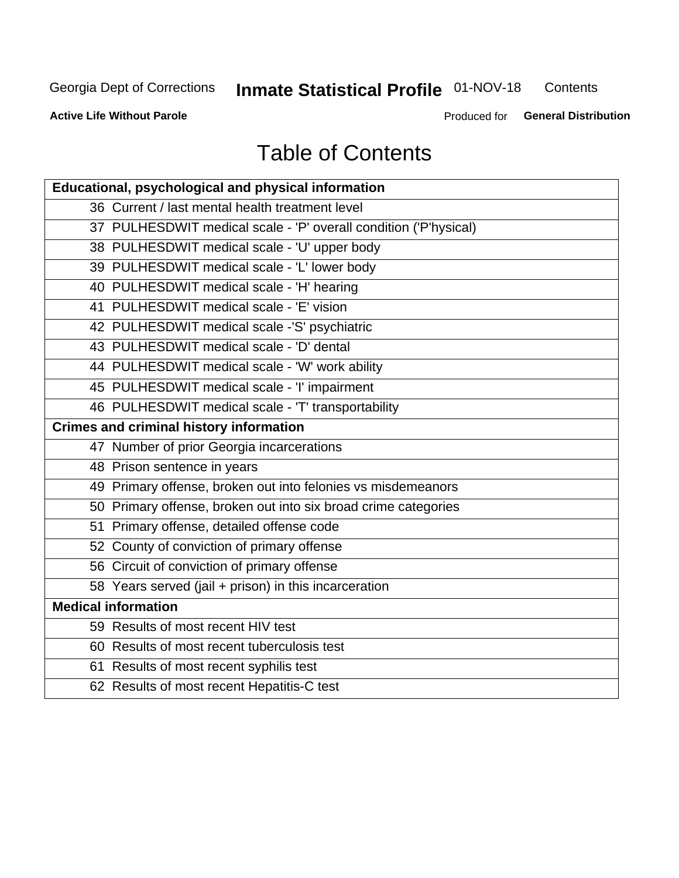Georgia Dept of Corrections **Inmate Statistical Profile** 01-NOV-18 Contents

**Active Life Without Parole** Produced for **General Distribution**

# Table of Contents

| **Educational, psychological and physical information** |
|---|
| 36 Current / last mental health treatment level |
| 37 PULHESDWIT medical scale - 'P' overall condition ('P'hysical) |
| 38 PULHESDWIT medical scale - 'U' upper body |
| 39 PULHESDWIT medical scale - 'L' lower body |
| 40 PULHESDWIT medical scale - 'H' hearing |
| 41 PULHESDWIT medical scale - 'E' vision |
| 42 PULHESDWIT medical scale -'S' psychiatric |
| 43 PULHESDWIT medical scale - 'D' dental |
| 44 PULHESDWIT medical scale - 'W' work ability |
| 45 PULHESDWIT medical scale - 'I' impairment |
| 46 PULHESDWIT medical scale - 'T' transportability |
| **Crimes and criminal history information** |
| 47 Number of prior Georgia incarcerations |
| 48 Prison sentence in years |
| 49 Primary offense, broken out into felonies vs misdemeanors |
| 50 Primary offense, broken out into six broad crime categories |
| 51 Primary offense, detailed offense code |
| 52 County of conviction of primary offense |
| 56 Circuit of conviction of primary offense |
| 58 Years served (jail + prison) in this incarceration |
| **Medical information** |
| 59 Results of most recent HIV test |
| 60 Results of most recent tuberculosis test |
| 61 Results of most recent syphilis test |
| 62 Results of most recent Hepatitis-C test |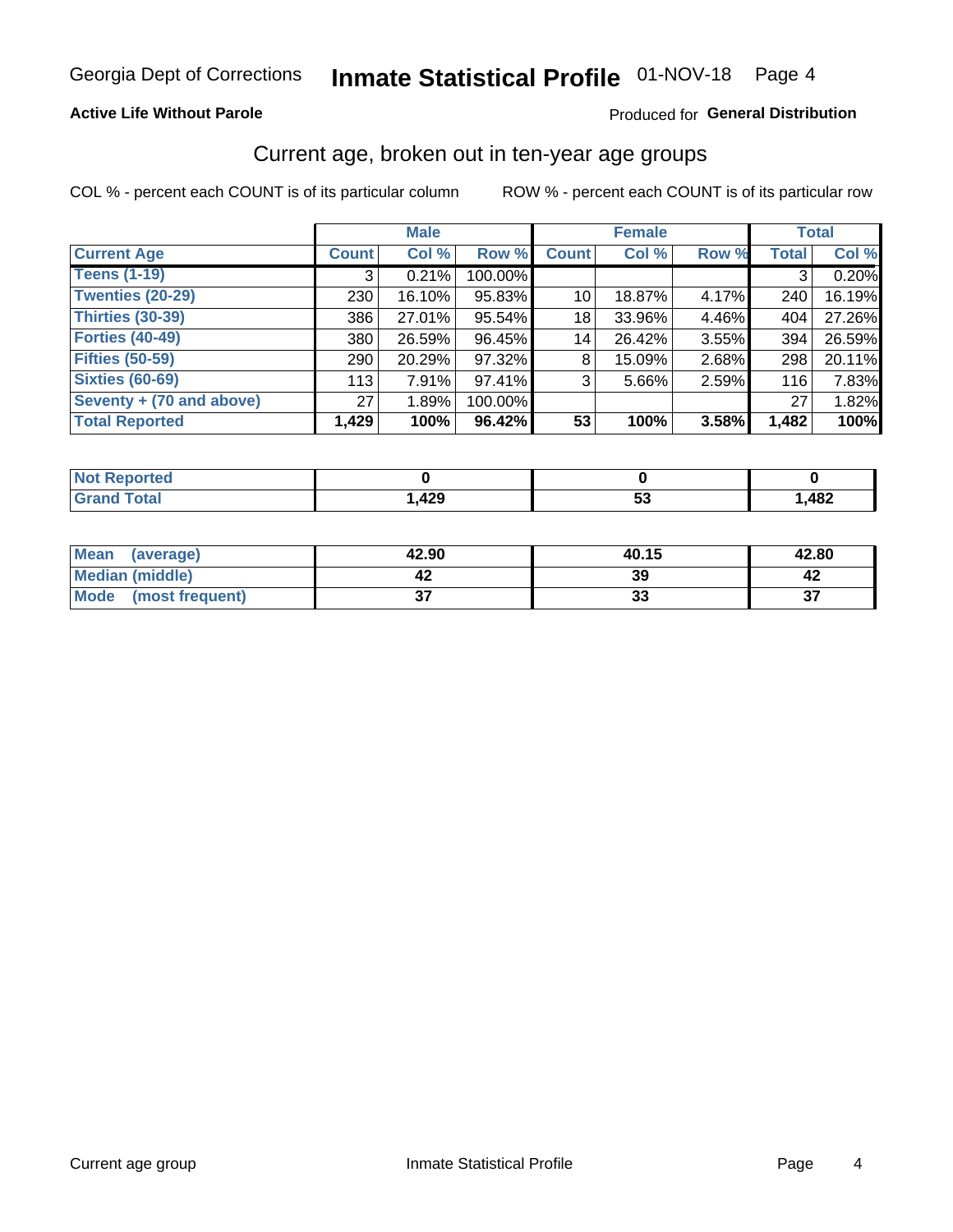Georgia Dept of Corrections **Inmate Statistical Profile** 01-NOV-18 Page 4

**Active Life Without Parole**

Produced for **General Distribution**

## Current age, broken out in ten-year age groups

COL % - percent each COUNT is of its particular column ROW % - percent each COUNT is of its particular row

| | Male | | | Female | | | Total | |
|---|---|---|---|---|---|---|---|---|
| **Current Age** | **Count** | **Col %** | **Row %** | **Count** | **Col %** | **Row %** | **Total** | **Col %** |
| **Teens (1-19)** | 3 | 0.21% | 100.00% | | | | 3 | 0.20% |
| **Twenties (20-29)** | 230 | 16.10% | 95.83% | 10 | 18.87% | 4.17% | 240 | 16.19% |
| **Thirties (30-39)** | 386 | 27.01% | 95.54% | 18 | 33.96% | 4.46% | 404 | 27.26% |
| **Forties (40-49)** | 380 | 26.59% | 96.45% | 14 | 26.42% | 3.55% | 394 | 26.59% |
| **Fifties (50-59)** | 290 | 20.29% | 97.32% | 8 | 15.09% | 2.68% | 298 | 20.11% |
| **Sixties (60-69)** | 113 | 7.91% | 97.41% | 3 | 5.66% | 2.59% | 116 | 7.83% |
| **Seventy + (70 and above)** | 27 | 1.89% | 100.00% | | | | 27 | 1.82% |
| **Total Reported** | **1,429** | **100%** | **96.42%** | **53** | **100%** | **3.58%** | **1,482** | **100%** |

| | Male | Female | Total |
|---|---|---|---|
| **Not Reported** | **0** | **0** | **0** |
| **Grand Total** | **1,429** | **53** | **1,482** |

| | Male | Female | Total |
|---|---|---|---|
| **Mean (average)** | **42.90** | **40.15** | **42.80** |
| **Median (middle)** | **42** | **39** | **42** |
| **Mode (most frequent)** | **37** | **33** | **37** |

Current age group Inmate Statistical Profile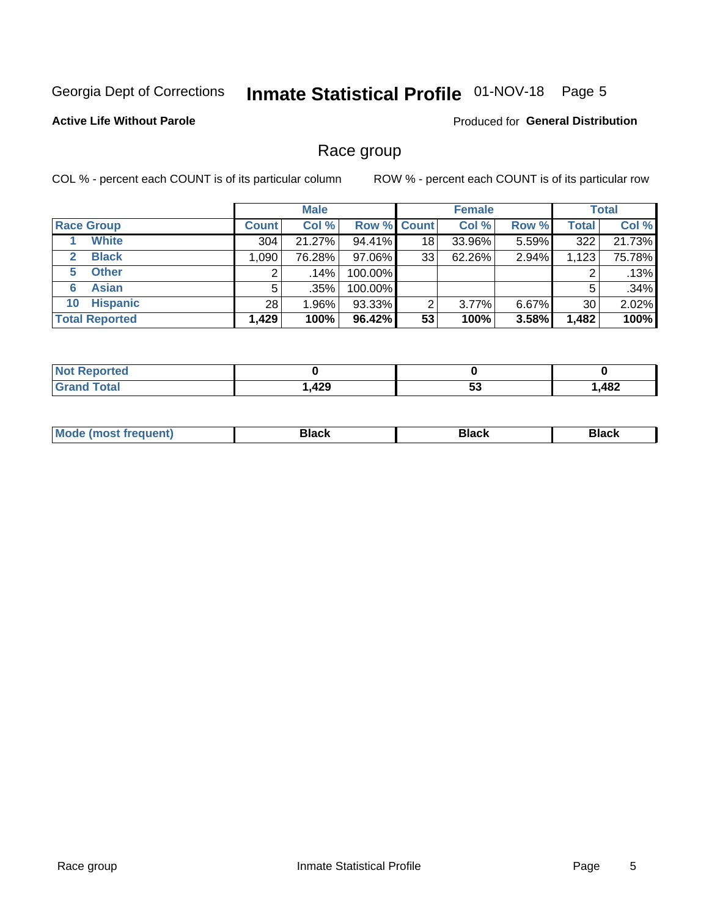Georgia Dept of Corrections **Inmate Statistical Profile** 01-NOV-18

**Active Life Without Parole**

Produced for **General Distribution**

## Race group

COL % - percent each COUNT is of its particular column ROW % - percent each COUNT is of its particular row

| Race Group | Male | | | Female | | | Total | |
|---|---|---|---|---|---|---|---|---|
| | Count | Col % | Row % | Count | Col % | Row % | Total | Col % |
| 1 White | 304 | 21.27% | 94.41% | 18 | 33.96% | 5.59% | 322 | 21.73% |
| 2 Black | 1,090 | 76.28% | 97.06% | 33 | 62.26% | 2.94% | 1,123 | 75.78% |
| 5 Other | 2 | .14% | 100.00% | | | | 2 | .13% |
| 6 Asian | 5 | .35% | 100.00% | | | | 5 | .34% |
| 10 Hispanic | 28 | 1.96% | 93.33% | 2 | 3.77% | 6.67% | 30 | 2.02% |
| **Total Reported** | **1,429** | **100%** | **96.42%** | **53** | **100%** | **3.58%** | **1,482** | **100%** |

| | Male | Female | Total |
|---|---|---|---|
| Not Reported | **0** | **0** | **0** |
| Grand Total | **1,429** | **53** | **1,482** |

| | Male | Female | Total |
|---|---|---|---|
| Mode (most frequent) | **Black** | **Black** | **Black** |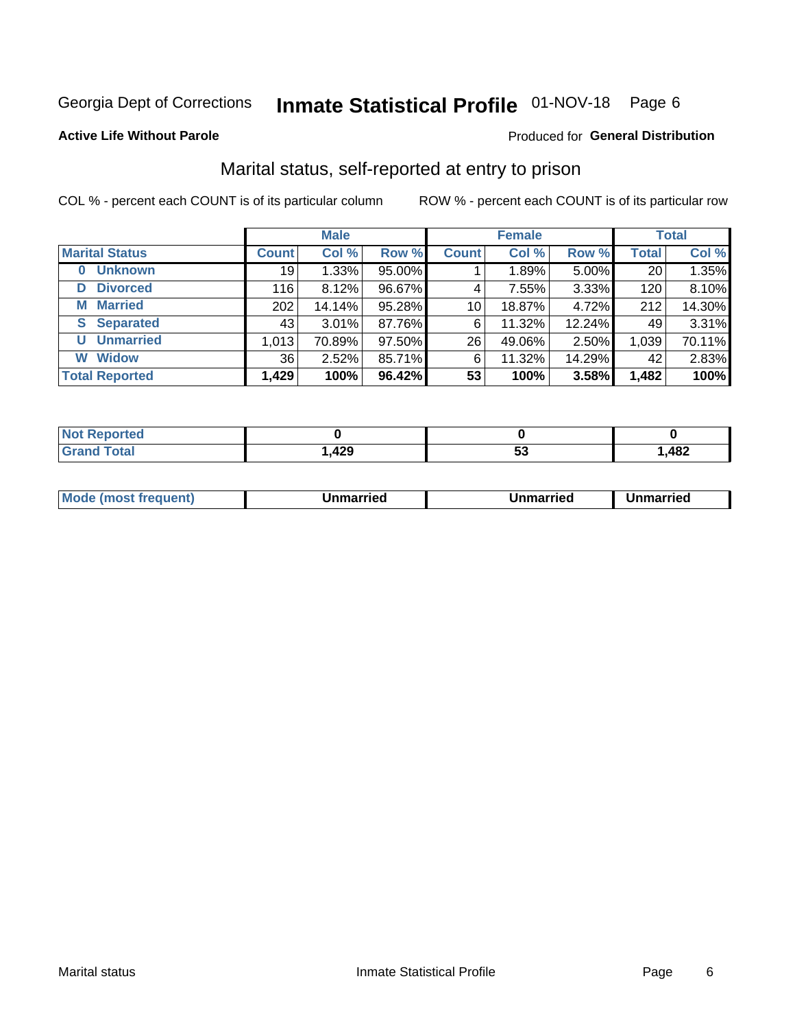Georgia Dept of Corrections **Inmate Statistical Profile** 01-NOV-18 Page 6

**Active Life Without Parole**

Produced for **General Distribution**

## Marital status, self-reported at entry to prison

COL % - percent each COUNT is of its particular column

ROW % - percent each COUNT is of its particular row

| | Male | | | Female | | | Total | |
|---|---|---|---|---|---|---|---|---|
| **Marital Status** | **Count** | **Col %** | **Row %** | **Count** | **Col %** | **Row %** | **Total** | **Col %** |
| **0 Unknown** | 19 | 1.33% | 95.00% | 1 | 1.89% | 5.00% | 20 | 1.35% |
| **D Divorced** | 116 | 8.12% | 96.67% | 4 | 7.55% | 3.33% | 120 | 8.10% |
| **M Married** | 202 | 14.14% | 95.28% | 10 | 18.87% | 4.72% | 212 | 14.30% |
| **S Separated** | 43 | 3.01% | 87.76% | 6 | 11.32% | 12.24% | 49 | 3.31% |
| **U Unmarried** | 1,013 | 70.89% | 97.50% | 26 | 49.06% | 2.50% | 1,039 | 70.11% |
| **W Widow** | 36 | 2.52% | 85.71% | 6 | 11.32% | 14.29% | 42 | 2.83% |
| **Total Reported** | **1,429** | **100%** | **96.42%** | **53** | **100%** | **3.58%** | **1,482** | **100%** |

| | Male | Female | Total |
|---|---|---|---|
| **Not Reported** | **0** | **0** | **0** |
| **Grand Total** | **1,429** | **53** | **1,482** |

| | Male | Female | Total |
|---|---|---|---|
| **Mode (most frequent)** | **Unmarried** | **Unmarried** | **Unmarried** |

Marital status Inmate Statistical Profile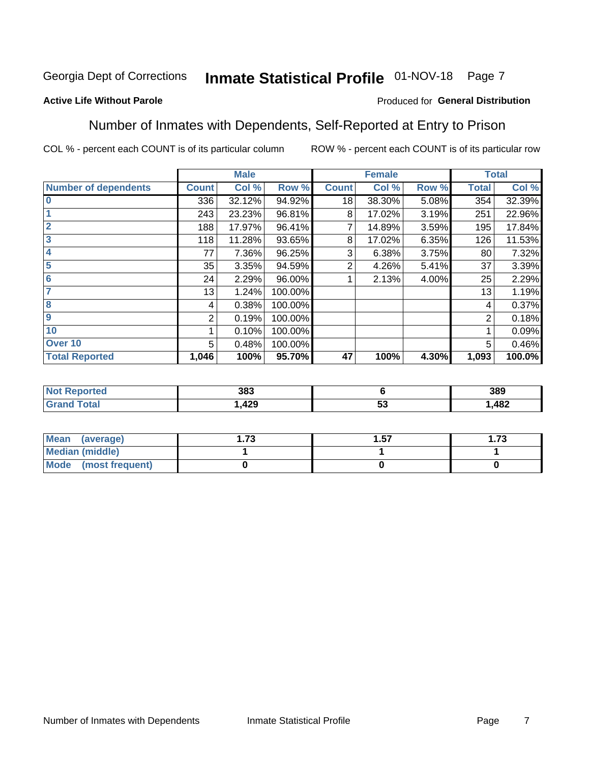Georgia Dept of Corrections **Inmate Statistical Profile** 01-NOV-18 Page 7

**Active Life Without Parole**

Produced for **General Distribution**

## Number of Inmates with Dependents, Self-Reported at Entry to Prison

COL % - percent each COUNT is of its particular column ROW % - percent each COUNT is of its particular row

| | Male | | | Female | | | Total | |
|---|---|---|---|---|---|---|---|---|
| **Number of dependents** | **Count** | **Col %** | **Row %** | **Count** | **Col %** | **Row %** | **Total** | **Col %** |
| 0 | 336 | 32.12% | 94.92% | 18 | 38.30% | 5.08% | 354 | 32.39% |
| 1 | 243 | 23.23% | 96.81% | 8 | 17.02% | 3.19% | 251 | 22.96% |
| 2 | 188 | 17.97% | 96.41% | 7 | 14.89% | 3.59% | 195 | 17.84% |
| 3 | 118 | 11.28% | 93.65% | 8 | 17.02% | 6.35% | 126 | 11.53% |
| 4 | 77 | 7.36% | 96.25% | 3 | 6.38% | 3.75% | 80 | 7.32% |
| 5 | 35 | 3.35% | 94.59% | 2 | 4.26% | 5.41% | 37 | 3.39% |
| 6 | 24 | 2.29% | 96.00% | 1 | 2.13% | 4.00% | 25 | 2.29% |
| 7 | 13 | 1.24% | 100.00% | | | | 13 | 1.19% |
| 8 | 4 | 0.38% | 100.00% | | | | 4 | 0.37% |
| 9 | 2 | 0.19% | 100.00% | | | | 2 | 0.18% |
| 10 | 1 | 0.10% | 100.00% | | | | 1 | 0.09% |
| Over 10 | 5 | 0.48% | 100.00% | | | | 5 | 0.46% |
| **Total Reported** | **1,046** | **100%** | **95.70%** | **47** | **100%** | **4.30%** | **1,093** | **100.0%** |

| | Male | Female | Total |
|---|---|---|---|
| Not Reported | 383 | 6 | 389 |
| Grand Total | 1,429 | 53 | 1,482 |

| | Male | Female | Total |
|---|---|---|---|
| Mean (average) | 1.73 | 1.57 | 1.73 |
| Median (middle) | 1 | 1 | 1 |
| Mode (most frequent) | 0 | 0 | 0 |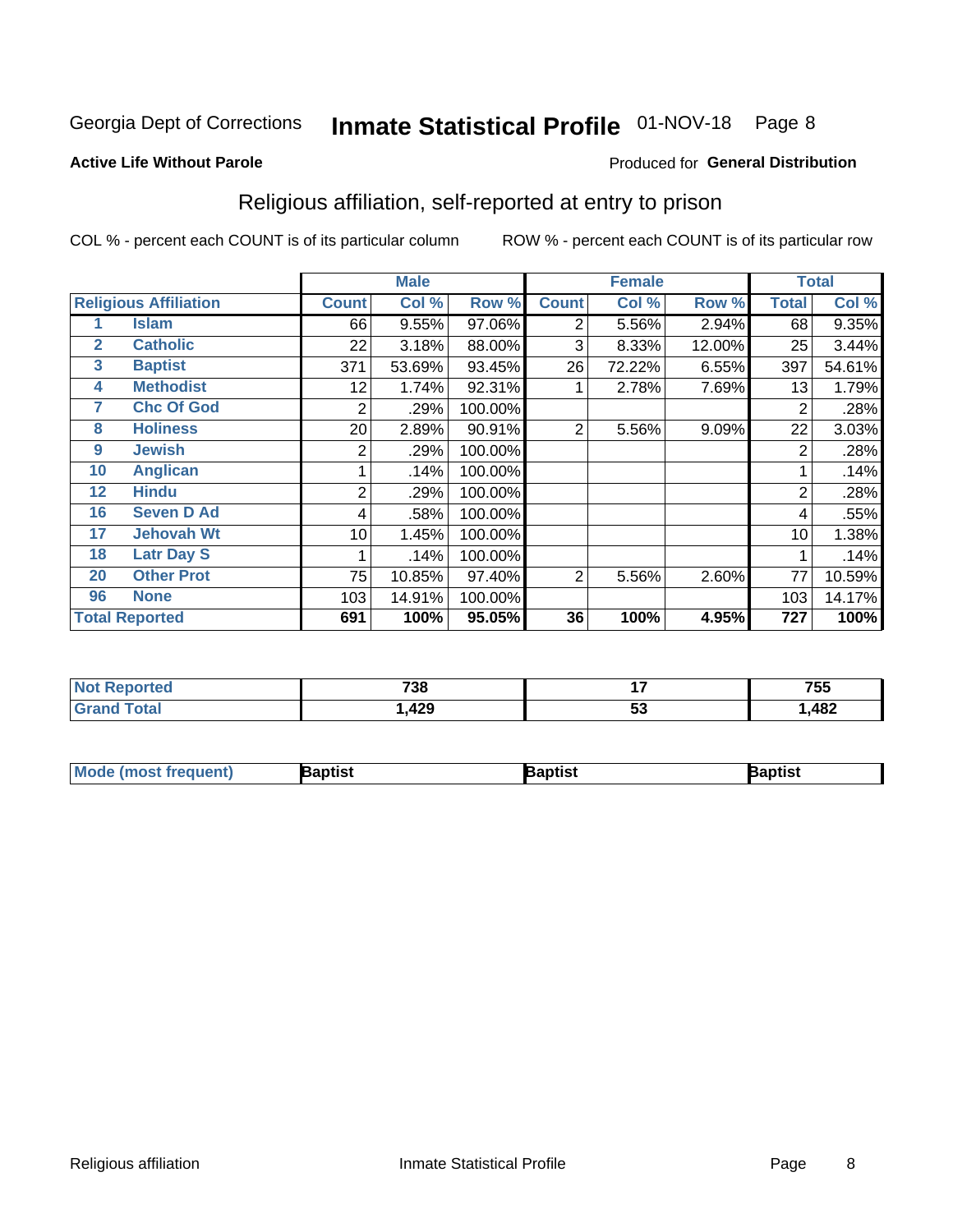Georgia Dept of Corrections **Inmate Statistical Profile** 01-NOV-18 Page 8

**Active Life Without Parole**

Produced for **General Distribution**

## Religious affiliation, self-reported at entry to prison

COL % - percent each COUNT is of its particular column ROW % - percent each COUNT is of its particular row

| Religious Affiliation | | Male | | | Female | | | Total | |
|---|---|---|---|---|---|---|---|---|---|
| | | Count | Col % | Row % | Count | Col % | Row % | Total | Col % |
| 1 | Islam | 66 | 9.55% | 97.06% | 2 | 5.56% | 2.94% | 68 | 9.35% |
| 2 | Catholic | 22 | 3.18% | 88.00% | 3 | 8.33% | 12.00% | 25 | 3.44% |
| 3 | Baptist | 371 | 53.69% | 93.45% | 26 | 72.22% | 6.55% | 397 | 54.61% |
| 4 | Methodist | 12 | 1.74% | 92.31% | 1 | 2.78% | 7.69% | 13 | 1.79% |
| 7 | Chc Of God | 2 | .29% | 100.00% | | | | 2 | .28% |
| 8 | Holiness | 20 | 2.89% | 90.91% | 2 | 5.56% | 9.09% | 22 | 3.03% |
| 9 | Jewish | 2 | .29% | 100.00% | | | | 2 | .28% |
| 10 | Anglican | 1 | .14% | 100.00% | | | | 1 | .14% |
| 12 | Hindu | 2 | .29% | 100.00% | | | | 2 | .28% |
| 16 | Seven D Ad | 4 | .58% | 100.00% | | | | 4 | .55% |
| 17 | Jehovah Wt | 10 | 1.45% | 100.00% | | | | 10 | 1.38% |
| 18 | Latr Day S | 1 | .14% | 100.00% | | | | 1 | .14% |
| 20 | Other Prot | 75 | 10.85% | 97.40% | 2 | 5.56% | 2.60% | 77 | 10.59% |
| 96 | None | 103 | 14.91% | 100.00% | | | | 103 | 14.17% |
| **Total Reported** | | **691** | **100%** | **95.05%** | **36** | **100%** | **4.95%** | **727** | **100%** |

| | Male | Female | Total |
|---|---|---|---|
| Not Reported | 738 | 17 | 755 |
| Grand Total | 1,429 | 53 | 1,482 |

| | Male | Female | Total |
|---|---|---|---|
| Mode (most frequent) | Baptist | Baptist | Baptist |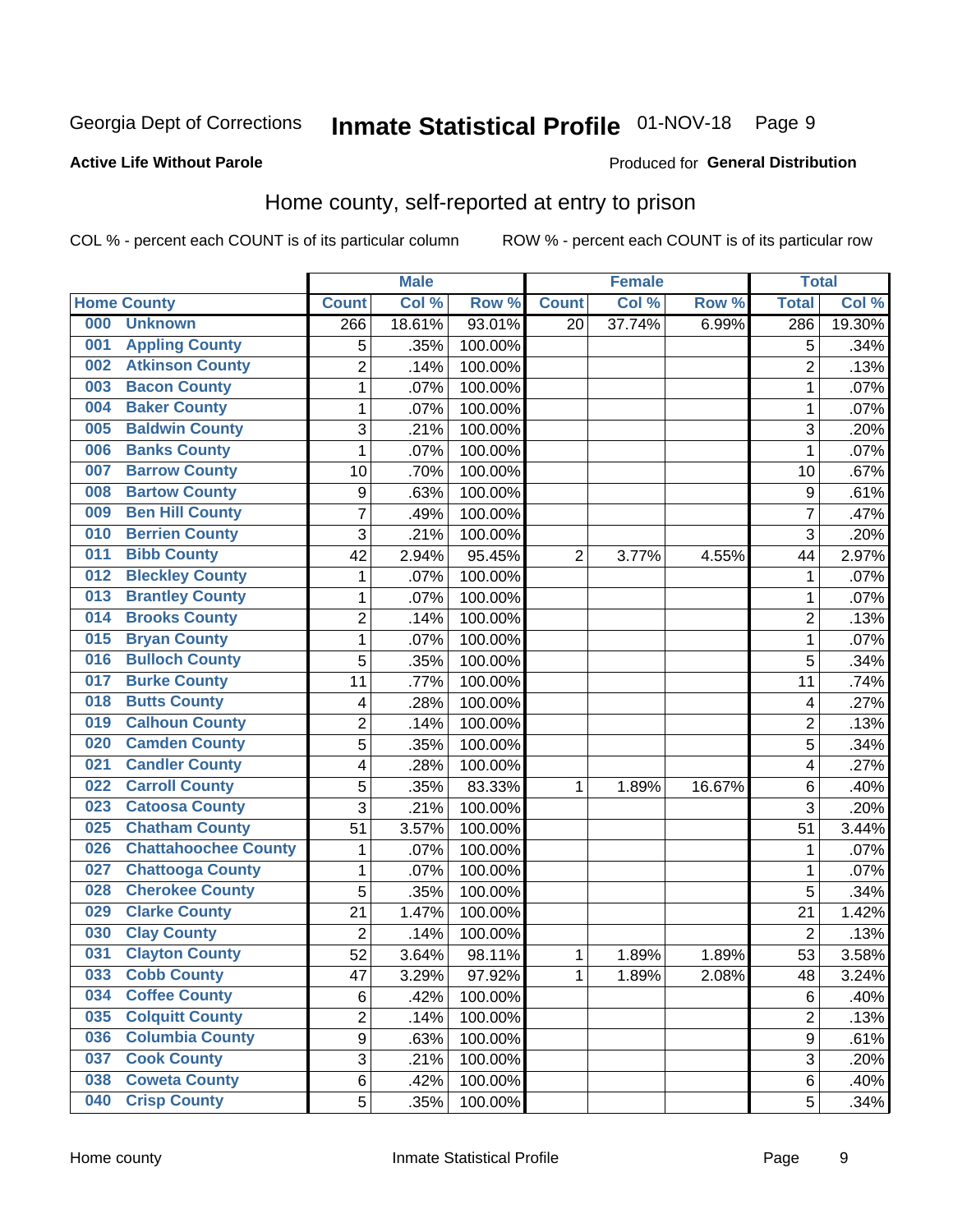Georgia Dept of Corrections **Inmate Statistical Profile** 01-NOV-18

**Active Life Without Parole**

Produced for **General Distribution**

## Home county, self-reported at entry to prison

COL % - percent each COUNT is of its particular column ROW % - percent each COUNT is of its particular row

| Home County | Male | | | Female | | | Total | |
|---|---|---|---|---|---|---|---|---|
| | Count | Col % | Row % | Count | Col % | Row % | Total | Col % |
| 000 Unknown | 266 | 18.61% | 93.01% | 20 | 37.74% | 6.99% | 286 | 19.30% |
| 001 Appling County | 5 | .35% | 100.00% | | | | 5 | .34% |
| 002 Atkinson County | 2 | .14% | 100.00% | | | | 2 | .13% |
| 003 Bacon County | 1 | .07% | 100.00% | | | | 1 | .07% |
| 004 Baker County | 1 | .07% | 100.00% | | | | 1 | .07% |
| 005 Baldwin County | 3 | .21% | 100.00% | | | | 3 | .20% |
| 006 Banks County | 1 | .07% | 100.00% | | | | 1 | .07% |
| 007 Barrow County | 10 | .70% | 100.00% | | | | 10 | .67% |
| 008 Bartow County | 9 | .63% | 100.00% | | | | 9 | .61% |
| 009 Ben Hill County | 7 | .49% | 100.00% | | | | 7 | .47% |
| 010 Berrien County | 3 | .21% | 100.00% | | | | 3 | .20% |
| 011 Bibb County | 42 | 2.94% | 95.45% | 2 | 3.77% | 4.55% | 44 | 2.97% |
| 012 Bleckley County | 1 | .07% | 100.00% | | | | 1 | .07% |
| 013 Brantley County | 1 | .07% | 100.00% | | | | 1 | .07% |
| 014 Brooks County | 2 | .14% | 100.00% | | | | 2 | .13% |
| 015 Bryan County | 1 | .07% | 100.00% | | | | 1 | .07% |
| 016 Bulloch County | 5 | .35% | 100.00% | | | | 5 | .34% |
| 017 Burke County | 11 | .77% | 100.00% | | | | 11 | .74% |
| 018 Butts County | 4 | .28% | 100.00% | | | | 4 | .27% |
| 019 Calhoun County | 2 | .14% | 100.00% | | | | 2 | .13% |
| 020 Camden County | 5 | .35% | 100.00% | | | | 5 | .34% |
| 021 Candler County | 4 | .28% | 100.00% | | | | 4 | .27% |
| 022 Carroll County | 5 | .35% | 83.33% | 1 | 1.89% | 16.67% | 6 | .40% |
| 023 Catoosa County | 3 | .21% | 100.00% | | | | 3 | .20% |
| 025 Chatham County | 51 | 3.57% | 100.00% | | | | 51 | 3.44% |
| 026 Chattahoochee County | 1 | .07% | 100.00% | | | | 1 | .07% |
| 027 Chattooga County | 1 | .07% | 100.00% | | | | 1 | .07% |
| 028 Cherokee County | 5 | .35% | 100.00% | | | | 5 | .34% |
| 029 Clarke County | 21 | 1.47% | 100.00% | | | | 21 | 1.42% |
| 030 Clay County | 2 | .14% | 100.00% | | | | 2 | .13% |
| 031 Clayton County | 52 | 3.64% | 98.11% | 1 | 1.89% | 1.89% | 53 | 3.58% |
| 033 Cobb County | 47 | 3.29% | 97.92% | 1 | 1.89% | 2.08% | 48 | 3.24% |
| 034 Coffee County | 6 | .42% | 100.00% | | | | 6 | .40% |
| 035 Colquitt County | 2 | .14% | 100.00% | | | | 2 | .13% |
| 036 Columbia County | 9 | .63% | 100.00% | | | | 9 | .61% |
| 037 Cook County | 3 | .21% | 100.00% | | | | 3 | .20% |
| 038 Coweta County | 6 | .42% | 100.00% | | | | 6 | .40% |
| 040 Crisp County | 5 | .35% | 100.00% | | | | 5 | .34% |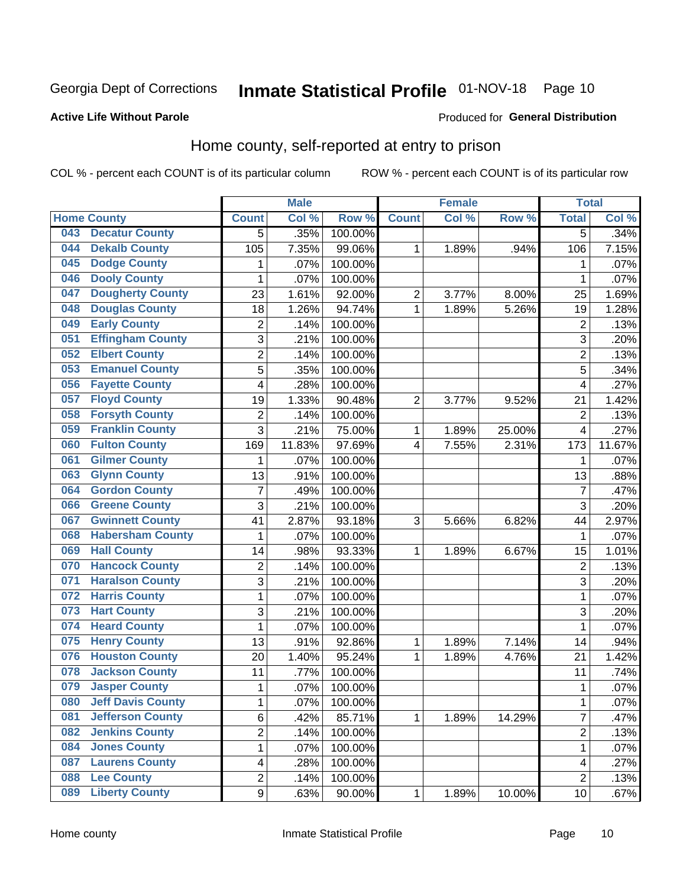Georgia Dept of Corrections **Inmate Statistical Profile** 01-NOV-18

**Active Life Without Parole**

Produced for **General Distribution**

## Home county, self-reported at entry to prison

COL % - percent each COUNT is of its particular column ROW % - percent each COUNT is of its particular row

| Home County | Male | | | Female | | | Total | |
|---|---|---|---|---|---|---|---|---|
| | Count | Col % | Row % | Count | Col % | Row % | Total | Col % |
| 043 Decatur County | 5 | .35% | 100.00% | | | | 5 | .34% |
| 044 Dekalb County | 105 | 7.35% | 99.06% | 1 | 1.89% | .94% | 106 | 7.15% |
| 045 Dodge County | 1 | .07% | 100.00% | | | | 1 | .07% |
| 046 Dooly County | 1 | .07% | 100.00% | | | | 1 | .07% |
| 047 Dougherty County | 23 | 1.61% | 92.00% | 2 | 3.77% | 8.00% | 25 | 1.69% |
| 048 Douglas County | 18 | 1.26% | 94.74% | 1 | 1.89% | 5.26% | 19 | 1.28% |
| 049 Early County | 2 | .14% | 100.00% | | | | 2 | .13% |
| 051 Effingham County | 3 | .21% | 100.00% | | | | 3 | .20% |
| 052 Elbert County | 2 | .14% | 100.00% | | | | 2 | .13% |
| 053 Emanuel County | 5 | .35% | 100.00% | | | | 5 | .34% |
| 056 Fayette County | 4 | .28% | 100.00% | | | | 4 | .27% |
| 057 Floyd County | 19 | 1.33% | 90.48% | 2 | 3.77% | 9.52% | 21 | 1.42% |
| 058 Forsyth County | 2 | .14% | 100.00% | | | | 2 | .13% |
| 059 Franklin County | 3 | .21% | 75.00% | 1 | 1.89% | 25.00% | 4 | .27% |
| 060 Fulton County | 169 | 11.83% | 97.69% | 4 | 7.55% | 2.31% | 173 | 11.67% |
| 061 Gilmer County | 1 | .07% | 100.00% | | | | 1 | .07% |
| 063 Glynn County | 13 | .91% | 100.00% | | | | 13 | .88% |
| 064 Gordon County | 7 | .49% | 100.00% | | | | 7 | .47% |
| 066 Greene County | 3 | .21% | 100.00% | | | | 3 | .20% |
| 067 Gwinnett County | 41 | 2.87% | 93.18% | 3 | 5.66% | 6.82% | 44 | 2.97% |
| 068 Habersham County | 1 | .07% | 100.00% | | | | 1 | .07% |
| 069 Hall County | 14 | .98% | 93.33% | 1 | 1.89% | 6.67% | 15 | 1.01% |
| 070 Hancock County | 2 | .14% | 100.00% | | | | 2 | .13% |
| 071 Haralson County | 3 | .21% | 100.00% | | | | 3 | .20% |
| 072 Harris County | 1 | .07% | 100.00% | | | | 1 | .07% |
| 073 Hart County | 3 | .21% | 100.00% | | | | 3 | .20% |
| 074 Heard County | 1 | .07% | 100.00% | | | | 1 | .07% |
| 075 Henry County | 13 | .91% | 92.86% | 1 | 1.89% | 7.14% | 14 | .94% |
| 076 Houston County | 20 | 1.40% | 95.24% | 1 | 1.89% | 4.76% | 21 | 1.42% |
| 078 Jackson County | 11 | .77% | 100.00% | | | | 11 | .74% |
| 079 Jasper County | 1 | .07% | 100.00% | | | | 1 | .07% |
| 080 Jeff Davis County | 1 | .07% | 100.00% | | | | 1 | .07% |
| 081 Jefferson County | 6 | .42% | 85.71% | 1 | 1.89% | 14.29% | 7 | .47% |
| 082 Jenkins County | 2 | .14% | 100.00% | | | | 2 | .13% |
| 084 Jones County | 1 | .07% | 100.00% | | | | 1 | .07% |
| 087 Laurens County | 4 | .28% | 100.00% | | | | 4 | .27% |
| 088 Lee County | 2 | .14% | 100.00% | | | | 2 | .13% |
| 089 Liberty County | 9 | .63% | 90.00% | 1 | 1.89% | 10.00% | 10 | .67% |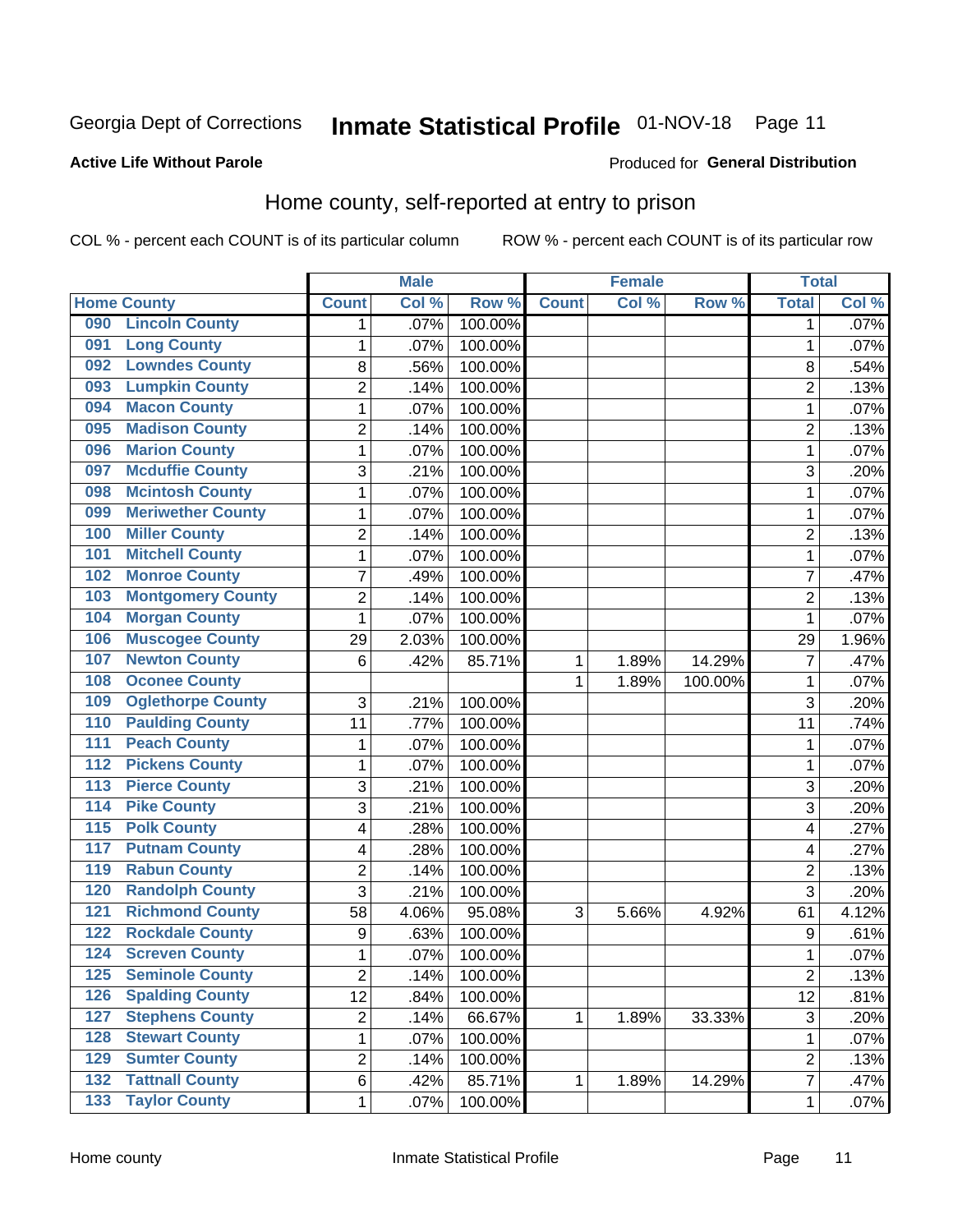Georgia Dept of Corrections **Inmate Statistical Profile** 01-NOV-18

**Active Life Without Parole**

Produced for **General Distribution**

## Home county, self-reported at entry to prison

COL % - percent each COUNT is of its particular column ROW % - percent each COUNT is of its particular row

| Home County | | Male | | | Female | | | Total | |
|---|---|---|---|---|---|---|---|---|---|
| | | Count | Col % | Row % | Count | Col % | Row % | Total | Col % |
| 090 | Lincoln County | 1 | .07% | 100.00% | | | | 1 | .07% |
| 091 | Long County | 1 | .07% | 100.00% | | | | 1 | .07% |
| 092 | Lowndes County | 8 | .56% | 100.00% | | | | 8 | .54% |
| 093 | Lumpkin County | 2 | .14% | 100.00% | | | | 2 | .13% |
| 094 | Macon County | 1 | .07% | 100.00% | | | | 1 | .07% |
| 095 | Madison County | 2 | .14% | 100.00% | | | | 2 | .13% |
| 096 | Marion County | 1 | .07% | 100.00% | | | | 1 | .07% |
| 097 | Mcduffie County | 3 | .21% | 100.00% | | | | 3 | .20% |
| 098 | Mcintosh County | 1 | .07% | 100.00% | | | | 1 | .07% |
| 099 | Meriwether County | 1 | .07% | 100.00% | | | | 1 | .07% |
| 100 | Miller County | 2 | .14% | 100.00% | | | | 2 | .13% |
| 101 | Mitchell County | 1 | .07% | 100.00% | | | | 1 | .07% |
| 102 | Monroe County | 7 | .49% | 100.00% | | | | 7 | .47% |
| 103 | Montgomery County | 2 | .14% | 100.00% | | | | 2 | .13% |
| 104 | Morgan County | 1 | .07% | 100.00% | | | | 1 | .07% |
| 106 | Muscogee County | 29 | 2.03% | 100.00% | | | | 29 | 1.96% |
| 107 | Newton County | 6 | .42% | 85.71% | 1 | 1.89% | 14.29% | 7 | .47% |
| 108 | Oconee County | | | | 1 | 1.89% | 100.00% | 1 | .07% |
| 109 | Oglethorpe County | 3 | .21% | 100.00% | | | | 3 | .20% |
| 110 | Paulding County | 11 | .77% | 100.00% | | | | 11 | .74% |
| 111 | Peach County | 1 | .07% | 100.00% | | | | 1 | .07% |
| 112 | Pickens County | 1 | .07% | 100.00% | | | | 1 | .07% |
| 113 | Pierce County | 3 | .21% | 100.00% | | | | 3 | .20% |
| 114 | Pike County | 3 | .21% | 100.00% | | | | 3 | .20% |
| 115 | Polk County | 4 | .28% | 100.00% | | | | 4 | .27% |
| 117 | Putnam County | 4 | .28% | 100.00% | | | | 4 | .27% |
| 119 | Rabun County | 2 | .14% | 100.00% | | | | 2 | .13% |
| 120 | Randolph County | 3 | .21% | 100.00% | | | | 3 | .20% |
| 121 | Richmond County | 58 | 4.06% | 95.08% | 3 | 5.66% | 4.92% | 61 | 4.12% |
| 122 | Rockdale County | 9 | .63% | 100.00% | | | | 9 | .61% |
| 124 | Screven County | 1 | .07% | 100.00% | | | | 1 | .07% |
| 125 | Seminole County | 2 | .14% | 100.00% | | | | 2 | .13% |
| 126 | Spalding County | 12 | .84% | 100.00% | | | | 12 | .81% |
| 127 | Stephens County | 2 | .14% | 66.67% | 1 | 1.89% | 33.33% | 3 | .20% |
| 128 | Stewart County | 1 | .07% | 100.00% | | | | 1 | .07% |
| 129 | Sumter County | 2 | .14% | 100.00% | | | | 2 | .13% |
| 132 | Tattnall County | 6 | .42% | 85.71% | 1 | 1.89% | 14.29% | 7 | .47% |
| 133 | Taylor County | 1 | .07% | 100.00% | | | | 1 | .07% |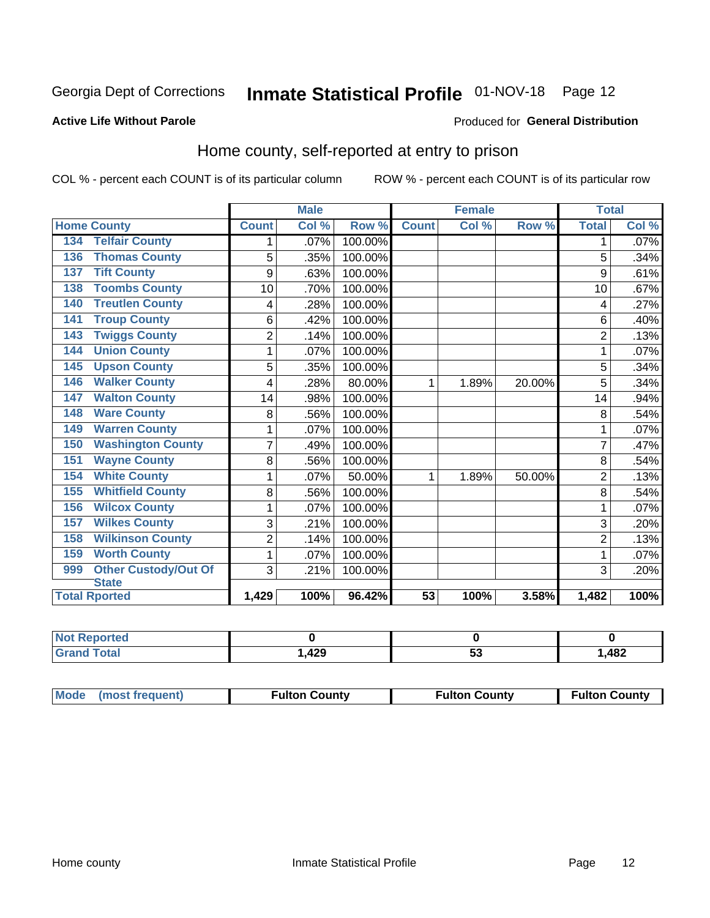Georgia Dept of Corrections **Inmate Statistical Profile** 01-NOV-18 Page 12

**Active Life Without Parole**

Produced for **General Distribution**

## Home county, self-reported at entry to prison

COL % - percent each COUNT is of its particular column ROW % - percent each COUNT is of its particular row

| Home County | | Male | | | Female | | | Total | |
|---|---|---|---|---|---|---|---|---|---|
| | | Count | Col % | Row % | Count | Col % | Row % | Total | Col % |
| 134 | Telfair County | 1 | .07% | 100.00% | | | | 1 | .07% |
| 136 | Thomas County | 5 | .35% | 100.00% | | | | 5 | .34% |
| 137 | Tift County | 9 | .63% | 100.00% | | | | 9 | .61% |
| 138 | Toombs County | 10 | .70% | 100.00% | | | | 10 | .67% |
| 140 | Treutlen County | 4 | .28% | 100.00% | | | | 4 | .27% |
| 141 | Troup County | 6 | .42% | 100.00% | | | | 6 | .40% |
| 143 | Twiggs County | 2 | .14% | 100.00% | | | | 2 | .13% |
| 144 | Union County | 1 | .07% | 100.00% | | | | 1 | .07% |
| 145 | Upson County | 5 | .35% | 100.00% | | | | 5 | .34% |
| 146 | Walker County | 4 | .28% | 80.00% | 1 | 1.89% | 20.00% | 5 | .34% |
| 147 | Walton County | 14 | .98% | 100.00% | | | | 14 | .94% |
| 148 | Ware County | 8 | .56% | 100.00% | | | | 8 | .54% |
| 149 | Warren County | 1 | .07% | 100.00% | | | | 1 | .07% |
| 150 | Washington County | 7 | .49% | 100.00% | | | | 7 | .47% |
| 151 | Wayne County | 8 | .56% | 100.00% | | | | 8 | .54% |
| 154 | White County | 1 | .07% | 50.00% | 1 | 1.89% | 50.00% | 2 | .13% |
| 155 | Whitfield County | 8 | .56% | 100.00% | | | | 8 | .54% |
| 156 | Wilcox County | 1 | .07% | 100.00% | | | | 1 | .07% |
| 157 | Wilkes County | 3 | .21% | 100.00% | | | | 3 | .20% |
| 158 | Wilkinson County | 2 | .14% | 100.00% | | | | 2 | .13% |
| 159 | Worth County | 1 | .07% | 100.00% | | | | 1 | .07% |
| 999 | Other Custody/Out Of State | 3 | .21% | 100.00% | | | | 3 | .20% |
| Total Rported | | 1,429 | 100% | 96.42% | 53 | 100% | 3.58% | 1,482 | 100% |

| | Male | Female | Total |
|---|---|---|---|
| Not Reported | 0 | 0 | 0 |
| Grand Total | 1,429 | 53 | 1,482 |

| | Male | Female | Total |
|---|---|---|---|
| Mode (most frequent) | Fulton County | Fulton County | Fulton County |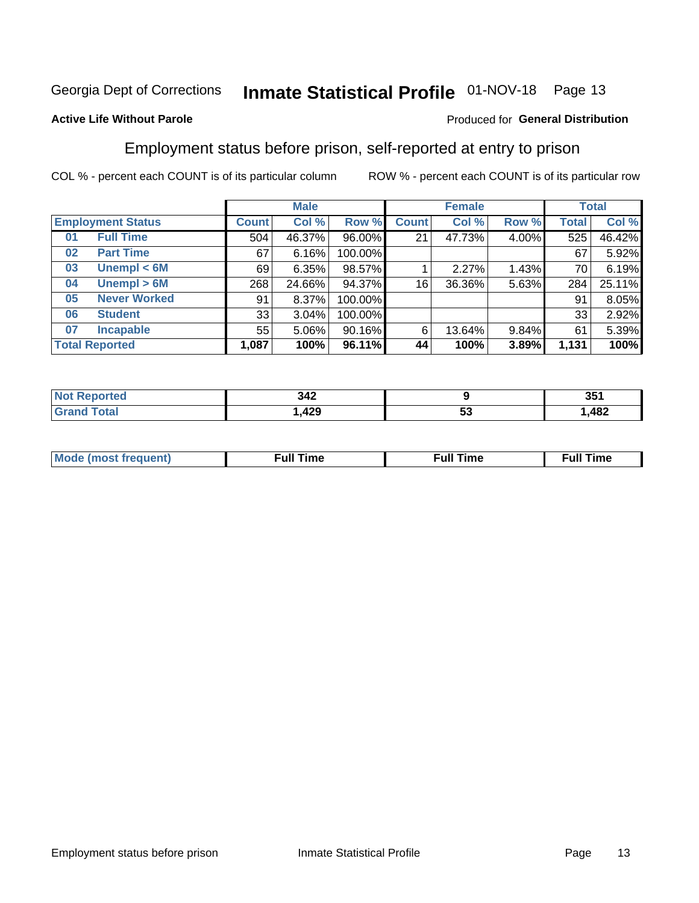Georgia Dept of Corrections **Inmate Statistical Profile** 01-NOV-18 Page 13

**Active Life Without Parole**

Produced for **General Distribution**

## Employment status before prison, self-reported at entry to prison

COL % - percent each COUNT is of its particular column ROW % - percent each COUNT is of its particular row

| | | Male | | | Female | | | Total | |
|---|---|---|---|---|---|---|---|---|---|
| **Employment Status** | | **Count** | **Col %** | **Row %** | **Count** | **Col %** | **Row %** | **Total** | **Col %** |
| 01 | Full Time | 504 | 46.37% | 96.00% | 21 | 47.73% | 4.00% | 525 | 46.42% |
| 02 | Part Time | 67 | 6.16% | 100.00% | | | | 67 | 5.92% |
| 03 | Unempl < 6M | 69 | 6.35% | 98.57% | 1 | 2.27% | 1.43% | 70 | 6.19% |
| 04 | Unempl > 6M | 268 | 24.66% | 94.37% | 16 | 36.36% | 5.63% | 284 | 25.11% |
| 05 | Never Worked | 91 | 8.37% | 100.00% | | | | 91 | 8.05% |
| 06 | Student | 33 | 3.04% | 100.00% | | | | 33 | 2.92% |
| 07 | Incapable | 55 | 5.06% | 90.16% | 6 | 13.64% | 9.84% | 61 | 5.39% |
| **Total Reported** | | **1,087** | **100%** | **96.11%** | **44** | **100%** | **3.89%** | **1,131** | **100%** |

| | Male | Female | Total |
|---|---|---|---|
| Not Reported | 342 | 9 | 351 |
| Grand Total | 1,429 | 53 | 1,482 |

| | Male | Female | Total |
|---|---|---|---|
| Mode (most frequent) | Full Time | Full Time | Full Time |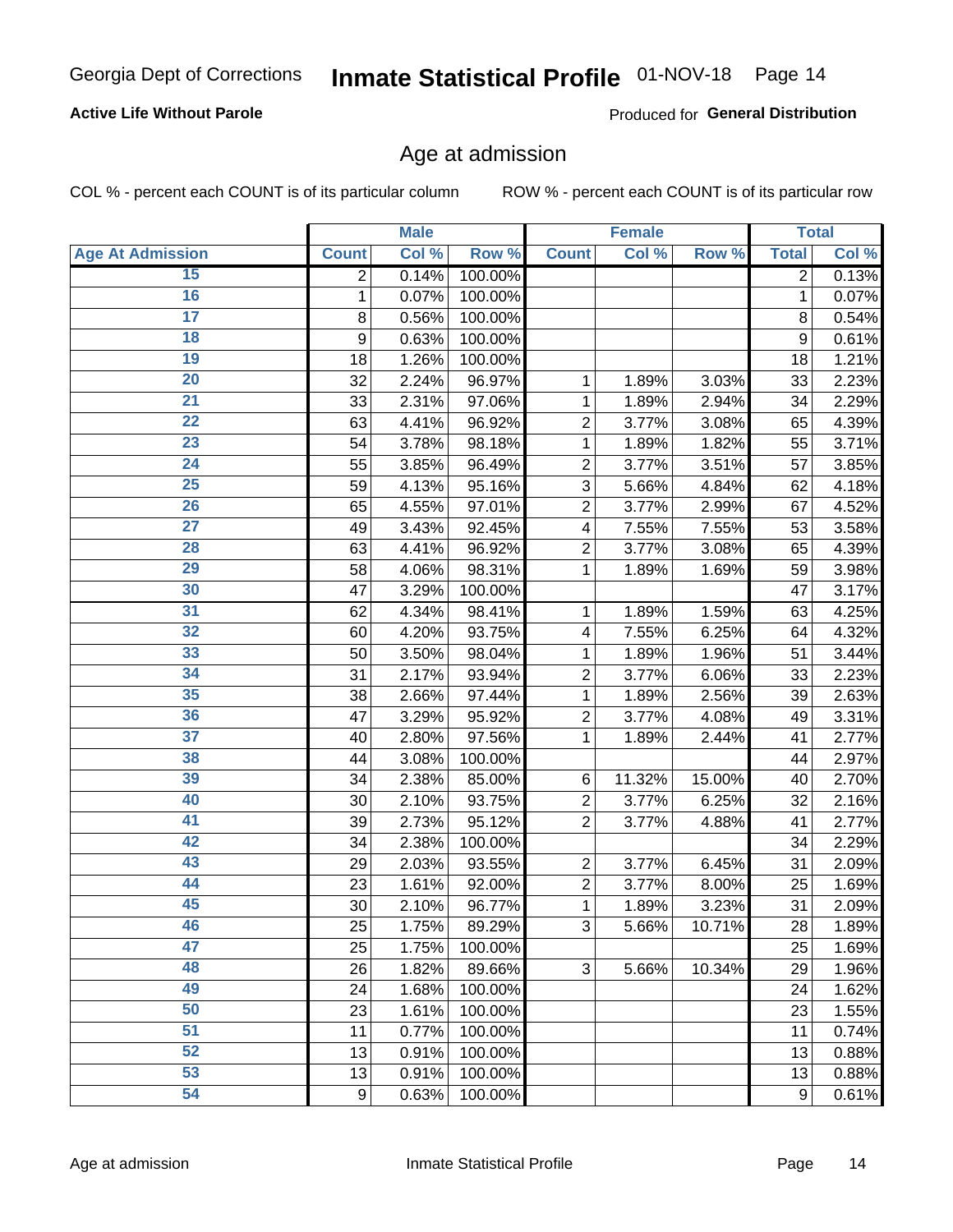Georgia Dept of Corrections **Inmate Statistical Profile** 01-NOV-18

**Active Life Without Parole**

Produced for **General Distribution**

## Age at admission

COL % - percent each COUNT is of its particular column ROW % - percent each COUNT is of its particular row

| | Male | | | Female | | | Total | |
|---|---|---|---|---|---|---|---|---|
| **Age At Admission** | **Count** | **Col %** | **Row %** | **Count** | **Col %** | **Row %** | **Total** | **Col %** |
| 15 | 2 | 0.14% | 100.00% | | | | 2 | 0.13% |
| 16 | 1 | 0.07% | 100.00% | | | | 1 | 0.07% |
| 17 | 8 | 0.56% | 100.00% | | | | 8 | 0.54% |
| 18 | 9 | 0.63% | 100.00% | | | | 9 | 0.61% |
| 19 | 18 | 1.26% | 100.00% | | | | 18 | 1.21% |
| 20 | 32 | 2.24% | 96.97% | 1 | 1.89% | 3.03% | 33 | 2.23% |
| 21 | 33 | 2.31% | 97.06% | 1 | 1.89% | 2.94% | 34 | 2.29% |
| 22 | 63 | 4.41% | 96.92% | 2 | 3.77% | 3.08% | 65 | 4.39% |
| 23 | 54 | 3.78% | 98.18% | 1 | 1.89% | 1.82% | 55 | 3.71% |
| 24 | 55 | 3.85% | 96.49% | 2 | 3.77% | 3.51% | 57 | 3.85% |
| 25 | 59 | 4.13% | 95.16% | 3 | 5.66% | 4.84% | 62 | 4.18% |
| 26 | 65 | 4.55% | 97.01% | 2 | 3.77% | 2.99% | 67 | 4.52% |
| 27 | 49 | 3.43% | 92.45% | 4 | 7.55% | 7.55% | 53 | 3.58% |
| 28 | 63 | 4.41% | 96.92% | 2 | 3.77% | 3.08% | 65 | 4.39% |
| 29 | 58 | 4.06% | 98.31% | 1 | 1.89% | 1.69% | 59 | 3.98% |
| 30 | 47 | 3.29% | 100.00% | | | | 47 | 3.17% |
| 31 | 62 | 4.34% | 98.41% | 1 | 1.89% | 1.59% | 63 | 4.25% |
| 32 | 60 | 4.20% | 93.75% | 4 | 7.55% | 6.25% | 64 | 4.32% |
| 33 | 50 | 3.50% | 98.04% | 1 | 1.89% | 1.96% | 51 | 3.44% |
| 34 | 31 | 2.17% | 93.94% | 2 | 3.77% | 6.06% | 33 | 2.23% |
| 35 | 38 | 2.66% | 97.44% | 1 | 1.89% | 2.56% | 39 | 2.63% |
| 36 | 47 | 3.29% | 95.92% | 2 | 3.77% | 4.08% | 49 | 3.31% |
| 37 | 40 | 2.80% | 97.56% | 1 | 1.89% | 2.44% | 41 | 2.77% |
| 38 | 44 | 3.08% | 100.00% | | | | 44 | 2.97% |
| 39 | 34 | 2.38% | 85.00% | 6 | 11.32% | 15.00% | 40 | 2.70% |
| 40 | 30 | 2.10% | 93.75% | 2 | 3.77% | 6.25% | 32 | 2.16% |
| 41 | 39 | 2.73% | 95.12% | 2 | 3.77% | 4.88% | 41 | 2.77% |
| 42 | 34 | 2.38% | 100.00% | | | | 34 | 2.29% |
| 43 | 29 | 2.03% | 93.55% | 2 | 3.77% | 6.45% | 31 | 2.09% |
| 44 | 23 | 1.61% | 92.00% | 2 | 3.77% | 8.00% | 25 | 1.69% |
| 45 | 30 | 2.10% | 96.77% | 1 | 1.89% | 3.23% | 31 | 2.09% |
| 46 | 25 | 1.75% | 89.29% | 3 | 5.66% | 10.71% | 28 | 1.89% |
| 47 | 25 | 1.75% | 100.00% | | | | 25 | 1.69% |
| 48 | 26 | 1.82% | 89.66% | 3 | 5.66% | 10.34% | 29 | 1.96% |
| 49 | 24 | 1.68% | 100.00% | | | | 24 | 1.62% |
| 50 | 23 | 1.61% | 100.00% | | | | 23 | 1.55% |
| 51 | 11 | 0.77% | 100.00% | | | | 11 | 0.74% |
| 52 | 13 | 0.91% | 100.00% | | | | 13 | 0.88% |
| 53 | 13 | 0.91% | 100.00% | | | | 13 | 0.88% |
| 54 | 9 | 0.63% | 100.00% | | | | 9 | 0.61% |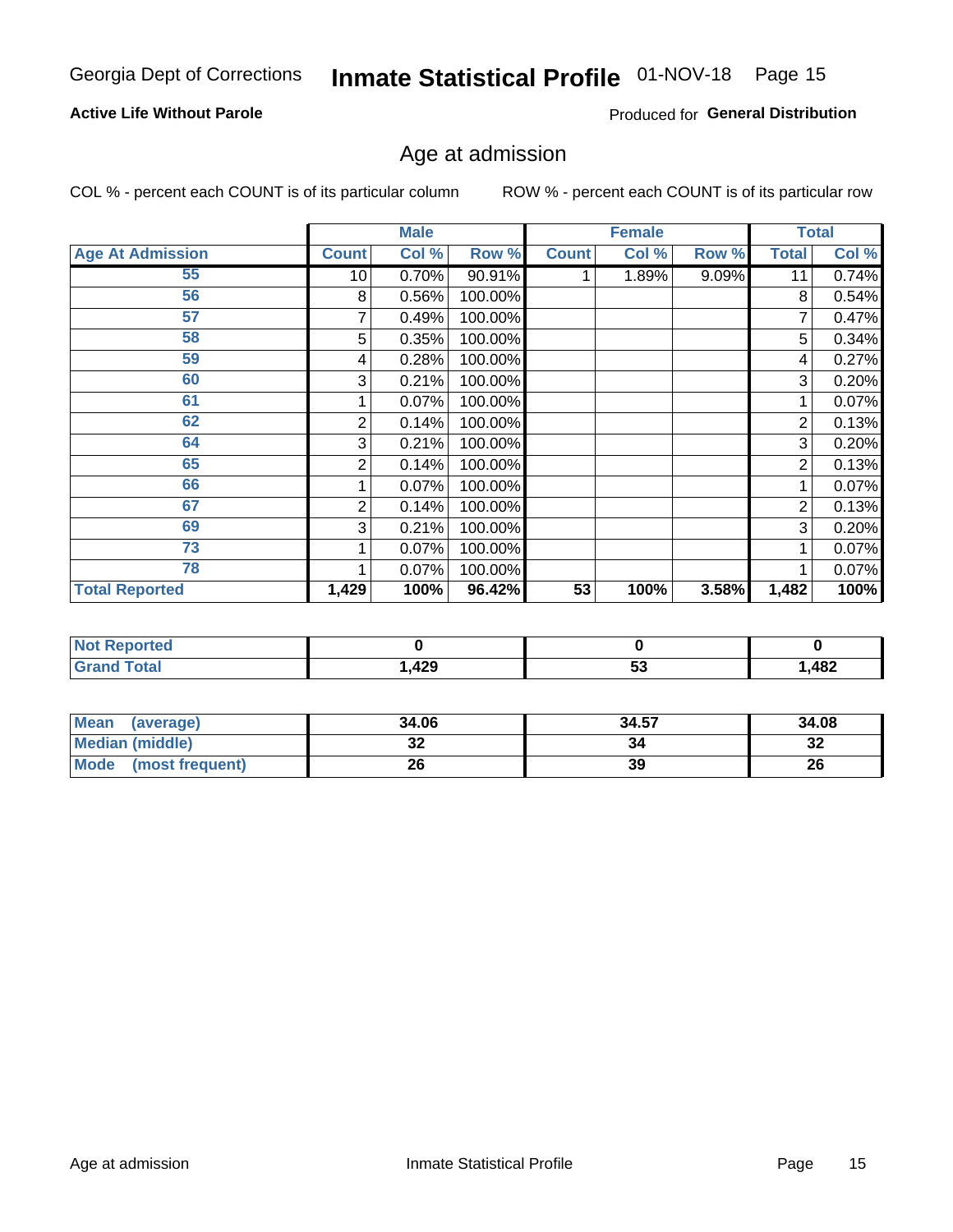Georgia Dept of Corrections **Inmate Statistical Profile** 01-NOV-18

**Active Life Without Parole**

Produced for **General Distribution**

## Age at admission

COL % - percent each COUNT is of its particular column    ROW % - percent each COUNT is of its particular row

| | Male | | | Female | | | Total | |
|---|---|---|---|---|---|---|---|---|
| **Age At Admission** | **Count** | **Col %** | **Row %** | **Count** | **Col %** | **Row %** | **Total** | **Col %** |
| 55 | 10 | 0.70% | 90.91% | 1 | 1.89% | 9.09% | 11 | 0.74% |
| 56 | 8 | 0.56% | 100.00% | | | | 8 | 0.54% |
| 57 | 7 | 0.49% | 100.00% | | | | 7 | 0.47% |
| 58 | 5 | 0.35% | 100.00% | | | | 5 | 0.34% |
| 59 | 4 | 0.28% | 100.00% | | | | 4 | 0.27% |
| 60 | 3 | 0.21% | 100.00% | | | | 3 | 0.20% |
| 61 | 1 | 0.07% | 100.00% | | | | 1 | 0.07% |
| 62 | 2 | 0.14% | 100.00% | | | | 2 | 0.13% |
| 64 | 3 | 0.21% | 100.00% | | | | 3 | 0.20% |
| 65 | 2 | 0.14% | 100.00% | | | | 2 | 0.13% |
| 66 | 1 | 0.07% | 100.00% | | | | 1 | 0.07% |
| 67 | 2 | 0.14% | 100.00% | | | | 2 | 0.13% |
| 69 | 3 | 0.21% | 100.00% | | | | 3 | 0.20% |
| 73 | 1 | 0.07% | 100.00% | | | | 1 | 0.07% |
| 78 | 1 | 0.07% | 100.00% | | | | 1 | 0.07% |
| **Total Reported** | **1,429** | **100%** | **96.42%** | **53** | **100%** | **3.58%** | **1,482** | **100%** |

| | Male | Female | Total |
|---|---|---|---|
| **Not Reported** | **0** | **0** | **0** |
| **Grand Total** | **1,429** | **53** | **1,482** |

| | Male | Female | Total |
|---|---|---|---|
| **Mean (average)** | **34.06** | **34.57** | **34.08** |
| **Median (middle)** | **32** | **34** | **32** |
| **Mode (most frequent)** | **26** | **39** | **26** |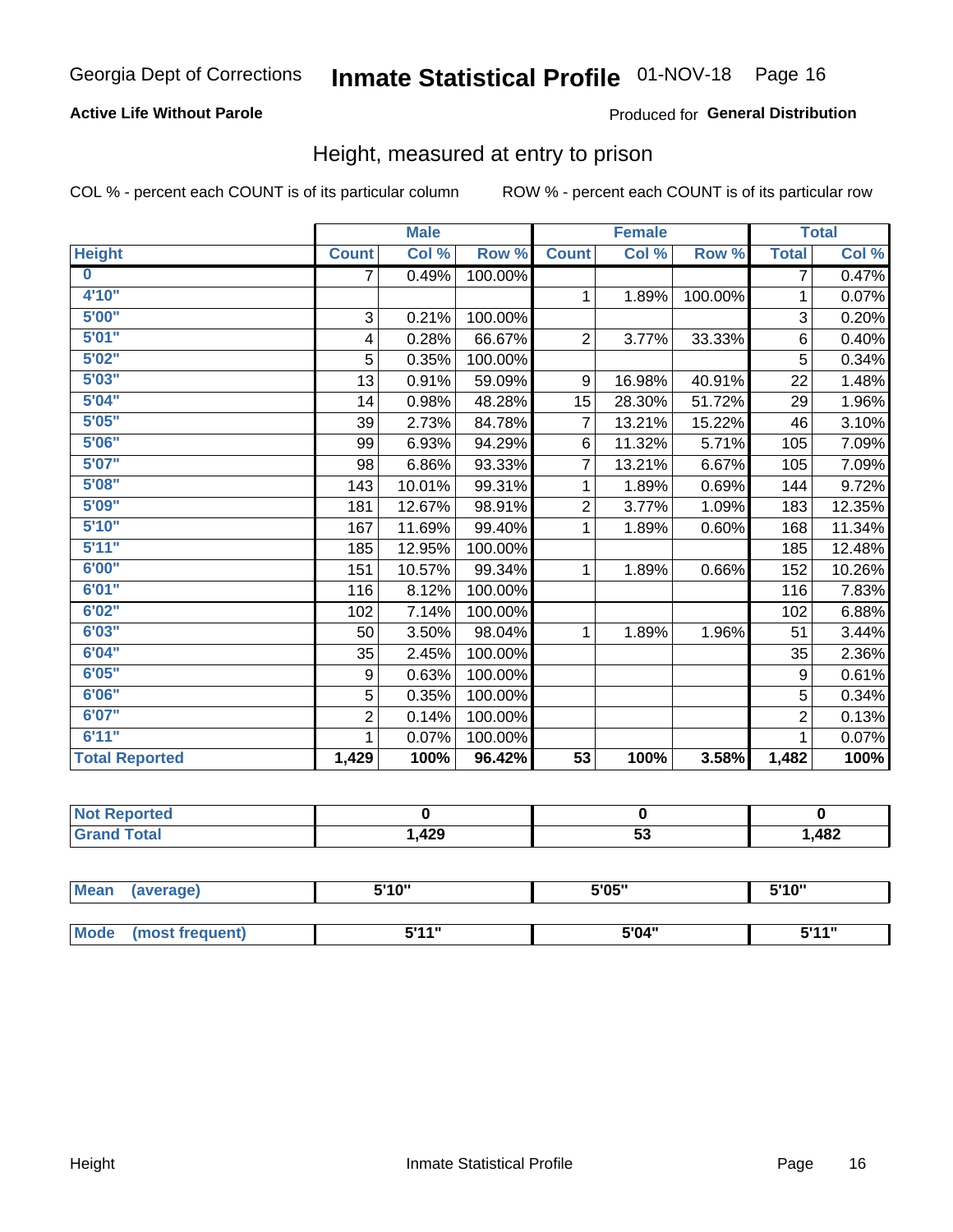Georgia Dept of Corrections **Inmate Statistical Profile** 01-NOV-18

**Active Life Without Parole**

Produced for **General Distribution**

## Height, measured at entry to prison

COL % - percent each COUNT is of its particular column

ROW % - percent each COUNT is of its particular row

| | Male | | | Female | | | Total | |
|---|---|---|---|---|---|---|---|---|
| Height | Count | Col % | Row % | Count | Col % | Row % | Total | Col % |
| 0 | 7 | 0.49% | 100.00% | | | | 7 | 0.47% |
| 4'10" | | | | 1 | 1.89% | 100.00% | 1 | 0.07% |
| 5'00" | 3 | 0.21% | 100.00% | | | | 3 | 0.20% |
| 5'01" | 4 | 0.28% | 66.67% | 2 | 3.77% | 33.33% | 6 | 0.40% |
| 5'02" | 5 | 0.35% | 100.00% | | | | 5 | 0.34% |
| 5'03" | 13 | 0.91% | 59.09% | 9 | 16.98% | 40.91% | 22 | 1.48% |
| 5'04" | 14 | 0.98% | 48.28% | 15 | 28.30% | 51.72% | 29 | 1.96% |
| 5'05" | 39 | 2.73% | 84.78% | 7 | 13.21% | 15.22% | 46 | 3.10% |
| 5'06" | 99 | 6.93% | 94.29% | 6 | 11.32% | 5.71% | 105 | 7.09% |
| 5'07" | 98 | 6.86% | 93.33% | 7 | 13.21% | 6.67% | 105 | 7.09% |
| 5'08" | 143 | 10.01% | 99.31% | 1 | 1.89% | 0.69% | 144 | 9.72% |
| 5'09" | 181 | 12.67% | 98.91% | 2 | 3.77% | 1.09% | 183 | 12.35% |
| 5'10" | 167 | 11.69% | 99.40% | 1 | 1.89% | 0.60% | 168 | 11.34% |
| 5'11" | 185 | 12.95% | 100.00% | | | | 185 | 12.48% |
| 6'00" | 151 | 10.57% | 99.34% | 1 | 1.89% | 0.66% | 152 | 10.26% |
| 6'01" | 116 | 8.12% | 100.00% | | | | 116 | 7.83% |
| 6'02" | 102 | 7.14% | 100.00% | | | | 102 | 6.88% |
| 6'03" | 50 | 3.50% | 98.04% | 1 | 1.89% | 1.96% | 51 | 3.44% |
| 6'04" | 35 | 2.45% | 100.00% | | | | 35 | 2.36% |
| 6'05" | 9 | 0.63% | 100.00% | | | | 9 | 0.61% |
| 6'06" | 5 | 0.35% | 100.00% | | | | 5 | 0.34% |
| 6'07" | 2 | 0.14% | 100.00% | | | | 2 | 0.13% |
| 6'11" | 1 | 0.07% | 100.00% | | | | 1 | 0.07% |
| **Total Reported** | **1,429** | **100%** | **96.42%** | **53** | **100%** | **3.58%** | **1,482** | **100%** |

| | Male | Female | Total |
|---|---|---|---|
| Not Reported | 0 | 0 | 0 |
| Grand Total | 1,429 | 53 | 1,482 |

| | Male | Female | Total |
|---|---|---|---|
| Mean (average) | 5'10" | 5'05" | 5'10" |
| Mode (most frequent) | 5'11" | 5'04" | 5'11" |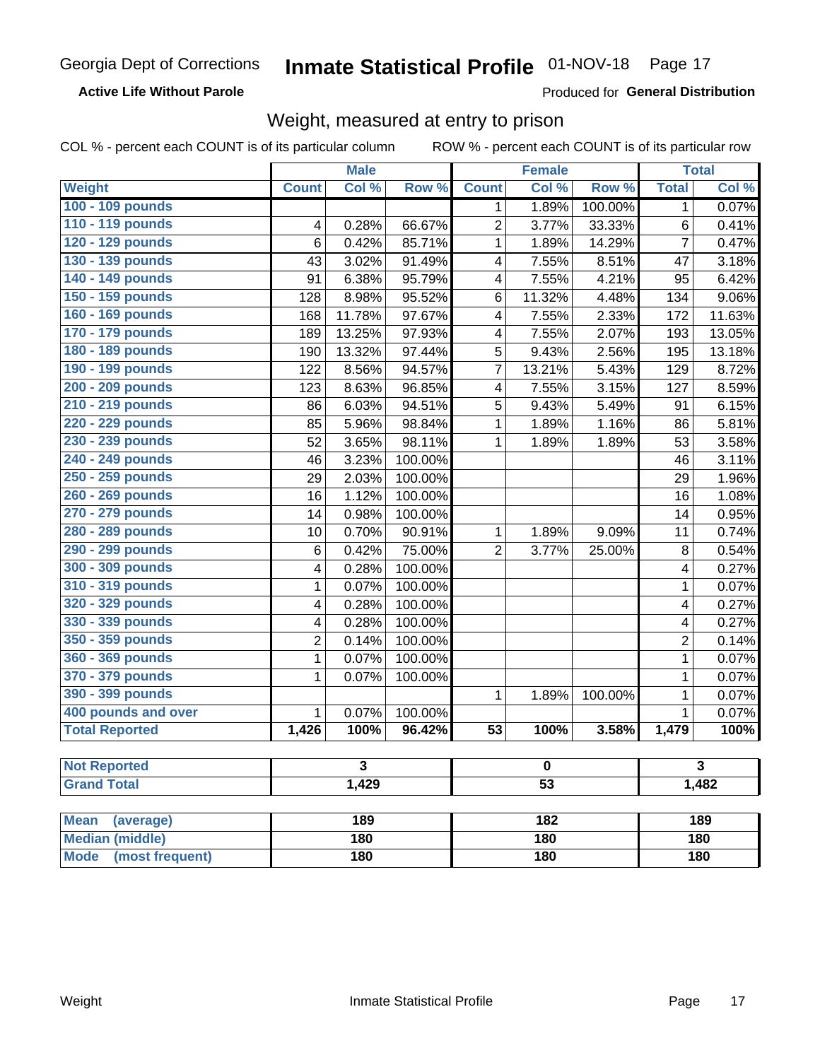Georgia Dept of Corrections **Inmate Statistical Profile** 01-NOV-18

**Active Life Without Parole**

Produced for **General Distribution**

## Weight, measured at entry to prison

COL % - percent each COUNT is of its particular column ROW % - percent each COUNT is of its particular row

| | Male | | | Female | | | Total | |
|---|---|---|---|---|---|---|---|---|
| **Weight** | **Count** | **Col %** | **Row %** | **Count** | **Col %** | **Row %** | **Total** | **Col %** |
| 100 - 109 pounds | | | | 1 | 1.89% | 100.00% | 1 | 0.07% |
| 110 - 119 pounds | 4 | 0.28% | 66.67% | 2 | 3.77% | 33.33% | 6 | 0.41% |
| 120 - 129 pounds | 6 | 0.42% | 85.71% | 1 | 1.89% | 14.29% | 7 | 0.47% |
| 130 - 139 pounds | 43 | 3.02% | 91.49% | 4 | 7.55% | 8.51% | 47 | 3.18% |
| 140 - 149 pounds | 91 | 6.38% | 95.79% | 4 | 7.55% | 4.21% | 95 | 6.42% |
| 150 - 159 pounds | 128 | 8.98% | 95.52% | 6 | 11.32% | 4.48% | 134 | 9.06% |
| 160 - 169 pounds | 168 | 11.78% | 97.67% | 4 | 7.55% | 2.33% | 172 | 11.63% |
| 170 - 179 pounds | 189 | 13.25% | 97.93% | 4 | 7.55% | 2.07% | 193 | 13.05% |
| 180 - 189 pounds | 190 | 13.32% | 97.44% | 5 | 9.43% | 2.56% | 195 | 13.18% |
| 190 - 199 pounds | 122 | 8.56% | 94.57% | 7 | 13.21% | 5.43% | 129 | 8.72% |
| 200 - 209 pounds | 123 | 8.63% | 96.85% | 4 | 7.55% | 3.15% | 127 | 8.59% |
| 210 - 219 pounds | 86 | 6.03% | 94.51% | 5 | 9.43% | 5.49% | 91 | 6.15% |
| 220 - 229 pounds | 85 | 5.96% | 98.84% | 1 | 1.89% | 1.16% | 86 | 5.81% |
| 230 - 239 pounds | 52 | 3.65% | 98.11% | 1 | 1.89% | 1.89% | 53 | 3.58% |
| 240 - 249 pounds | 46 | 3.23% | 100.00% | | | | 46 | 3.11% |
| 250 - 259 pounds | 29 | 2.03% | 100.00% | | | | 29 | 1.96% |
| 260 - 269 pounds | 16 | 1.12% | 100.00% | | | | 16 | 1.08% |
| 270 - 279 pounds | 14 | 0.98% | 100.00% | | | | 14 | 0.95% |
| 280 - 289 pounds | 10 | 0.70% | 90.91% | 1 | 1.89% | 9.09% | 11 | 0.74% |
| 290 - 299 pounds | 6 | 0.42% | 75.00% | 2 | 3.77% | 25.00% | 8 | 0.54% |
| 300 - 309 pounds | 4 | 0.28% | 100.00% | | | | 4 | 0.27% |
| 310 - 319 pounds | 1 | 0.07% | 100.00% | | | | 1 | 0.07% |
| 320 - 329 pounds | 4 | 0.28% | 100.00% | | | | 4 | 0.27% |
| 330 - 339 pounds | 4 | 0.28% | 100.00% | | | | 4 | 0.27% |
| 350 - 359 pounds | 2 | 0.14% | 100.00% | | | | 2 | 0.14% |
| 360 - 369 pounds | 1 | 0.07% | 100.00% | | | | 1 | 0.07% |
| 370 - 379 pounds | 1 | 0.07% | 100.00% | | | | 1 | 0.07% |
| 390 - 399 pounds | | | | 1 | 1.89% | 100.00% | 1 | 0.07% |
| 400 pounds and over | 1 | 0.07% | 100.00% | | | | 1 | 0.07% |
| **Total Reported** | **1,426** | **100%** | **96.42%** | **53** | **100%** | **3.58%** | **1,479** | **100%** |

| | Male | Female | Total |
|---|---|---|---|
| **Not Reported** | 3 | 0 | 3 |
| **Grand Total** | 1,429 | 53 | 1,482 |

| | Male | Female | Total |
|---|---|---|---|
| **Mean (average)** | 189 | 182 | 189 |
| **Median (middle)** | 180 | 180 | 180 |
| **Mode (most frequent)** | 180 | 180 | 180 |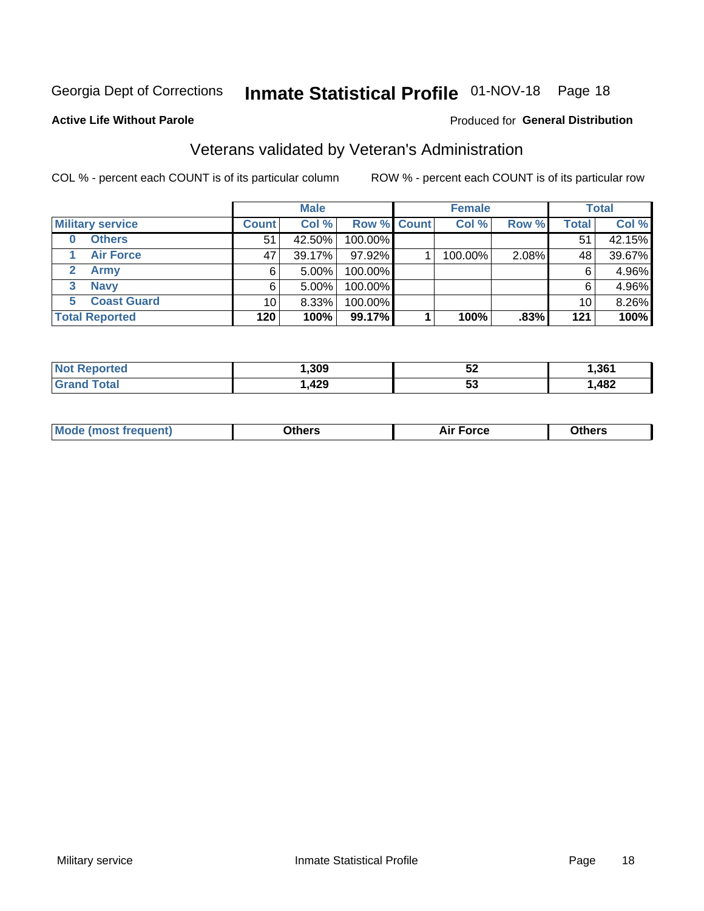Georgia Dept of Corrections **Inmate Statistical Profile** 01-NOV-18 Page 18

**Active Life Without Parole**

Produced for **General Distribution**

## Veterans validated by Veteran's Administration

COL % - percent each COUNT is of its particular column

ROW % - percent each COUNT is of its particular row

| | Male | | | Female | | | Total | |
|---|---|---|---|---|---|---|---|---|
| **Military service** | **Count** | **Col %** | **Row %** | **Count** | **Col %** | **Row %** | **Total** | **Col %** |
| **0 Others** | 51 | 42.50% | 100.00% | | | | 51 | 42.15% |
| **1 Air Force** | 47 | 39.17% | 97.92% | 1 | 100.00% | 2.08% | 48 | 39.67% |
| **2 Army** | 6 | 5.00% | 100.00% | | | | 6 | 4.96% |
| **3 Navy** | 6 | 5.00% | 100.00% | | | | 6 | 4.96% |
| **5 Coast Guard** | 10 | 8.33% | 100.00% | | | | 10 | 8.26% |
| **Total Reported** | **120** | **100%** | **99.17%** | **1** | **100%** | **.83%** | **121** | **100%** |

| | Male | Female | Total |
|---|---|---|---|
| **Not Reported** | **1,309** | **52** | **1,361** |
| **Grand Total** | **1,429** | **53** | **1,482** |

| | Male | Female | Total |
|---|---|---|---|
| **Mode (most frequent)** | **Others** | **Air Force** | **Others** |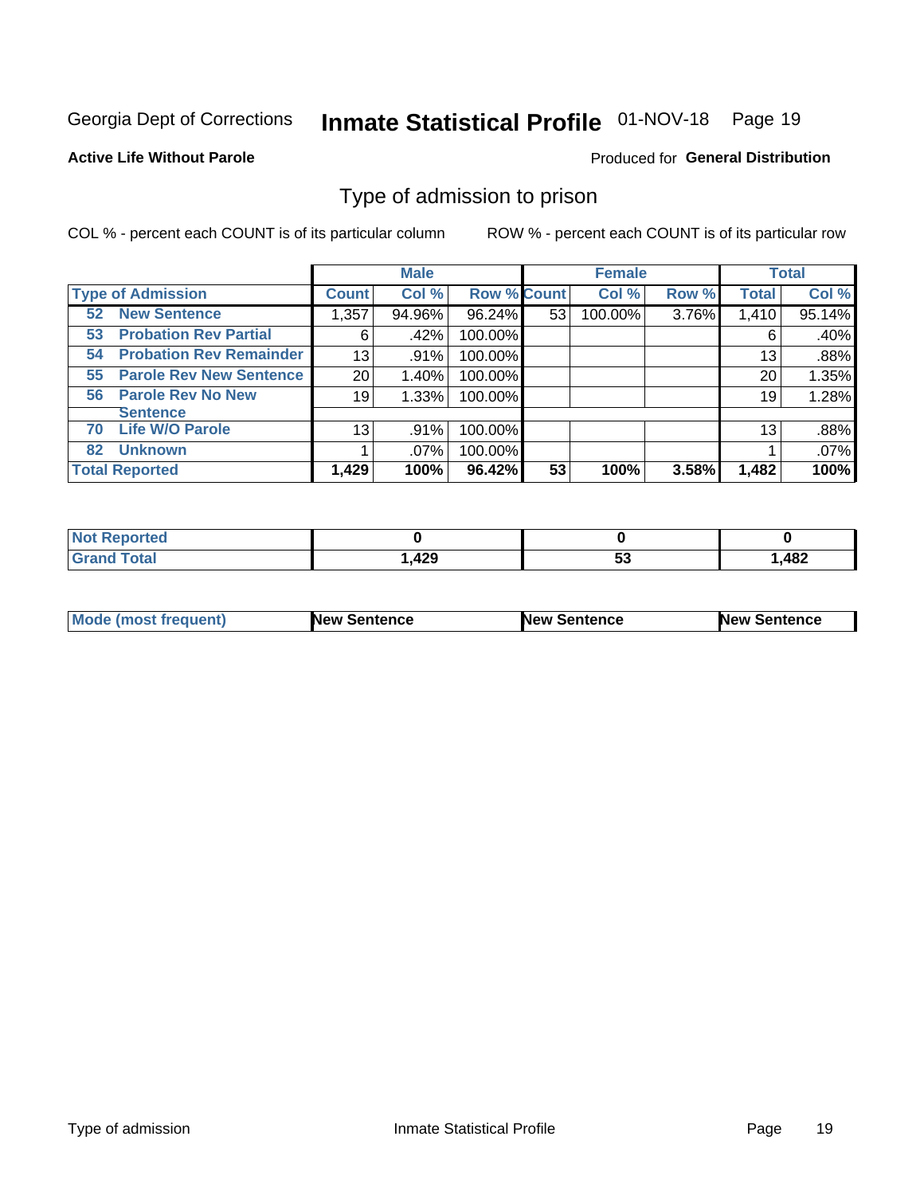Georgia Dept of Corrections **Inmate Statistical Profile** 01-NOV-18

**Active Life Without Parole**

Produced for **General Distribution**

## Type of admission to prison

COL % - percent each COUNT is of its particular column    ROW % - percent each COUNT is of its particular row

| | Male | | | Female | | | Total | |
|---|---|---|---|---|---|---|---|---|
| **Type of Admission** | **Count** | **Col %** | **Row %** | **Count** | **Col %** | **Row %** | **Total** | **Col %** |
| **52 New Sentence** | 1,357 | 94.96% | 96.24% | 53 | 100.00% | 3.76% | 1,410 | 95.14% |
| **53 Probation Rev Partial** | 6 | .42% | 100.00% | | | | 6 | .40% |
| **54 Probation Rev Remainder** | 13 | .91% | 100.00% | | | | 13 | .88% |
| **55 Parole Rev New Sentence** | 20 | 1.40% | 100.00% | | | | 20 | 1.35% |
| **56 Parole Rev No New Sentence** | 19 | 1.33% | 100.00% | | | | 19 | 1.28% |
| **70 Life W/O Parole** | 13 | .91% | 100.00% | | | | 13 | .88% |
| **82 Unknown** | 1 | .07% | 100.00% | | | | 1 | .07% |
| **Total Reported** | **1,429** | **100%** | **96.42%** | **53** | **100%** | **3.58%** | **1,482** | **100%** |

| | Male | Female | Total |
|---|---|---|---|
| **Not Reported** | **0** | **0** | **0** |
| **Grand Total** | **1,429** | **53** | **1,482** |

| | Male | Female | Total |
|---|---|---|---|
| **Mode (most frequent)** | **New Sentence** | **New Sentence** | **New Sentence** |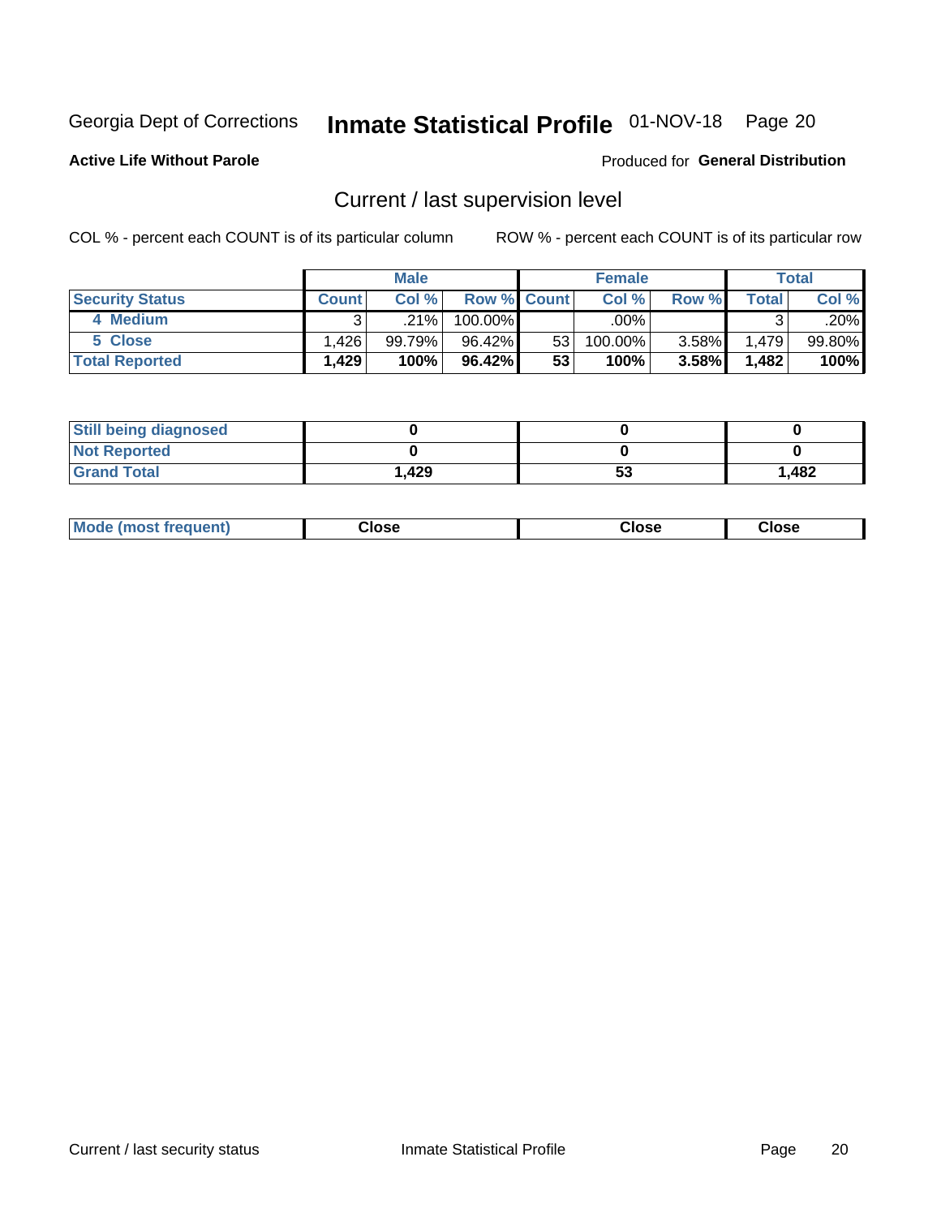Georgia Dept of Corrections **Inmate Statistical Profile** 01-NOV-18

**Active Life Without Parole**

Produced for **General Distribution**

## Current / last supervision level

COL % - percent each COUNT is of its particular column

ROW % - percent each COUNT is of its particular row

| | Male | | | Female | | | Total | |
|---|---|---|---|---|---|---|---|---|
| **Security Status** | **Count** | **Col %** | **Row %** | **Count** | **Col %** | **Row %** | **Total** | **Col %** |
| 4 Medium | 3 | .21% | 100.00% | | .00% | | 3 | .20% |
| 5 Close | 1,426 | 99.79% | 96.42% | 53 | 100.00% | 3.58% | 1,479 | 99.80% |
| **Total Reported** | **1,429** | **100%** | **96.42%** | **53** | **100%** | **3.58%** | **1,482** | **100%** |

| | Male | Female | Total |
|---|---|---|---|
| **Still being diagnosed** | **0** | **0** | **0** |
| **Not Reported** | **0** | **0** | **0** |
| **Grand Total** | **1,429** | **53** | **1,482** |

| | Male | Female | Total |
|---|---|---|---|
| **Mode (most frequent)** | **Close** | **Close** | **Close** |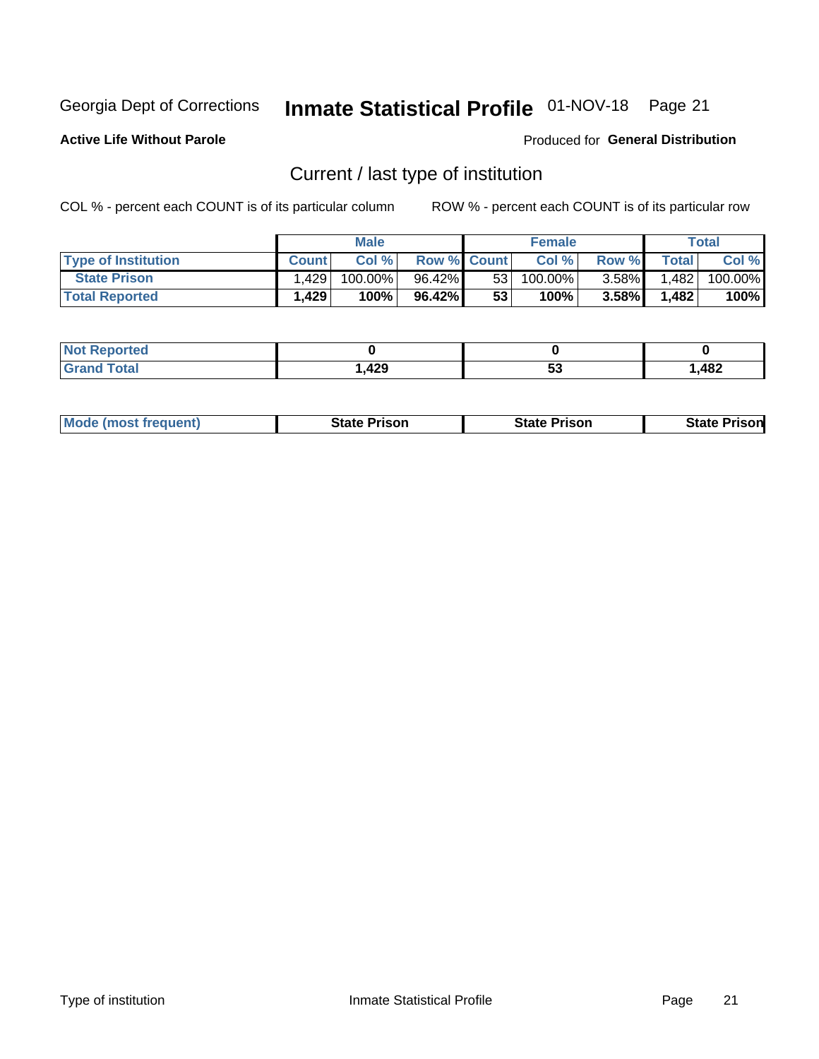Georgia Dept of Corrections **Inmate Statistical Profile** 01-NOV-18 Page 21

**Active Life Without Parole**

Produced for **General Distribution**

## Current / last type of institution

COL % - percent each COUNT is of its particular column ROW % - percent each COUNT is of its particular row

| | Male | | | Female | | | Total | |
|---|---|---|---|---|---|---|---|---|
| **Type of Institution** | **Count** | **Col %** | **Row %** | **Count** | **Col %** | **Row %** | **Total** | **Col %** |
| **State Prison** | 1,429 | 100.00% | 96.42% | 53 | 100.00% | 3.58% | 1,482 | 100.00% |
| **Total Reported** | **1,429** | **100%** | **96.42%** | **53** | **100%** | **3.58%** | **1,482** | **100%** |

| | Male | Female | Total |
|---|---|---|---|
| **Not Reported** | **0** | **0** | **0** |
| **Grand Total** | **1,429** | **53** | **1,482** |

| | Male | Female | Total |
|---|---|---|---|
| **Mode (most frequent)** | **State Prison** | **State Prison** | **State Prison** |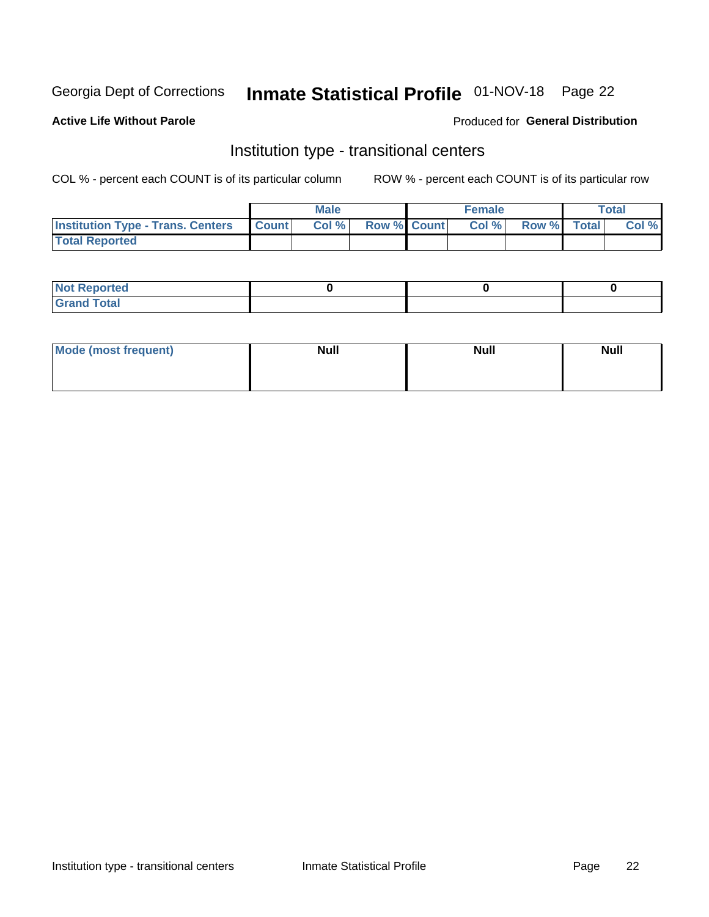Georgia Dept of Corrections **Inmate Statistical Profile** 01-NOV-18

**Active Life Without Parole**

Produced for **General Distribution**

## Institution type - transitional centers

COL % - percent each COUNT is of its particular column

ROW % - percent each COUNT is of its particular row

| | Male | | | Female | | | Total | |
|---|---|---|---|---|---|---|---|---|
| **Institution Type - Trans. Centers** | **Count** | **Col %** | **Row %** | **Count** | **Col %** | **Row %** | **Total** | **Col %** |
| **Total Reported** | | | | | | | | |

| | Male | Female | Total |
|---|---|---|---|
| **Not Reported** | **0** | **0** | **0** |
| **Grand Total** | | | |

| | Male | Female | Total |
|---|---|---|---|
| **Mode (most frequent)** | **Null** | **Null** | **Null** |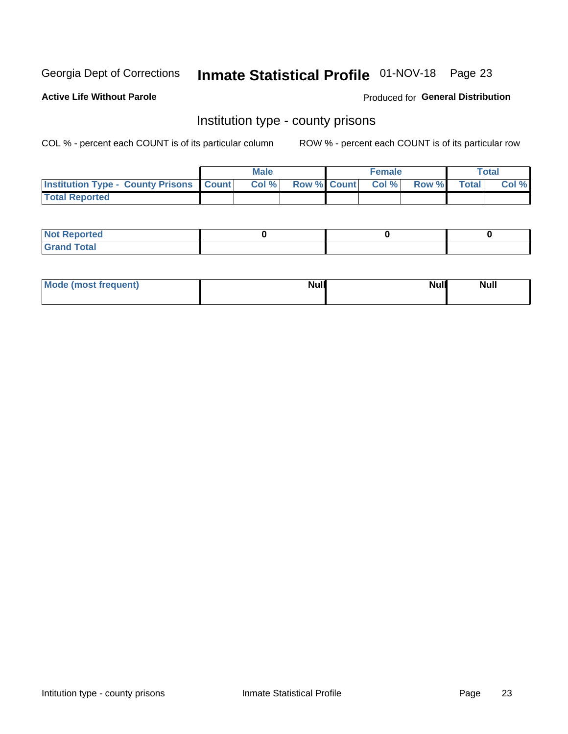Georgia Dept of Corrections **Inmate Statistical Profile** 01-NOV-18 Page 23

**Active Life Without Parole**

Produced for **General Distribution**

## Institution type - county prisons

COL % - percent each COUNT is of its particular column ROW % - percent each COUNT is of its particular row

| | Male | | | Female | | | Total | |
|---|---|---|---|---|---|---|---|---|
| **Institution Type - County Prisons** | **Count** | **Col %** | **Row %** | **Count** | **Col %** | **Row %** | **Total** | **Col %** |
| **Total Reported** | | | | | | | | |

| | Male | Female | Total |
|---|---|---|---|
| **Not Reported** | 0 | 0 | 0 |
| **Grand Total** | | | |

| | Male | Female | Total |
|---|---|---|---|
| **Mode (most frequent)** | Null | Null | Null |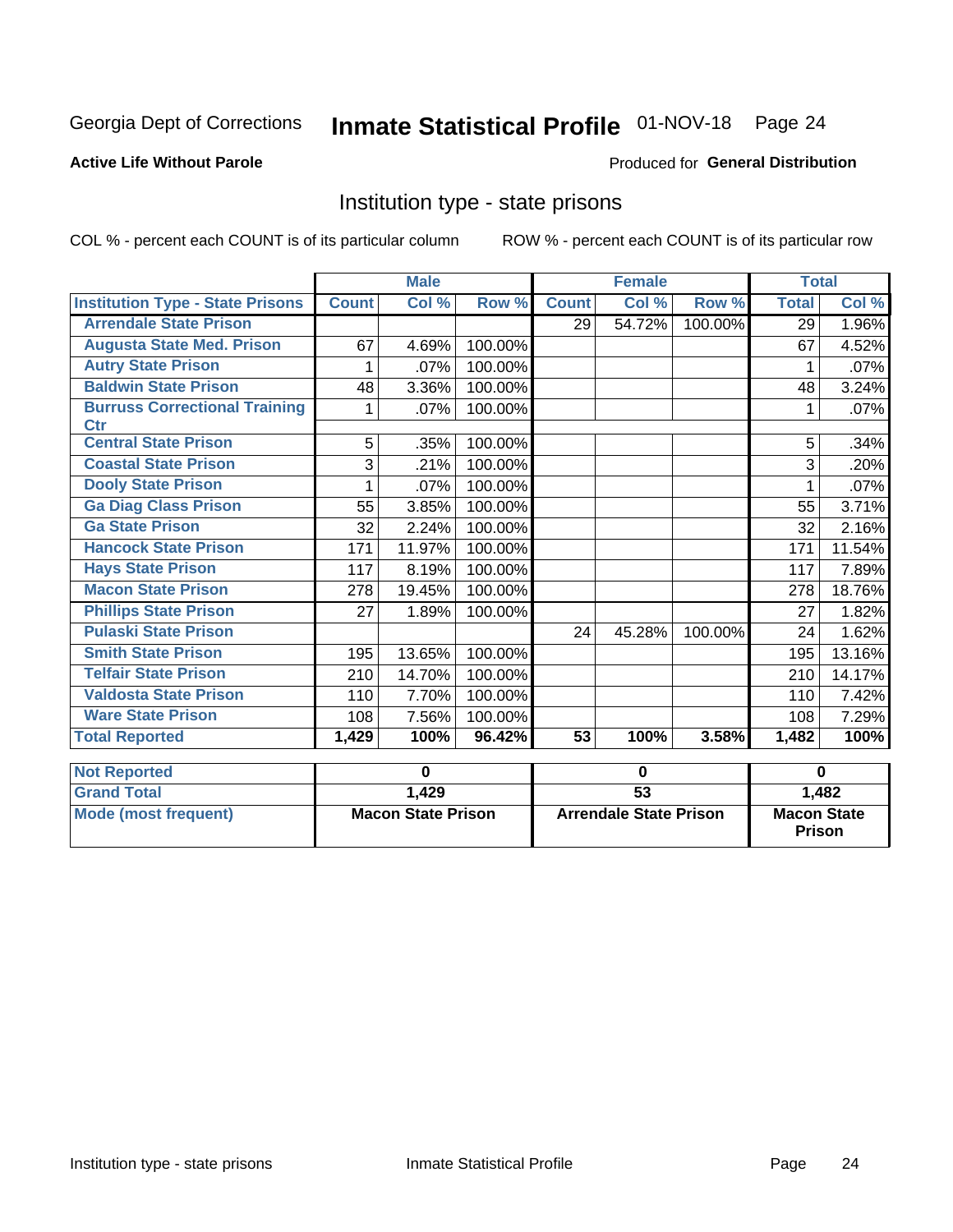Georgia Dept of Corrections **Inmate Statistical Profile** 01-NOV-18 Page 24

**Active Life Without Parole**

Produced for **General Distribution**

## Institution type - state prisons

COL % - percent each COUNT is of its particular column ROW % - percent each COUNT is of its particular row

| | Male | | | Female | | | Total | |
|---|---|---|---|---|---|---|---|---|
| **Institution Type - State Prisons** | **Count** | **Col %** | **Row %** | **Count** | **Col %** | **Row %** | **Total** | **Col %** |
| **Arrendale State Prison** | | | | 29 | 54.72% | 100.00% | 29 | 1.96% |
| **Augusta State Med. Prison** | 67 | 4.69% | 100.00% | | | | 67 | 4.52% |
| **Autry State Prison** | 1 | .07% | 100.00% | | | | 1 | .07% |
| **Baldwin State Prison** | 48 | 3.36% | 100.00% | | | | 48 | 3.24% |
| **Burruss Correctional Training Ctr** | 1 | .07% | 100.00% | | | | 1 | .07% |
| **Central State Prison** | 5 | .35% | 100.00% | | | | 5 | .34% |
| **Coastal State Prison** | 3 | .21% | 100.00% | | | | 3 | .20% |
| **Dooly State Prison** | 1 | .07% | 100.00% | | | | 1 | .07% |
| **Ga Diag Class Prison** | 55 | 3.85% | 100.00% | | | | 55 | 3.71% |
| **Ga State Prison** | 32 | 2.24% | 100.00% | | | | 32 | 2.16% |
| **Hancock State Prison** | 171 | 11.97% | 100.00% | | | | 171 | 11.54% |
| **Hays State Prison** | 117 | 8.19% | 100.00% | | | | 117 | 7.89% |
| **Macon State Prison** | 278 | 19.45% | 100.00% | | | | 278 | 18.76% |
| **Phillips State Prison** | 27 | 1.89% | 100.00% | | | | 27 | 1.82% |
| **Pulaski State Prison** | | | | 24 | 45.28% | 100.00% | 24 | 1.62% |
| **Smith State Prison** | 195 | 13.65% | 100.00% | | | | 195 | 13.16% |
| **Telfair State Prison** | 210 | 14.70% | 100.00% | | | | 210 | 14.17% |
| **Valdosta State Prison** | 110 | 7.70% | 100.00% | | | | 110 | 7.42% |
| **Ware State Prison** | 108 | 7.56% | 100.00% | | | | 108 | 7.29% |
| **Total Reported** | **1,429** | **100%** | **96.42%** | **53** | **100%** | **3.58%** | **1,482** | **100%** |

| | Male | Female | Total |
|---|---|---|---|
| **Not Reported** | **0** | **0** | **0** |
| **Grand Total** | **1,429** | **53** | **1,482** |
| **Mode (most frequent)** | **Macon State Prison** | **Arrendale State Prison** | **Macon State Prison** |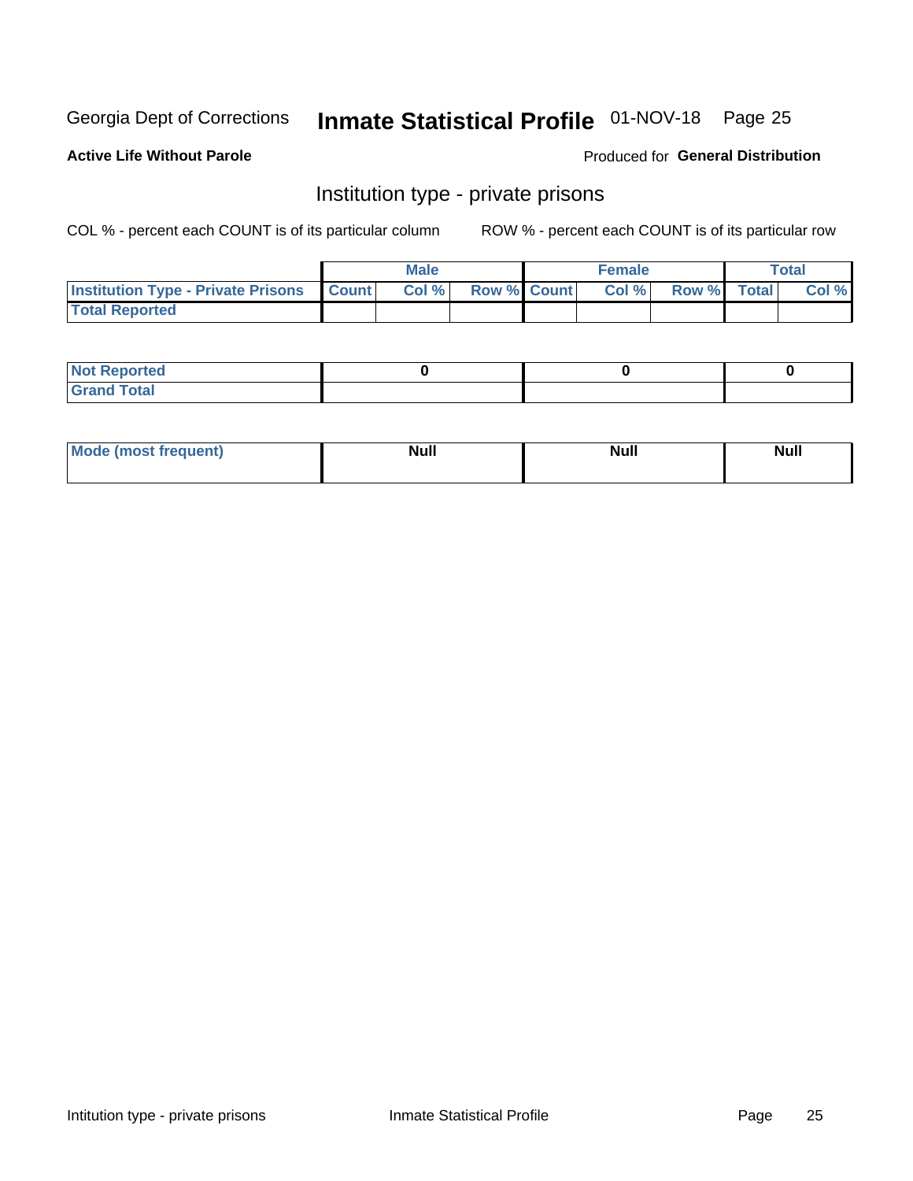Georgia Dept of Corrections **Inmate Statistical Profile** 01-NOV-18

**Active Life Without Parole**

Produced for **General Distribution**

## Institution type - private prisons

COL % - percent each COUNT is of its particular column ROW % - percent each COUNT is of its particular row

| | Male | | | Female | | | Total | |
|---|---|---|---|---|---|---|---|---|
| **Institution Type - Private Prisons** | **Count** | **Col %** | **Row %** | **Count** | **Col %** | **Row %** | **Total** | **Col %** |
| **Total Reported** | | | | | | | | |

| | Male | Female | Total |
|---|---|---|---|
| **Not Reported** | 0 | 0 | 0 |
| **Grand Total** | | | |

| | Male | Female | Total |
|---|---|---|---|
| **Mode (most frequent)** | Null | Null | Null |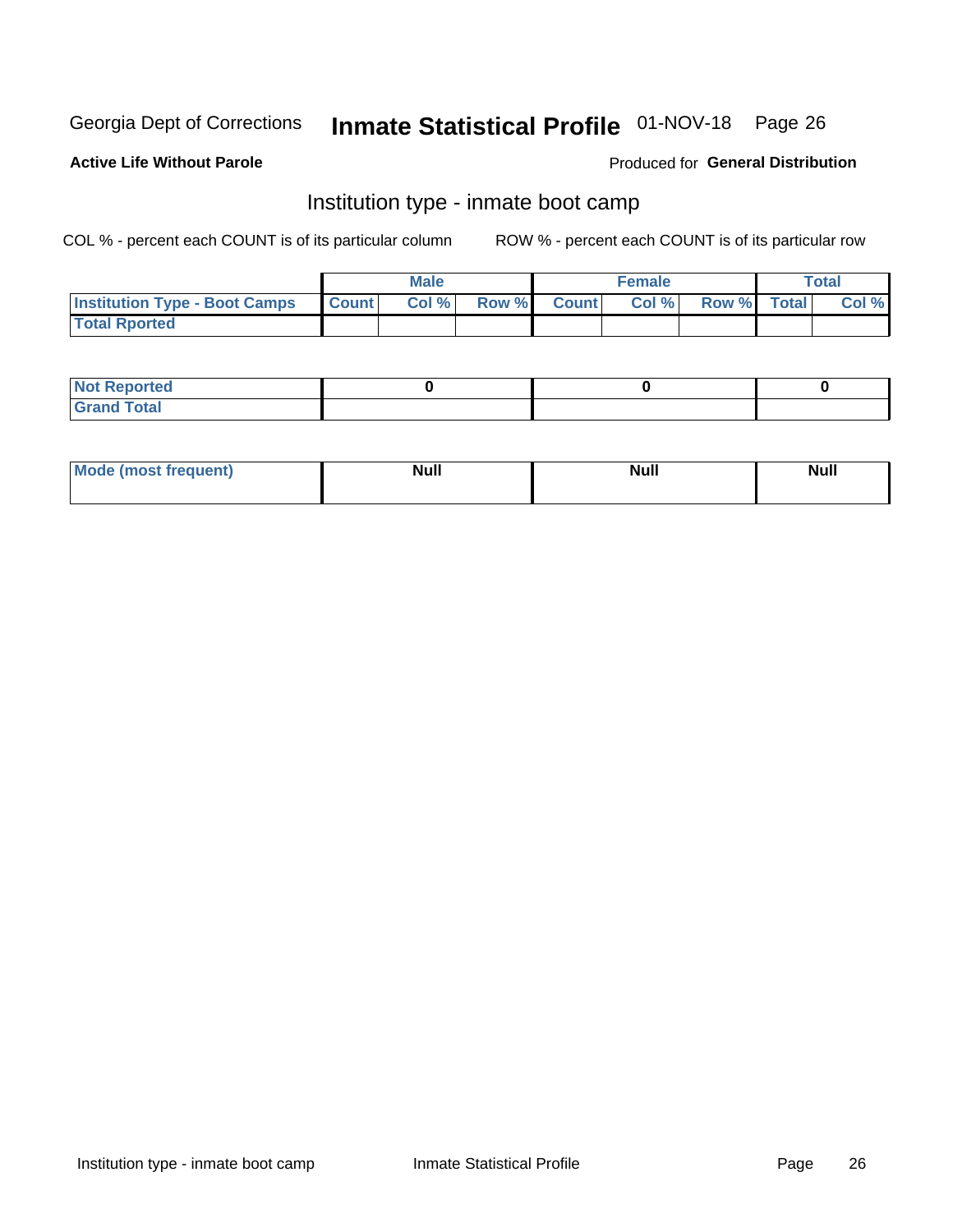Georgia Dept of Corrections **Inmate Statistical Profile** 01-NOV-18

**Active Life Without Parole**

Produced for **General Distribution**

## Institution type - inmate boot camp

COL % - percent each COUNT is of its particular column

ROW % - percent each COUNT is of its particular row

| | Male | | | Female | | | Total | |
|---|---|---|---|---|---|---|---|---|
| Institution Type - Boot Camps | Count | Col % | Row % | Count | Col % | Row % | Total | Col % |
| Total Rported | | | | | | | | |

| | Male | Female | Total |
|---|---|---|---|
| Not Reported | 0 | 0 | 0 |
| Grand Total | | | |

| | Male | Female | Total |
|---|---|---|---|
| Mode (most frequent) | Null | Null | Null |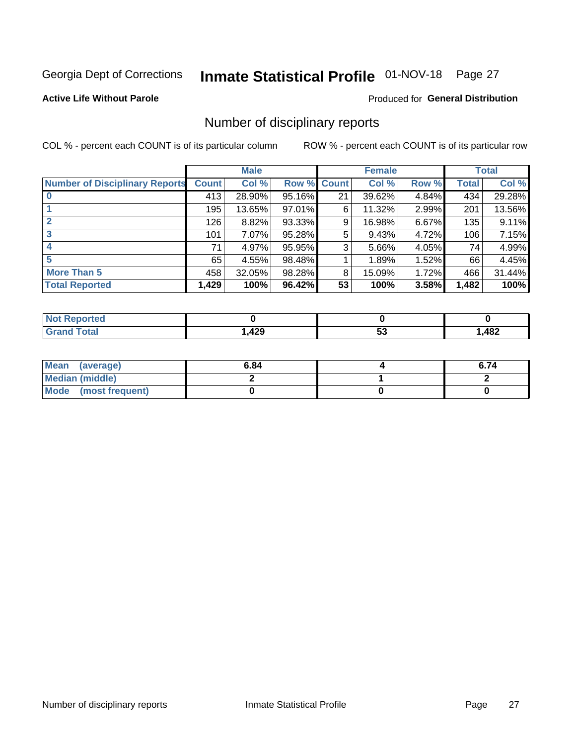Georgia Dept of Corrections **Inmate Statistical Profile** 01-NOV-18 Page 27

**Active Life Without Parole**

Produced for **General Distribution**

## Number of disciplinary reports

COL % - percent each COUNT is of its particular column

ROW % - percent each COUNT is of its particular row

| | Male | | | Female | | | Total | |
|---|---|---|---|---|---|---|---|---|
| **Number of Disciplinary Reports** | **Count** | **Col %** | **Row %** | **Count** | **Col %** | **Row %** | **Total** | **Col %** |
| **0** | 413 | 28.90% | 95.16% | 21 | 39.62% | 4.84% | 434 | 29.28% |
| **1** | 195 | 13.65% | 97.01% | 6 | 11.32% | 2.99% | 201 | 13.56% |
| **2** | 126 | 8.82% | 93.33% | 9 | 16.98% | 6.67% | 135 | 9.11% |
| **3** | 101 | 7.07% | 95.28% | 5 | 9.43% | 4.72% | 106 | 7.15% |
| **4** | 71 | 4.97% | 95.95% | 3 | 5.66% | 4.05% | 74 | 4.99% |
| **5** | 65 | 4.55% | 98.48% | 1 | 1.89% | 1.52% | 66 | 4.45% |
| **More Than 5** | 458 | 32.05% | 98.28% | 8 | 15.09% | 1.72% | 466 | 31.44% |
| **Total Reported** | **1,429** | **100%** | **96.42%** | **53** | **100%** | **3.58%** | **1,482** | **100%** |

| | Male | Female | Total |
|---|---|---|---|
| **Not Reported** | **0** | **0** | **0** |
| **Grand Total** | **1,429** | **53** | **1,482** |

| | Male | Female | Total |
|---|---|---|---|
| **Mean (average)** | **6.84** | **4** | **6.74** |
| **Median (middle)** | **2** | **1** | **2** |
| **Mode (most frequent)** | **0** | **0** | **0** |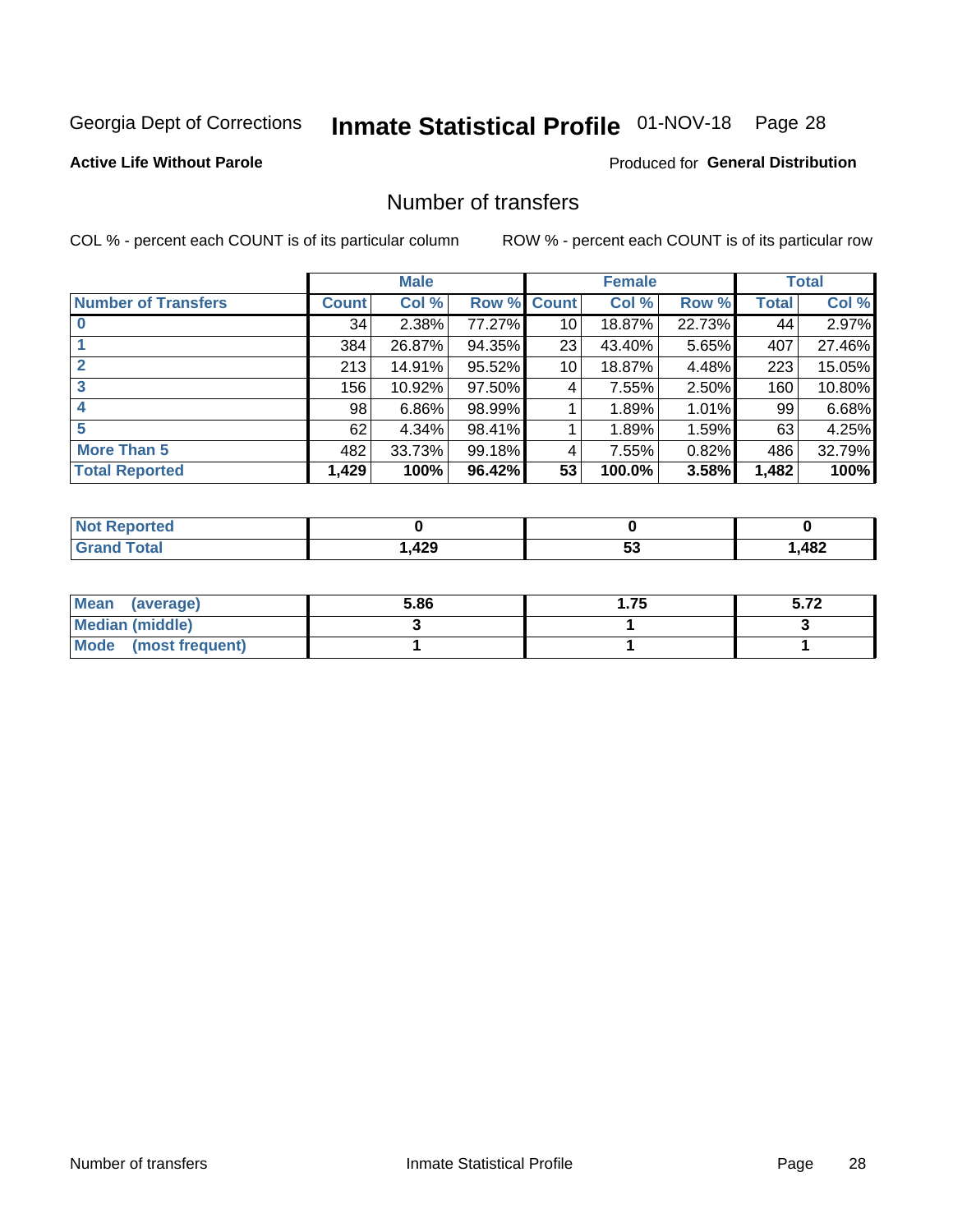Georgia Dept of Corrections **Inmate Statistical Profile** 01-NOV-18 Page 28

**Active Life Without Parole**

Produced for **General Distribution**

## Number of transfers

COL % - percent each COUNT is of its particular column ROW % - percent each COUNT is of its particular row

| | Male | | | Female | | | Total | |
|---|---|---|---|---|---|---|---|---|
| **Number of Transfers** | **Count** | **Col %** | **Row %** | **Count** | **Col %** | **Row %** | **Total** | **Col %** |
| **0** | 34 | 2.38% | 77.27% | 10 | 18.87% | 22.73% | 44 | 2.97% |
| **1** | 384 | 26.87% | 94.35% | 23 | 43.40% | 5.65% | 407 | 27.46% |
| **2** | 213 | 14.91% | 95.52% | 10 | 18.87% | 4.48% | 223 | 15.05% |
| **3** | 156 | 10.92% | 97.50% | 4 | 7.55% | 2.50% | 160 | 10.80% |
| **4** | 98 | 6.86% | 98.99% | 1 | 1.89% | 1.01% | 99 | 6.68% |
| **5** | 62 | 4.34% | 98.41% | 1 | 1.89% | 1.59% | 63 | 4.25% |
| **More Than 5** | 482 | 33.73% | 99.18% | 4 | 7.55% | 0.82% | 486 | 32.79% |
| **Total Reported** | **1,429** | **100%** | **96.42%** | **53** | **100.0%** | **3.58%** | **1,482** | **100%** |

| | Male | Female | Total |
|---|---|---|---|
| **Not Reported** | **0** | **0** | **0** |
| **Grand Total** | **1,429** | **53** | **1,482** |

| | Male | Female | Total |
|---|---|---|---|
| **Mean (average)** | **5.86** | **1.75** | **5.72** |
| **Median (middle)** | **3** | **1** | **3** |
| **Mode (most frequent)** | **1** | **1** | **1** |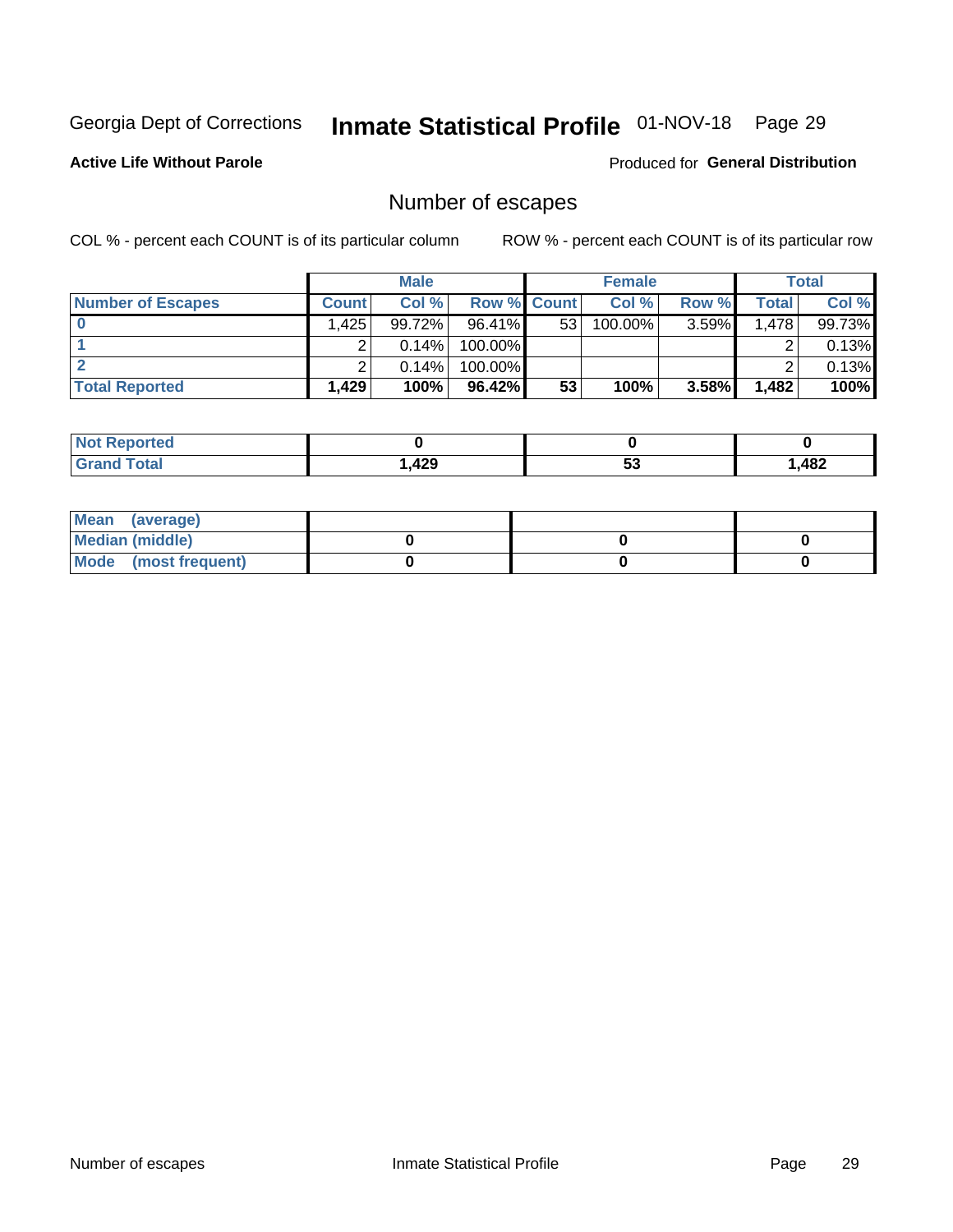Georgia Dept of Corrections **Inmate Statistical Profile** 01-NOV-18

**Active Life Without Parole** Produced for **General Distribution**

## Number of escapes

COL % - percent each COUNT is of its particular column ROW % - percent each COUNT is of its particular row

| | Male | | | Female | | | Total | |
|---|---|---|---|---|---|---|---|---|
| **Number of Escapes** | **Count** | **Col %** | **Row %** | **Count** | **Col %** | **Row %** | **Total** | **Col %** |
| **0** | 1,425 | 99.72% | 96.41% | 53 | 100.00% | 3.59% | 1,478 | 99.73% |
| **1** | 2 | 0.14% | 100.00% | | | | 2 | 0.13% |
| **2** | 2 | 0.14% | 100.00% | | | | 2 | 0.13% |
| **Total Reported** | **1,429** | **100%** | **96.42%** | **53** | **100%** | **3.58%** | **1,482** | **100%** |

| | Male | Female | Total |
|---|---|---|---|
| **Not Reported** | **0** | **0** | **0** |
| **Grand Total** | **1,429** | **53** | **1,482** |

| | Male | Female | Total |
|---|---|---|---|
| **Mean (average)** | | | |
| **Median (middle)** | **0** | **0** | **0** |
| **Mode (most frequent)** | **0** | **0** | **0** |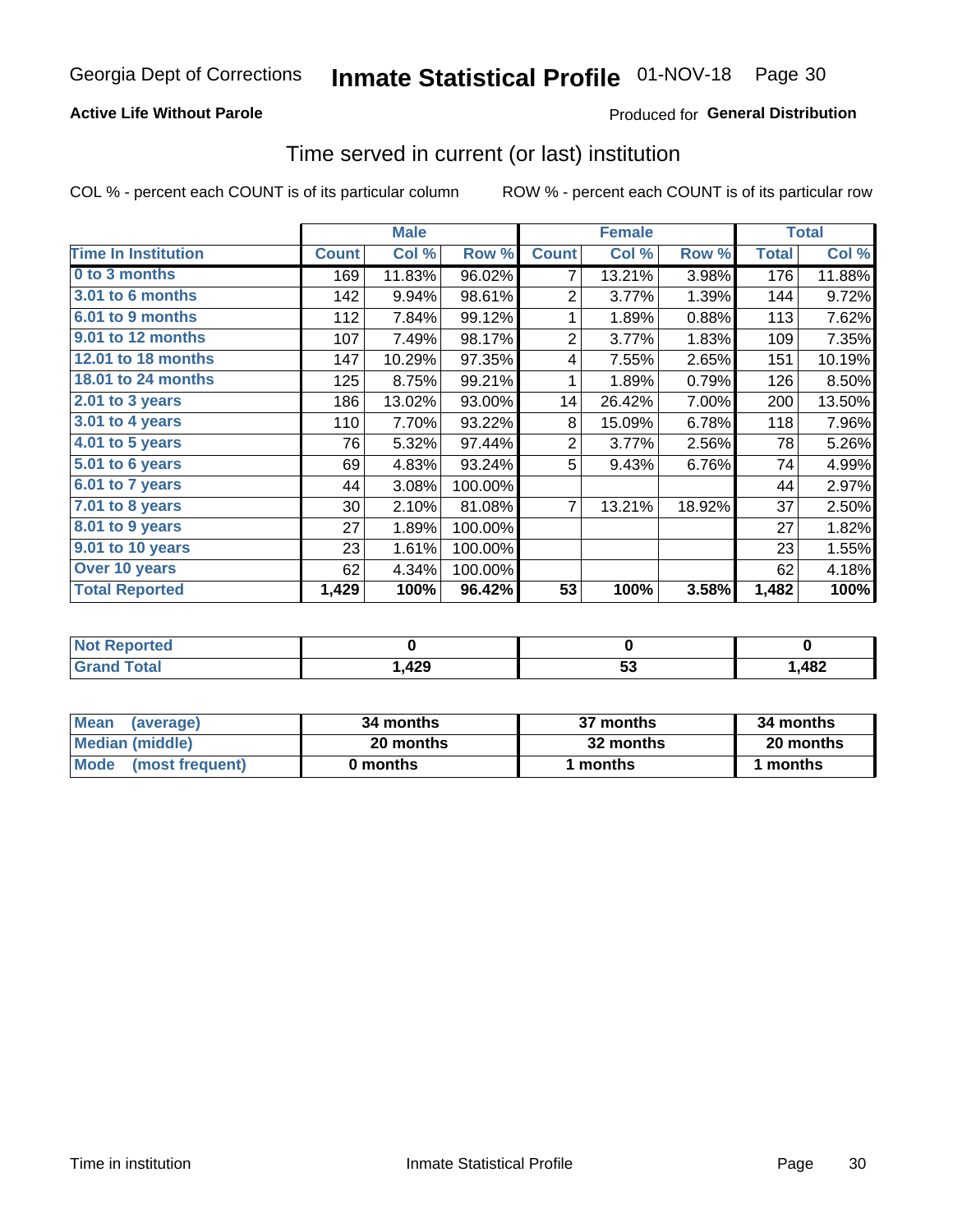Georgia Dept of Corrections **Inmate Statistical Profile** 01-NOV-18

**Active Life Without Parole**

Produced for **General Distribution**

## Time served in current (or last) institution

COL % - percent each COUNT is of its particular column    ROW % - percent each COUNT is of its particular row

| | Male | | | Female | | | Total | |
|---|---|---|---|---|---|---|---|---|
| **Time In Institution** | **Count** | **Col %** | **Row %** | **Count** | **Col %** | **Row %** | **Total** | **Col %** |
| **0 to 3 months** | 169 | 11.83% | 96.02% | 7 | 13.21% | 3.98% | 176 | 11.88% |
| **3.01 to 6 months** | 142 | 9.94% | 98.61% | 2 | 3.77% | 1.39% | 144 | 9.72% |
| **6.01 to 9 months** | 112 | 7.84% | 99.12% | 1 | 1.89% | 0.88% | 113 | 7.62% |
| **9.01 to 12 months** | 107 | 7.49% | 98.17% | 2 | 3.77% | 1.83% | 109 | 7.35% |
| **12.01 to 18 months** | 147 | 10.29% | 97.35% | 4 | 7.55% | 2.65% | 151 | 10.19% |
| **18.01 to 24 months** | 125 | 8.75% | 99.21% | 1 | 1.89% | 0.79% | 126 | 8.50% |
| **2.01 to 3 years** | 186 | 13.02% | 93.00% | 14 | 26.42% | 7.00% | 200 | 13.50% |
| **3.01 to 4 years** | 110 | 7.70% | 93.22% | 8 | 15.09% | 6.78% | 118 | 7.96% |
| **4.01 to 5 years** | 76 | 5.32% | 97.44% | 2 | 3.77% | 2.56% | 78 | 5.26% |
| **5.01 to 6 years** | 69 | 4.83% | 93.24% | 5 | 9.43% | 6.76% | 74 | 4.99% |
| **6.01 to 7 years** | 44 | 3.08% | 100.00% | | | | 44 | 2.97% |
| **7.01 to 8 years** | 30 | 2.10% | 81.08% | 7 | 13.21% | 18.92% | 37 | 2.50% |
| **8.01 to 9 years** | 27 | 1.89% | 100.00% | | | | 27 | 1.82% |
| **9.01 to 10 years** | 23 | 1.61% | 100.00% | | | | 23 | 1.55% |
| **Over 10 years** | 62 | 4.34% | 100.00% | | | | 62 | 4.18% |
| **Total Reported** | **1,429** | **100%** | **96.42%** | **53** | **100%** | **3.58%** | **1,482** | **100%** |

| | Male | Female | Total |
|---|---|---|---|
| **Not Reported** | **0** | **0** | **0** |
| **Grand Total** | **1,429** | **53** | **1,482** |

| | Male | Female | Total |
|---|---|---|---|
| **Mean (average)** | **34 months** | **37 months** | **34 months** |
| **Median (middle)** | **20 months** | **32 months** | **20 months** |
| **Mode (most frequent)** | **0 months** | **1 months** | **1 months** |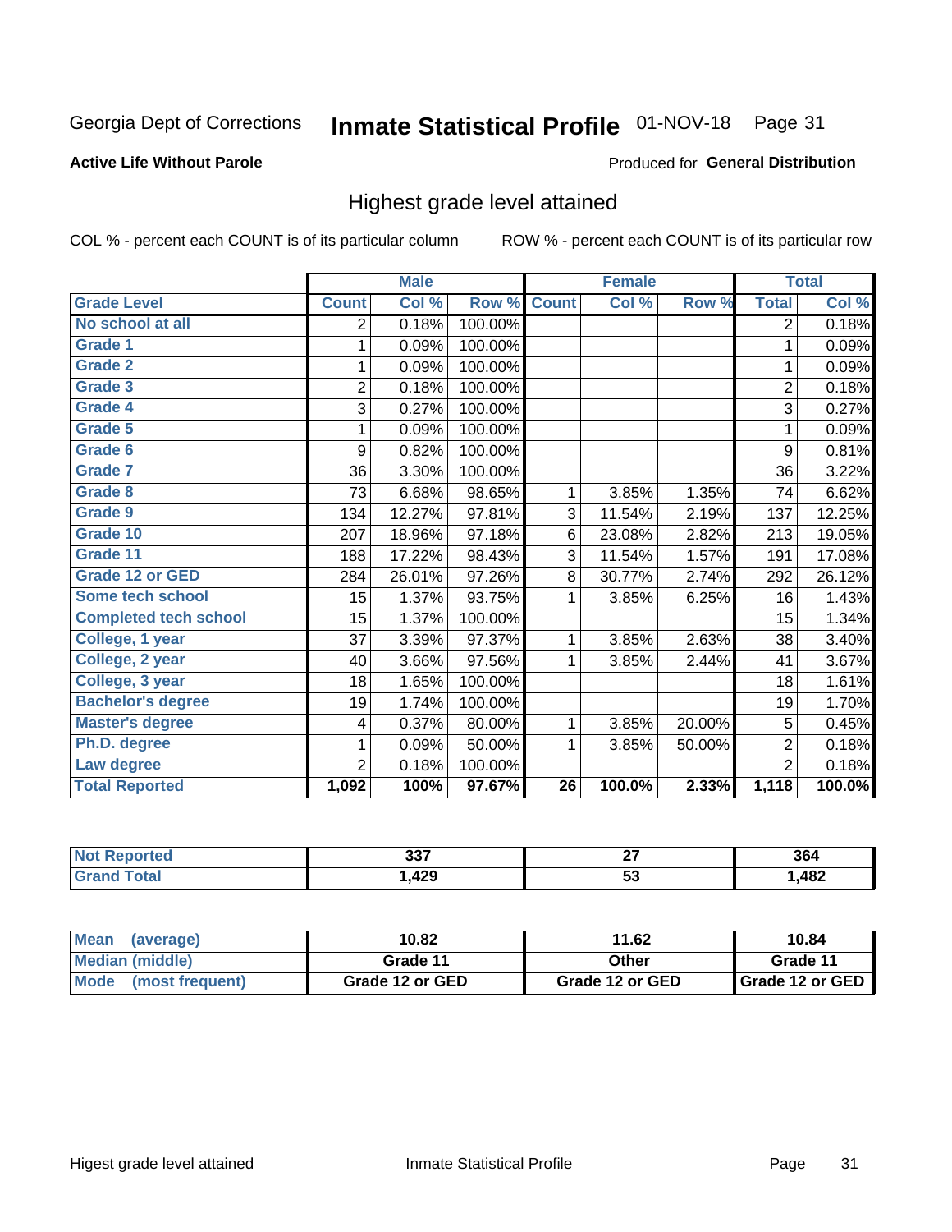Georgia Dept of Corrections **Inmate Statistical Profile** 01-NOV-18

**Active Life Without Parole**

Produced for **General Distribution**

## Highest grade level attained

COL % - percent each COUNT is of its particular column    ROW % - percent each COUNT is of its particular row

| | Male | | | Female | | | Total | |
|---|---|---|---|---|---|---|---|---|
| **Grade Level** | **Count** | **Col %** | **Row %** | **Count** | **Col %** | **Row %** | **Total** | **Col %** |
| No school at all | 2 | 0.18% | 100.00% | | | | 2 | 0.18% |
| Grade 1 | 1 | 0.09% | 100.00% | | | | 1 | 0.09% |
| Grade 2 | 1 | 0.09% | 100.00% | | | | 1 | 0.09% |
| Grade 3 | 2 | 0.18% | 100.00% | | | | 2 | 0.18% |
| Grade 4 | 3 | 0.27% | 100.00% | | | | 3 | 0.27% |
| Grade 5 | 1 | 0.09% | 100.00% | | | | 1 | 0.09% |
| Grade 6 | 9 | 0.82% | 100.00% | | | | 9 | 0.81% |
| Grade 7 | 36 | 3.30% | 100.00% | | | | 36 | 3.22% |
| Grade 8 | 73 | 6.68% | 98.65% | 1 | 3.85% | 1.35% | 74 | 6.62% |
| Grade 9 | 134 | 12.27% | 97.81% | 3 | 11.54% | 2.19% | 137 | 12.25% |
| Grade 10 | 207 | 18.96% | 97.18% | 6 | 23.08% | 2.82% | 213 | 19.05% |
| Grade 11 | 188 | 17.22% | 98.43% | 3 | 11.54% | 1.57% | 191 | 17.08% |
| Grade 12 or GED | 284 | 26.01% | 97.26% | 8 | 30.77% | 2.74% | 292 | 26.12% |
| Some tech school | 15 | 1.37% | 93.75% | 1 | 3.85% | 6.25% | 16 | 1.43% |
| Completed tech school | 15 | 1.37% | 100.00% | | | | 15 | 1.34% |
| College, 1 year | 37 | 3.39% | 97.37% | 1 | 3.85% | 2.63% | 38 | 3.40% |
| College, 2 year | 40 | 3.66% | 97.56% | 1 | 3.85% | 2.44% | 41 | 3.67% |
| College, 3 year | 18 | 1.65% | 100.00% | | | | 18 | 1.61% |
| Bachelor's degree | 19 | 1.74% | 100.00% | | | | 19 | 1.70% |
| Master's degree | 4 | 0.37% | 80.00% | 1 | 3.85% | 20.00% | 5 | 0.45% |
| Ph.D. degree | 1 | 0.09% | 50.00% | 1 | 3.85% | 50.00% | 2 | 0.18% |
| Law degree | 2 | 0.18% | 100.00% | | | | 2 | 0.18% |
| **Total Reported** | **1,092** | **100%** | **97.67%** | **26** | **100.0%** | **2.33%** | **1,118** | **100.0%** |

| | Male | Female | Total |
|---|---|---|---|
| Not Reported | 337 | 27 | 364 |
| Grand Total | 1,429 | 53 | 1,482 |

| | Male | Female | Total |
|---|---|---|---|
| Mean (average) | 10.82 | 11.62 | 10.84 |
| Median (middle) | Grade 11 | Other | Grade 11 |
| Mode (most frequent) | Grade 12 or GED | Grade 12 or GED | Grade 12 or GED |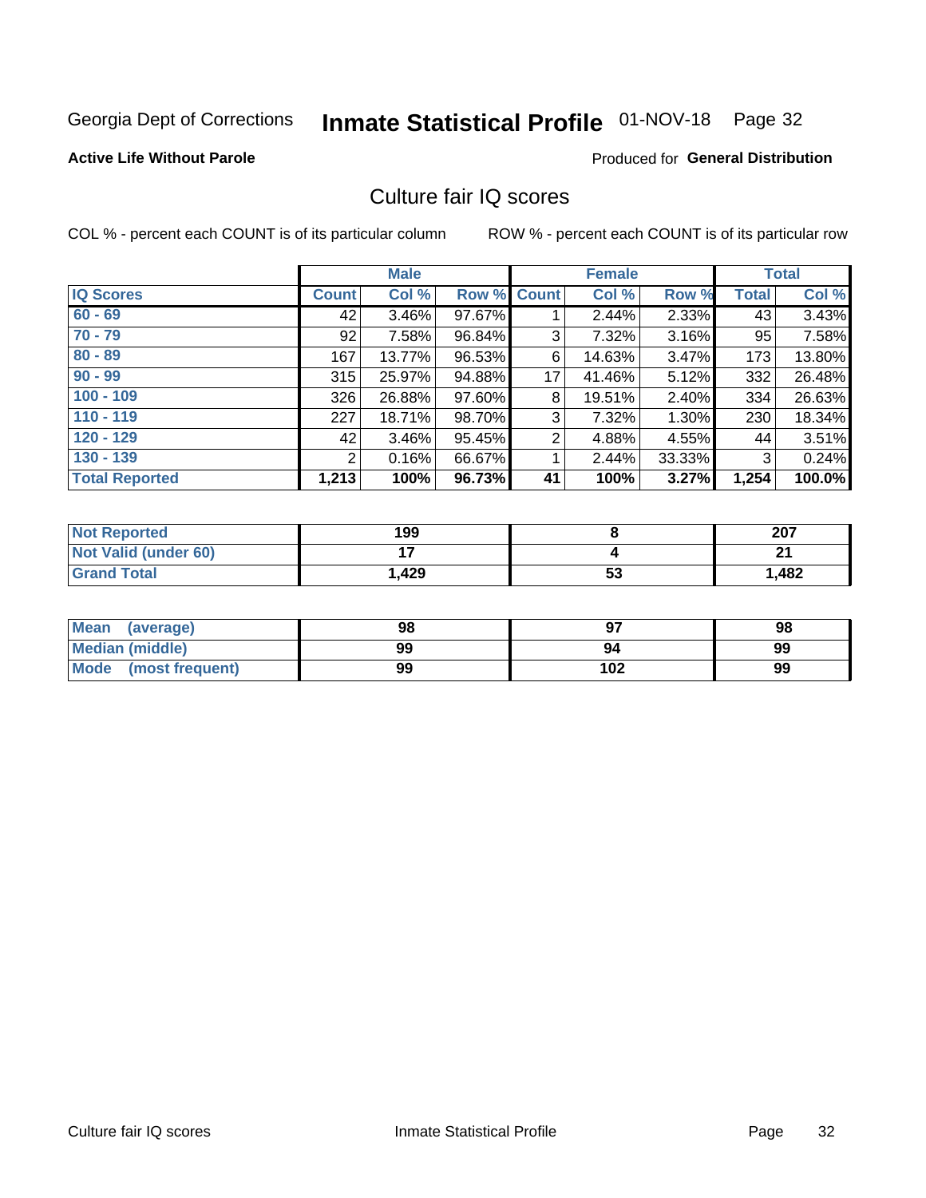Georgia Dept of Corrections **Inmate Statistical Profile** 01-NOV-18 Page 32

**Active Life Without Parole**

Produced for **General Distribution**

## Culture fair IQ scores

COL % - percent each COUNT is of its particular column

ROW % - percent each COUNT is of its particular row

| | Male | | | Female | | | Total | |
|---|---|---|---|---|---|---|---|---|
| **IQ Scores** | **Count** | **Col %** | **Row %** | **Count** | **Col %** | **Row %** | **Total** | **Col %** |
| **60 - 69** | 42 | 3.46% | 97.67% | 1 | 2.44% | 2.33% | 43 | 3.43% |
| **70 - 79** | 92 | 7.58% | 96.84% | 3 | 7.32% | 3.16% | 95 | 7.58% |
| **80 - 89** | 167 | 13.77% | 96.53% | 6 | 14.63% | 3.47% | 173 | 13.80% |
| **90 - 99** | 315 | 25.97% | 94.88% | 17 | 41.46% | 5.12% | 332 | 26.48% |
| **100 - 109** | 326 | 26.88% | 97.60% | 8 | 19.51% | 2.40% | 334 | 26.63% |
| **110 - 119** | 227 | 18.71% | 98.70% | 3 | 7.32% | 1.30% | 230 | 18.34% |
| **120 - 129** | 42 | 3.46% | 95.45% | 2 | 4.88% | 4.55% | 44 | 3.51% |
| **130 - 139** | 2 | 0.16% | 66.67% | 1 | 2.44% | 33.33% | 3 | 0.24% |
| **Total Reported** | **1,213** | **100%** | **96.73%** | **41** | **100%** | **3.27%** | **1,254** | **100.0%** |

| | Male | Female | Total |
|---|---|---|---|
| **Not Reported** | **199** | **8** | **207** |
| **Not Valid (under 60)** | **17** | **4** | **21** |
| **Grand Total** | **1,429** | **53** | **1,482** |

| | Male | Female | Total |
|---|---|---|---|
| **Mean (average)** | **98** | **97** | **98** |
| **Median (middle)** | **99** | **94** | **99** |
| **Mode (most frequent)** | **99** | **102** | **99** |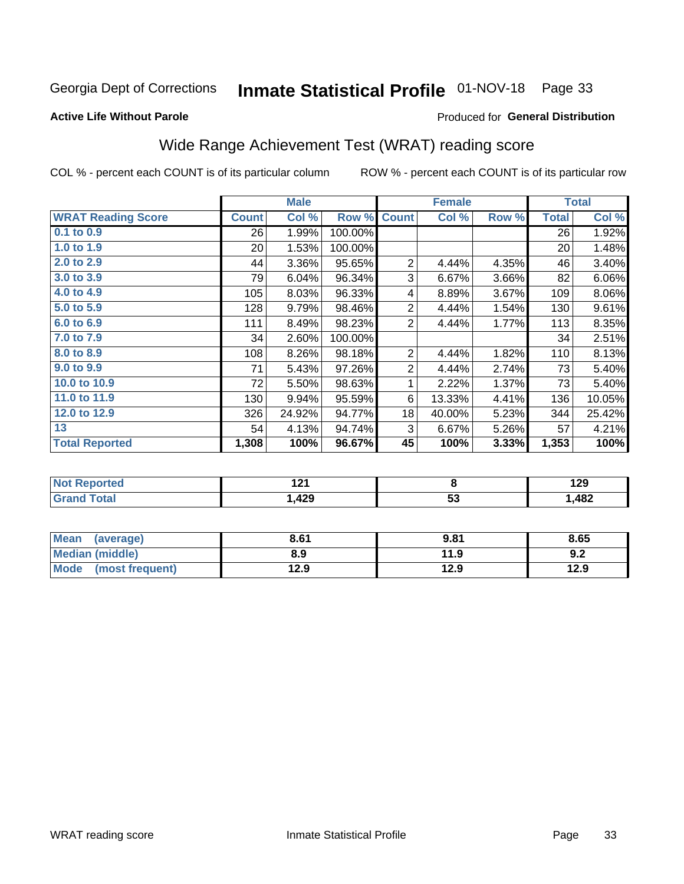Georgia Dept of Corrections **Inmate Statistical Profile** 01-NOV-18

**Active Life Without Parole**

Produced for **General Distribution**

## Wide Range Achievement Test (WRAT) reading score

COL % - percent each COUNT is of its particular column ROW % - percent each COUNT is of its particular row

| | Male | | | Female | | | Total | |
|---|---|---|---|---|---|---|---|---|
| **WRAT Reading Score** | **Count** | **Col %** | **Row %** | **Count** | **Col %** | **Row %** | **Total** | **Col %** |
| 0.1 to 0.9 | 26 | 1.99% | 100.00% | | | | 26 | 1.92% |
| 1.0 to 1.9 | 20 | 1.53% | 100.00% | | | | 20 | 1.48% |
| 2.0 to 2.9 | 44 | 3.36% | 95.65% | 2 | 4.44% | 4.35% | 46 | 3.40% |
| 3.0 to 3.9 | 79 | 6.04% | 96.34% | 3 | 6.67% | 3.66% | 82 | 6.06% |
| 4.0 to 4.9 | 105 | 8.03% | 96.33% | 4 | 8.89% | 3.67% | 109 | 8.06% |
| 5.0 to 5.9 | 128 | 9.79% | 98.46% | 2 | 4.44% | 1.54% | 130 | 9.61% |
| 6.0 to 6.9 | 111 | 8.49% | 98.23% | 2 | 4.44% | 1.77% | 113 | 8.35% |
| 7.0 to 7.9 | 34 | 2.60% | 100.00% | | | | 34 | 2.51% |
| 8.0 to 8.9 | 108 | 8.26% | 98.18% | 2 | 4.44% | 1.82% | 110 | 8.13% |
| 9.0 to 9.9 | 71 | 5.43% | 97.26% | 2 | 4.44% | 2.74% | 73 | 5.40% |
| 10.0 to 10.9 | 72 | 5.50% | 98.63% | 1 | 2.22% | 1.37% | 73 | 5.40% |
| 11.0 to 11.9 | 130 | 9.94% | 95.59% | 6 | 13.33% | 4.41% | 136 | 10.05% |
| 12.0 to 12.9 | 326 | 24.92% | 94.77% | 18 | 40.00% | 5.23% | 344 | 25.42% |
| 13 | 54 | 4.13% | 94.74% | 3 | 6.67% | 5.26% | 57 | 4.21% |
| **Total Reported** | **1,308** | **100%** | **96.67%** | **45** | **100%** | **3.33%** | **1,353** | **100%** |

| | Male | Female | Total |
|---|---|---|---|
| Not Reported | 121 | 8 | 129 |
| Grand Total | 1,429 | 53 | 1,482 |

| | Male | Female | Total |
|---|---|---|---|
| Mean (average) | 8.61 | 9.81 | 8.65 |
| Median (middle) | 8.9 | 11.9 | 9.2 |
| Mode (most frequent) | 12.9 | 12.9 | 12.9 |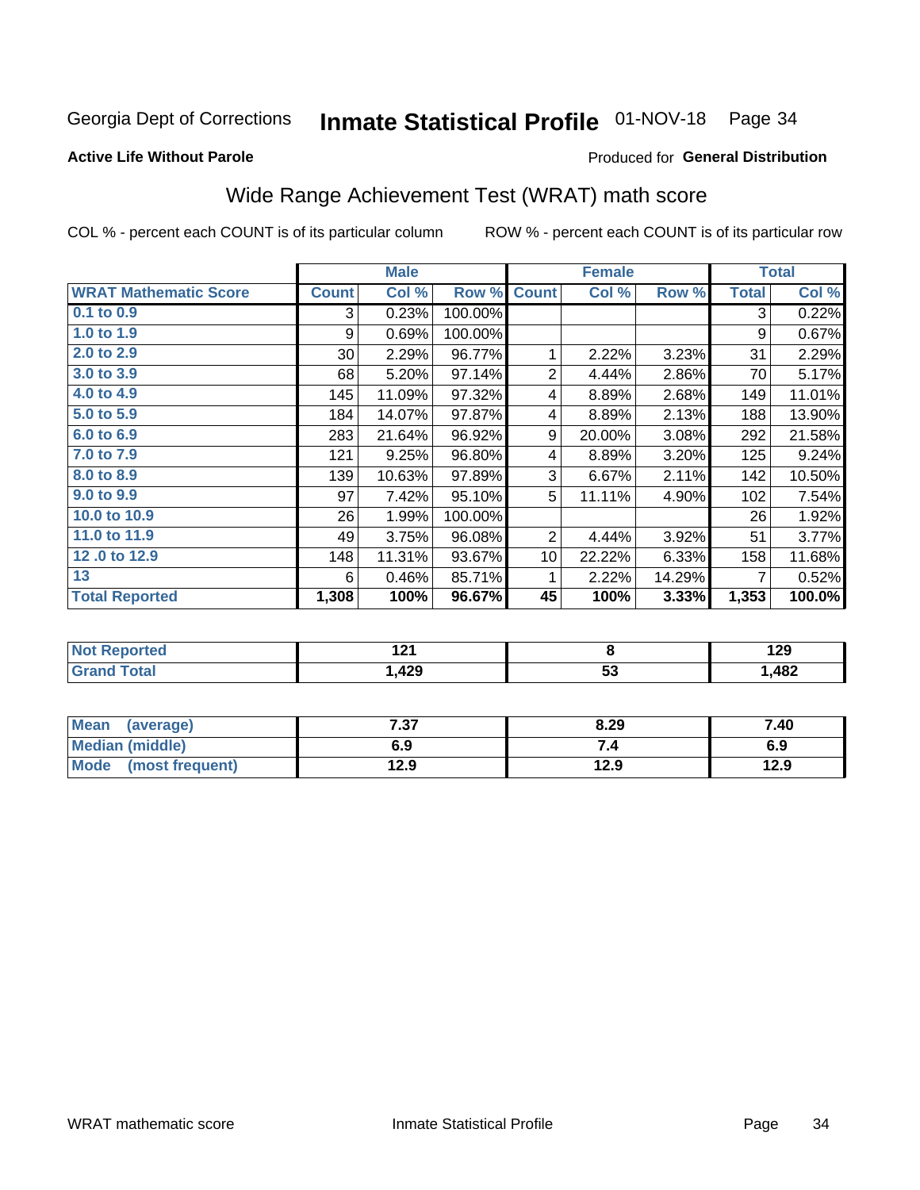Georgia Dept of Corrections **Inmate Statistical Profile** 01-NOV-18 Page 34

**Active Life Without Parole**

Produced for **General Distribution**

## Wide Range Achievement Test (WRAT) math score

COL % - percent each COUNT is of its particular column ROW % - percent each COUNT is of its particular row

| | Male | | | Female | | | Total | |
|---|---|---|---|---|---|---|---|---|
| **WRAT Mathematic Score** | **Count** | **Col %** | **Row %** | **Count** | **Col %** | **Row %** | **Total** | **Col %** |
| 0.1 to 0.9 | 3 | 0.23% | 100.00% | | | | 3 | 0.22% |
| 1.0 to 1.9 | 9 | 0.69% | 100.00% | | | | 9 | 0.67% |
| 2.0 to 2.9 | 30 | 2.29% | 96.77% | 1 | 2.22% | 3.23% | 31 | 2.29% |
| 3.0 to 3.9 | 68 | 5.20% | 97.14% | 2 | 4.44% | 2.86% | 70 | 5.17% |
| 4.0 to 4.9 | 145 | 11.09% | 97.32% | 4 | 8.89% | 2.68% | 149 | 11.01% |
| 5.0 to 5.9 | 184 | 14.07% | 97.87% | 4 | 8.89% | 2.13% | 188 | 13.90% |
| 6.0 to 6.9 | 283 | 21.64% | 96.92% | 9 | 20.00% | 3.08% | 292 | 21.58% |
| 7.0 to 7.9 | 121 | 9.25% | 96.80% | 4 | 8.89% | 3.20% | 125 | 9.24% |
| 8.0 to 8.9 | 139 | 10.63% | 97.89% | 3 | 6.67% | 2.11% | 142 | 10.50% |
| 9.0 to 9.9 | 97 | 7.42% | 95.10% | 5 | 11.11% | 4.90% | 102 | 7.54% |
| 10.0 to 10.9 | 26 | 1.99% | 100.00% | | | | 26 | 1.92% |
| 11.0 to 11.9 | 49 | 3.75% | 96.08% | 2 | 4.44% | 3.92% | 51 | 3.77% |
| 12 .0 to 12.9 | 148 | 11.31% | 93.67% | 10 | 22.22% | 6.33% | 158 | 11.68% |
| 13 | 6 | 0.46% | 85.71% | 1 | 2.22% | 14.29% | 7 | 0.52% |
| **Total Reported** | **1,308** | **100%** | **96.67%** | **45** | **100%** | **3.33%** | **1,353** | **100.0%** |

| | Male | Female | Total |
|---|---|---|---|
| Not Reported | 121 | 8 | 129 |
| Grand Total | 1,429 | 53 | 1,482 |

| | Male | Female | Total |
|---|---|---|---|
| Mean (average) | 7.37 | 8.29 | 7.40 |
| Median (middle) | 6.9 | 7.4 | 6.9 |
| Mode (most frequent) | 12.9 | 12.9 | 12.9 |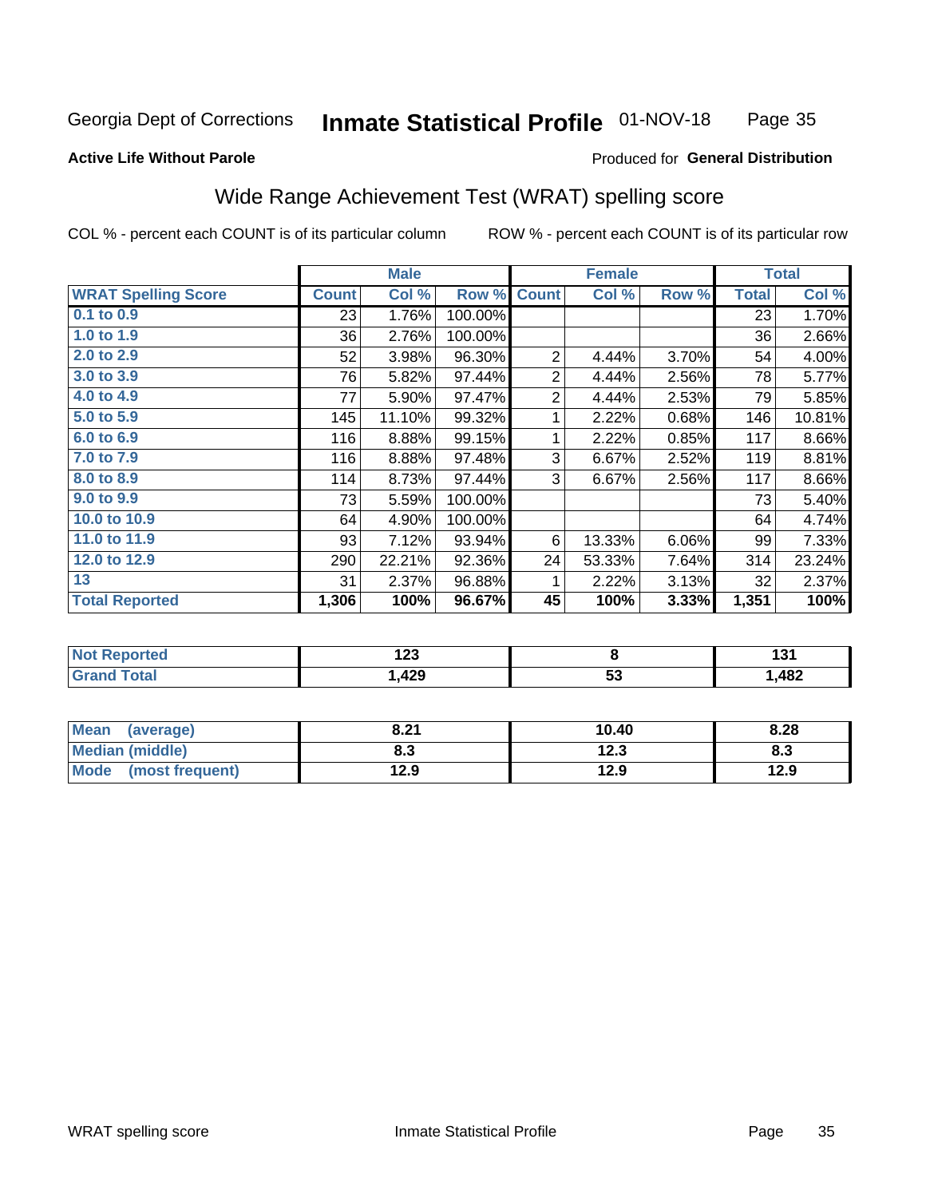Georgia Dept of Corrections **Inmate Statistical Profile** 01-NOV-18

**Active Life Without Parole**

Produced for **General Distribution**

## Wide Range Achievement Test (WRAT) spelling score

COL % - percent each COUNT is of its particular column

ROW % - percent each COUNT is of its particular row

| | Male | | | Female | | | Total | |
|---|---|---|---|---|---|---|---|---|
| **WRAT Spelling Score** | **Count** | **Col %** | **Row %** | **Count** | **Col %** | **Row %** | **Total** | **Col %** |
| 0.1 to 0.9 | 23 | 1.76% | 100.00% | | | | 23 | 1.70% |
| 1.0 to 1.9 | 36 | 2.76% | 100.00% | | | | 36 | 2.66% |
| 2.0 to 2.9 | 52 | 3.98% | 96.30% | 2 | 4.44% | 3.70% | 54 | 4.00% |
| 3.0 to 3.9 | 76 | 5.82% | 97.44% | 2 | 4.44% | 2.56% | 78 | 5.77% |
| 4.0 to 4.9 | 77 | 5.90% | 97.47% | 2 | 4.44% | 2.53% | 79 | 5.85% |
| 5.0 to 5.9 | 145 | 11.10% | 99.32% | 1 | 2.22% | 0.68% | 146 | 10.81% |
| 6.0 to 6.9 | 116 | 8.88% | 99.15% | 1 | 2.22% | 0.85% | 117 | 8.66% |
| 7.0 to 7.9 | 116 | 8.88% | 97.48% | 3 | 6.67% | 2.52% | 119 | 8.81% |
| 8.0 to 8.9 | 114 | 8.73% | 97.44% | 3 | 6.67% | 2.56% | 117 | 8.66% |
| 9.0 to 9.9 | 73 | 5.59% | 100.00% | | | | 73 | 5.40% |
| 10.0 to 10.9 | 64 | 4.90% | 100.00% | | | | 64 | 4.74% |
| 11.0 to 11.9 | 93 | 7.12% | 93.94% | 6 | 13.33% | 6.06% | 99 | 7.33% |
| 12.0 to 12.9 | 290 | 22.21% | 92.36% | 24 | 53.33% | 7.64% | 314 | 23.24% |
| 13 | 31 | 2.37% | 96.88% | 1 | 2.22% | 3.13% | 32 | 2.37% |
| **Total Reported** | **1,306** | **100%** | **96.67%** | **45** | **100%** | **3.33%** | **1,351** | **100%** |

| | Male | Female | Total |
|---|---|---|---|
| Not Reported | 123 | 8 | 131 |
| Grand Total | 1,429 | 53 | 1,482 |

| | Male | Female | Total |
|---|---|---|---|
| Mean (average) | 8.21 | 10.40 | 8.28 |
| Median (middle) | 8.3 | 12.3 | 8.3 |
| Mode (most frequent) | 12.9 | 12.9 | 12.9 |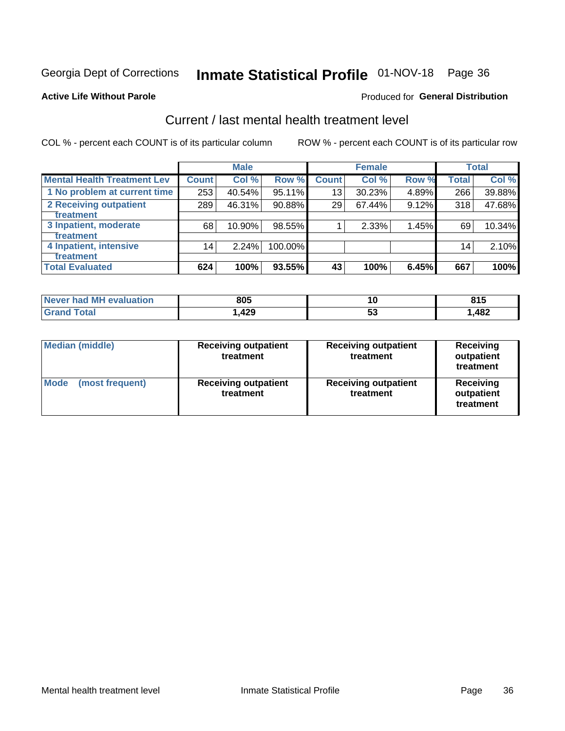Georgia Dept of Corrections **Inmate Statistical Profile** 01-NOV-18 Page 36

**Active Life Without Parole**

Produced for **General Distribution**

## Current / last mental health treatment level

COL % - percent each COUNT is of its particular column ROW % - percent each COUNT is of its particular row

| | Male | | | Female | | | Total | |
|---|---|---|---|---|---|---|---|---|
| Mental Health Treatment Lev | Count | Col % | Row % | Count | Col % | Row % | Total | Col % |
| 1 No problem at current time | 253 | 40.54% | 95.11% | 13 | 30.23% | 4.89% | 266 | 39.88% |
| 2 Receiving outpatient treatment | 289 | 46.31% | 90.88% | 29 | 67.44% | 9.12% | 318 | 47.68% |
| 3 Inpatient, moderate treatment | 68 | 10.90% | 98.55% | 1 | 2.33% | 1.45% | 69 | 10.34% |
| 4 Inpatient, intensive treatment | 14 | 2.24% | 100.00% | | | | 14 | 2.10% |
| Total Evaluated | 624 | 100% | 93.55% | 43 | 100% | 6.45% | 667 | 100% |

| | Male | Female | Total |
|---|---|---|---|
| Never had MH evaluation | 805 | 10 | 815 |
| Grand Total | 1,429 | 53 | 1,482 |

| | Male | Female | Total |
|---|---|---|---|
| Median (middle) | Receiving outpatient treatment | Receiving outpatient treatment | Receiving outpatient treatment |
| Mode (most frequent) | Receiving outpatient treatment | Receiving outpatient treatment | Receiving outpatient treatment |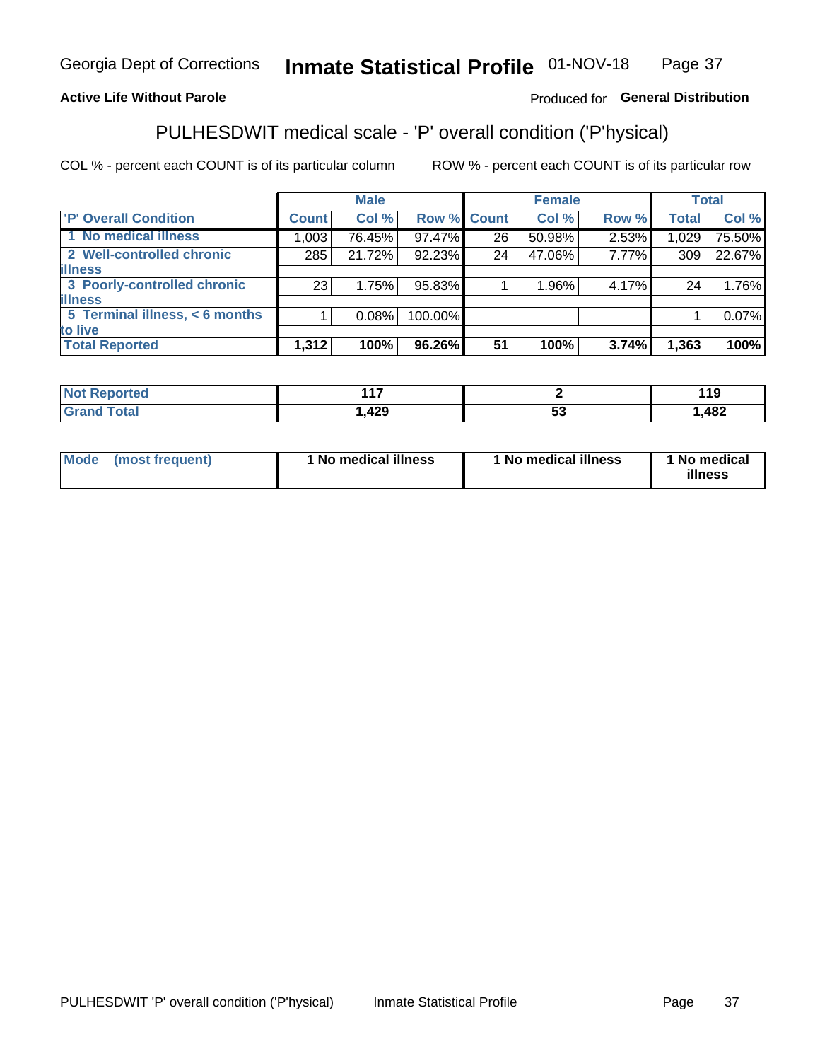Georgia Dept of Corrections **Inmate Statistical Profile** 01-NOV-18

**Active Life Without Parole**

Produced for **General Distribution**

## PULHESDWIT medical scale - 'P' overall condition ('P'hysical)

COL % - percent each COUNT is of its particular column

ROW % - percent each COUNT is of its particular row

| | Male | | | Female | | | Total | |
|---|---|---|---|---|---|---|---|---|
| 'P' Overall Condition | Count | Col % | Row % | Count | Col % | Row % | Total | Col % |
| 1 No medical illness | 1,003 | 76.45% | 97.47% | 26 | 50.98% | 2.53% | 1,029 | 75.50% |
| 2 Well-controlled chronic illness | 285 | 21.72% | 92.23% | 24 | 47.06% | 7.77% | 309 | 22.67% |
| 3 Poorly-controlled chronic illness | 23 | 1.75% | 95.83% | 1 | 1.96% | 4.17% | 24 | 1.76% |
| 5 Terminal illness, < 6 months to live | 1 | 0.08% | 100.00% | | | | 1 | 0.07% |
| **Total Reported** | **1,312** | **100%** | **96.26%** | **51** | **100%** | **3.74%** | **1,363** | **100%** |

| | Male | Female | Total |
|---|---|---|---|
| Not Reported | 117 | 2 | 119 |
| Grand Total | 1,429 | 53 | 1,482 |

| | Male | Female | Total |
|---|---|---|---|
| Mode (most frequent) | 1 No medical illness | 1 No medical illness | 1 No medical illness |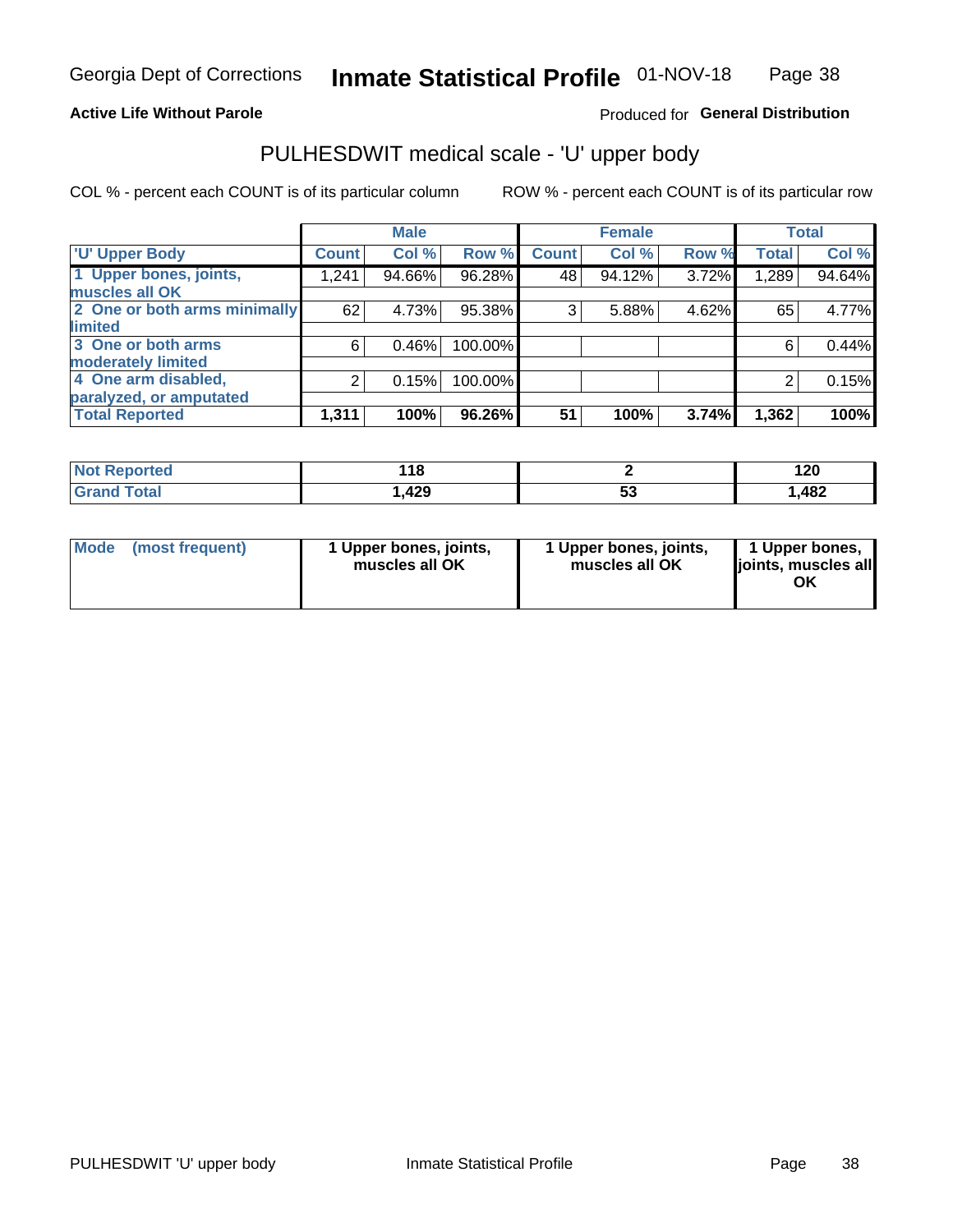Georgia Dept of Corrections **Inmate Statistical Profile** 01-NOV-18

**Active Life Without Parole**

Produced for **General Distribution**

## PULHESDWIT medical scale - 'U' upper body

COL % - percent each COUNT is of its particular column

ROW % - percent each COUNT is of its particular row

| | Male | | | Female | | | Total | |
|---|---|---|---|---|---|---|---|---|
| 'U' Upper Body | Count | Col % | Row % | Count | Col % | Row % | Total | Col % |
| 1 Upper bones, joints, muscles all OK | 1,241 | 94.66% | 96.28% | 48 | 94.12% | 3.72% | 1,289 | 94.64% |
| 2 One or both arms minimally limited | 62 | 4.73% | 95.38% | 3 | 5.88% | 4.62% | 65 | 4.77% |
| 3 One or both arms moderately limited | 6 | 0.46% | 100.00% | | | | 6 | 0.44% |
| 4 One arm disabled, paralyzed, or amputated | 2 | 0.15% | 100.00% | | | | 2 | 0.15% |
| **Total Reported** | **1,311** | **100%** | **96.26%** | **51** | **100%** | **3.74%** | **1,362** | **100%** |

| | Male | Female | Total |
|---|---|---|---|
| Not Reported | 118 | 2 | 120 |
| Grand Total | 1,429 | 53 | 1,482 |

| | Male | Female | Total |
|---|---|---|---|
| Mode (most frequent) | 1 Upper bones, joints, muscles all OK | 1 Upper bones, joints, muscles all OK | 1 Upper bones, joints, muscles all OK |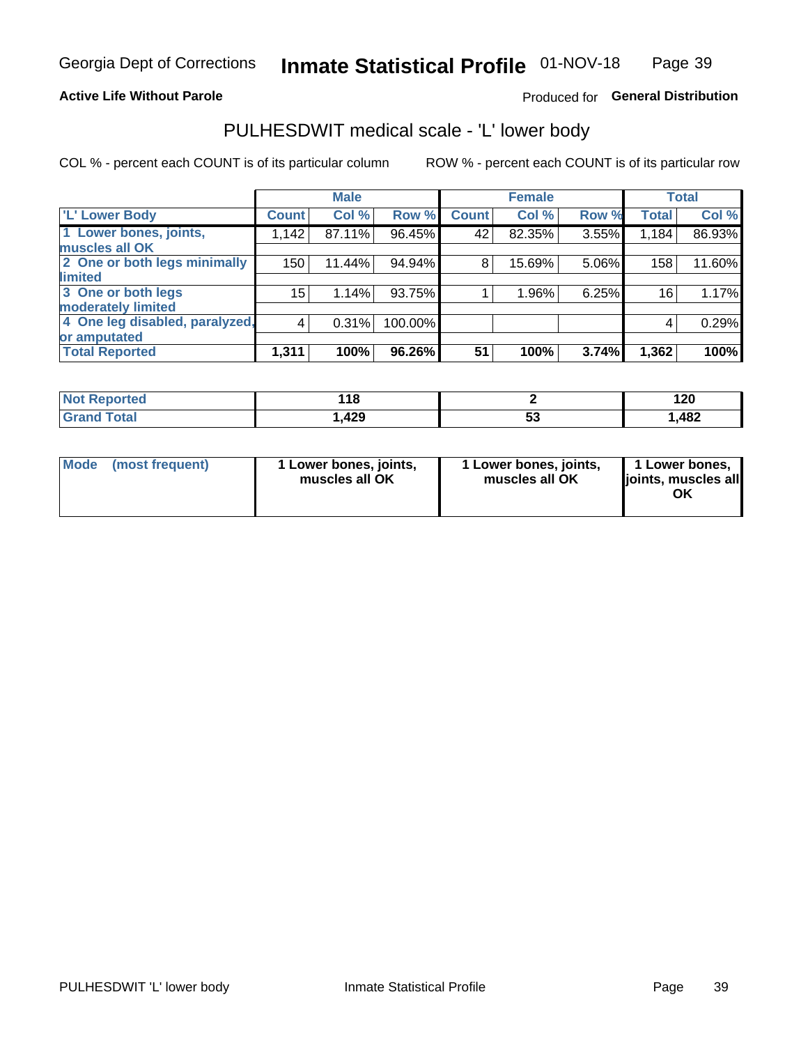Georgia Dept of Corrections **Inmate Statistical Profile** 01-NOV-18

**Active Life Without Parole**

Produced for **General Distribution**

## PULHESDWIT medical scale - 'L' lower body

COL % - percent each COUNT is of its particular column

ROW % - percent each COUNT is of its particular row

| | Male | | | Female | | | Total | |
|---|---|---|---|---|---|---|---|---|
| 'L' Lower Body | Count | Col % | Row % | Count | Col % | Row % | Total | Col % |
| 1 Lower bones, joints, muscles all OK | 1,142 | 87.11% | 96.45% | 42 | 82.35% | 3.55% | 1,184 | 86.93% |
| 2 One or both legs minimally limited | 150 | 11.44% | 94.94% | 8 | 15.69% | 5.06% | 158 | 11.60% |
| 3 One or both legs moderately limited | 15 | 1.14% | 93.75% | 1 | 1.96% | 6.25% | 16 | 1.17% |
| 4 One leg disabled, paralyzed, or amputated | 4 | 0.31% | 100.00% | | | | 4 | 0.29% |
| **Total Reported** | **1,311** | **100%** | **96.26%** | **51** | **100%** | **3.74%** | **1,362** | **100%** |

| | Male | Female | Total |
|---|---|---|---|
| Not Reported | 118 | 2 | 120 |
| Grand Total | 1,429 | 53 | 1,482 |

| | Male | Female | Total |
|---|---|---|---|
| Mode (most frequent) | 1 Lower bones, joints, muscles all OK | 1 Lower bones, joints, muscles all OK | 1 Lower bones, joints, muscles all OK |

PULHESDWIT 'L' lower body

Inmate Statistical Profile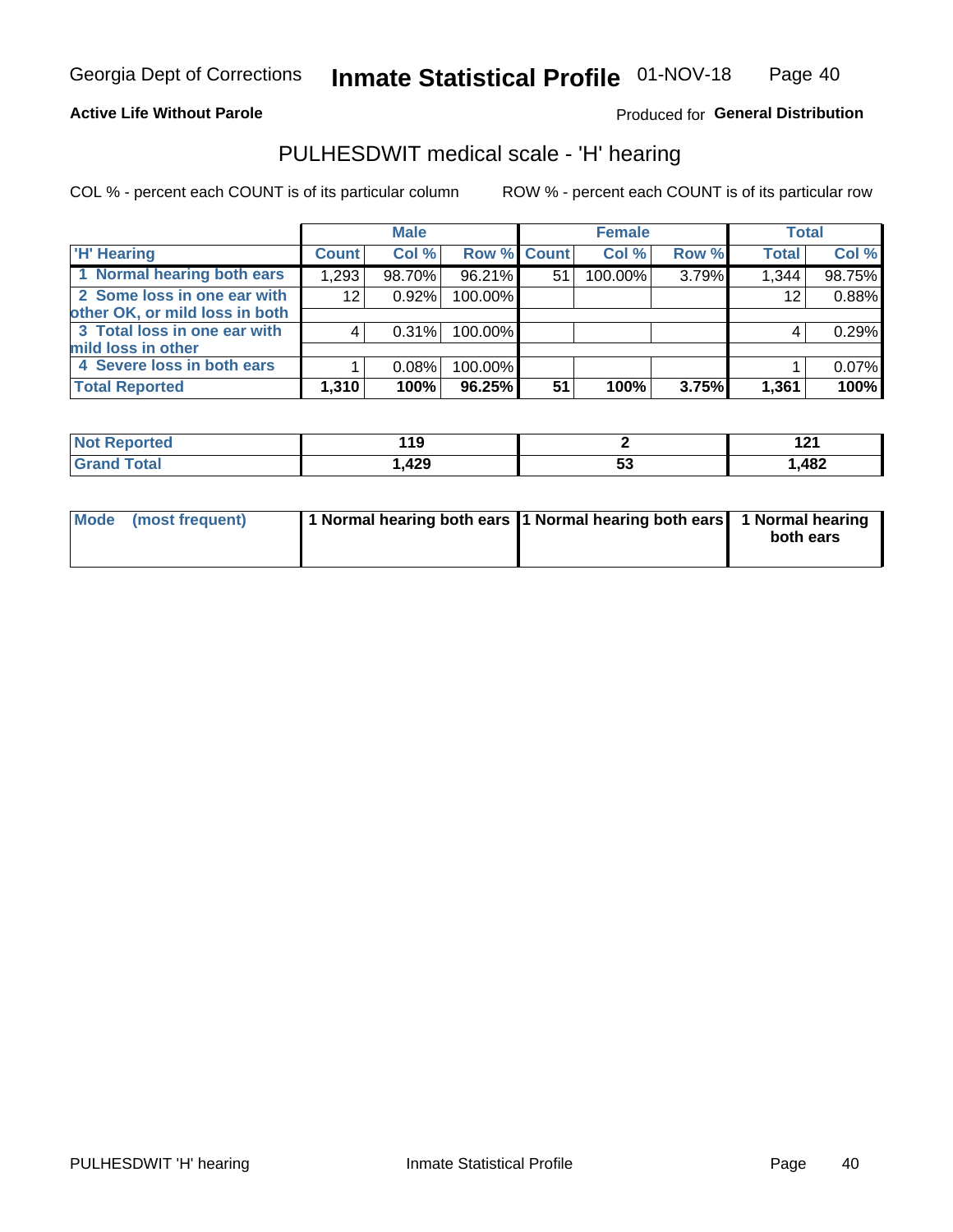Georgia Dept of Corrections **Inmate Statistical Profile** 01-NOV-18 Page 40

**Active Life Without Parole**

Produced for **General Distribution**

## PULHESDWIT medical scale - 'H' hearing

COL % - percent each COUNT is of its particular column

ROW % - percent each COUNT is of its particular row

| | Male | | | Female | | | Total | |
|---|---|---|---|---|---|---|---|---|
| 'H' Hearing | Count | Col % | Row % | Count | Col % | Row % | Total | Col % |
| 1 Normal hearing both ears | 1,293 | 98.70% | 96.21% | 51 | 100.00% | 3.79% | 1,344 | 98.75% |
| 2 Some loss in one ear with other OK, or mild loss in both | 12 | 0.92% | 100.00% | | | | 12 | 0.88% |
| 3 Total loss in one ear with mild loss in other | 4 | 0.31% | 100.00% | | | | 4 | 0.29% |
| 4 Severe loss in both ears | 1 | 0.08% | 100.00% | | | | 1 | 0.07% |
| **Total Reported** | **1,310** | **100%** | **96.25%** | **51** | **100%** | **3.75%** | **1,361** | **100%** |

| | Male | Female | Total |
|---|---|---|---|
| Not Reported | 119 | 2 | 121 |
| Grand Total | 1,429 | 53 | 1,482 |

| | Male | Female | Total |
|---|---|---|---|
| Mode (most frequent) | 1 Normal hearing both ears | 1 Normal hearing both ears | 1 Normal hearing both ears |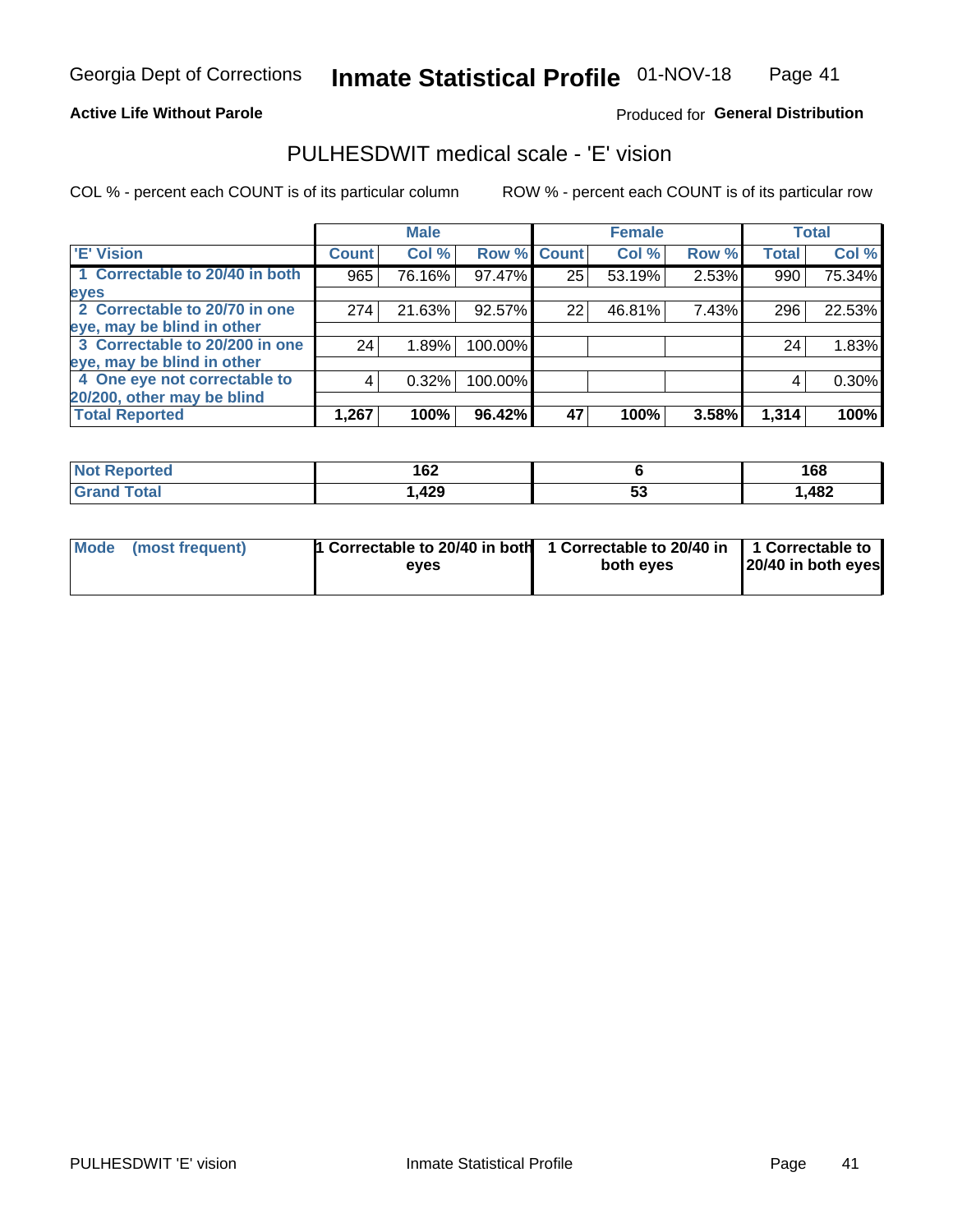# Georgia Dept of Corrections — Inmate Statistical Profile — 01-NOV-18

**Active Life Without Parole**

Produced for **General Distribution**

## PULHESDWIT medical scale - 'E' vision

COL % - percent each COUNT is of its particular column

ROW % - percent each COUNT is of its particular row

| | Male | | | Female | | | Total | |
|---|---|---|---|---|---|---|---|---|
| 'E' Vision | Count | Col % | Row % | Count | Col % | Row % | Total | Col % |
| 1 Correctable to 20/40 in both eyes | 965 | 76.16% | 97.47% | 25 | 53.19% | 2.53% | 990 | 75.34% |
| 2 Correctable to 20/70 in one eye, may be blind in other | 274 | 21.63% | 92.57% | 22 | 46.81% | 7.43% | 296 | 22.53% |
| 3 Correctable to 20/200 in one eye, may be blind in other | 24 | 1.89% | 100.00% | | | | 24 | 1.83% |
| 4 One eye not correctable to 20/200, other may be blind | 4 | 0.32% | 100.00% | | | | 4 | 0.30% |
| **Total Reported** | **1,267** | **100%** | **96.42%** | **47** | **100%** | **3.58%** | **1,314** | **100%** |

| | Male | Female | Total |
|---|---|---|---|
| Not Reported | 162 | 6 | 168 |
| Grand Total | 1,429 | 53 | 1,482 |

| | Male | Female | Total |
|---|---|---|---|
| Mode (most frequent) | 1 Correctable to 20/40 in both eyes | 1 Correctable to 20/40 in both eyes | 1 Correctable to 20/40 in both eyes |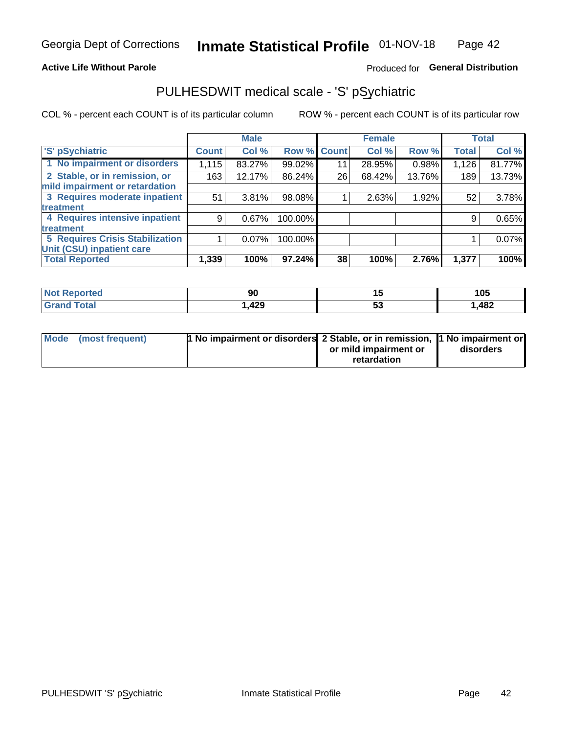**Active Life Without Parole**

Produced for **General Distribution**

## PULHESDWIT medical scale - 'S' pSychiatric

COL % - percent each COUNT is of its particular column

ROW % - percent each COUNT is of its particular row

| 'S' pSychiatric | Male | | | Female | | | Total | |
|---|---|---|---|---|---|---|---|---|
| | Count | Col % | Row % | Count | Col % | Row % | Total | Col % |
| 1 No impairment or disorders | 1,115 | 83.27% | 99.02% | 11 | 28.95% | 0.98% | 1,126 | 81.77% |
| 2 Stable, or in remission, or mild impairment or retardation | 163 | 12.17% | 86.24% | 26 | 68.42% | 13.76% | 189 | 13.73% |
| 3 Requires moderate inpatient treatment | 51 | 3.81% | 98.08% | 1 | 2.63% | 1.92% | 52 | 3.78% |
| 4 Requires intensive inpatient treatment | 9 | 0.67% | 100.00% | | | | 9 | 0.65% |
| 5 Requires Crisis Stabilization Unit (CSU) inpatient care | 1 | 0.07% | 100.00% | | | | 1 | 0.07% |
| **Total Reported** | **1,339** | **100%** | **97.24%** | **38** | **100%** | **2.76%** | **1,377** | **100%** |

| | Male | Female | Total |
|---|---|---|---|
| Not Reported | 90 | 15 | 105 |
| Grand Total | 1,429 | 53 | 1,482 |

| | Male | Female | Total |
|---|---|---|---|
| Mode (most frequent) | 1 No impairment or disorders | 2 Stable, or in remission, or mild impairment or retardation | 1 No impairment or disorders |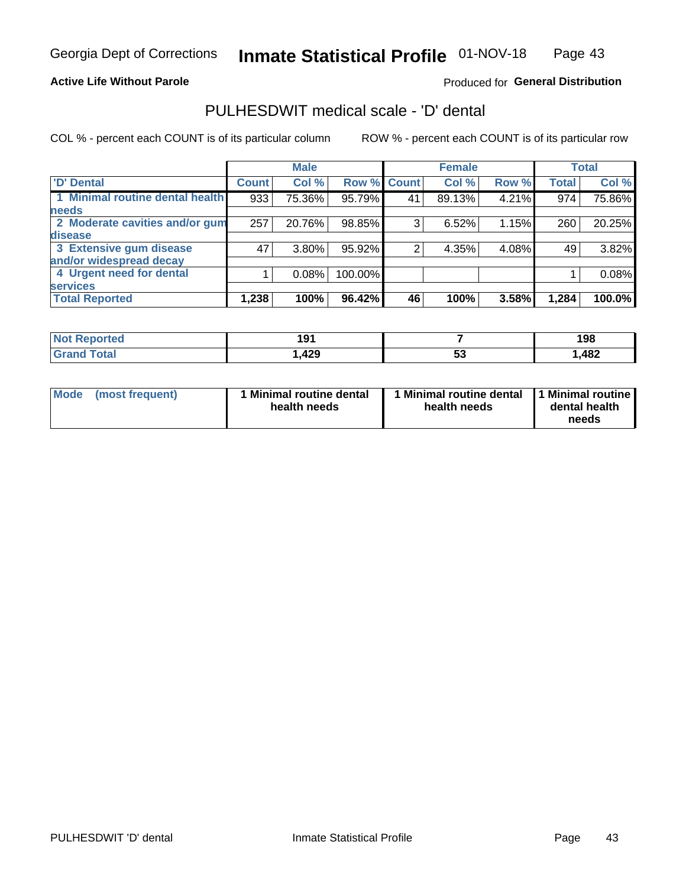Georgia Dept of Corrections **Inmate Statistical Profile** 01-NOV-18

**Active Life Without Parole**

Produced for **General Distribution**

# PULHESDWIT medical scale - 'D' dental

COL % - percent each COUNT is of its particular column    ROW % - percent each COUNT is of its particular row

| | Male | | | Female | | | Total | |
|---|---|---|---|---|---|---|---|---|
| 'D' Dental | Count | Col % | Row % | Count | Col % | Row % | Total | Col % |
| 1 Minimal routine dental health needs | 933 | 75.36% | 95.79% | 41 | 89.13% | 4.21% | 974 | 75.86% |
| 2 Moderate cavities and/or gum disease | 257 | 20.76% | 98.85% | 3 | 6.52% | 1.15% | 260 | 20.25% |
| 3 Extensive gum disease and/or widespread decay | 47 | 3.80% | 95.92% | 2 | 4.35% | 4.08% | 49 | 3.82% |
| 4 Urgent need for dental services | 1 | 0.08% | 100.00% | | | | 1 | 0.08% |
| **Total Reported** | **1,238** | **100%** | **96.42%** | **46** | **100%** | **3.58%** | **1,284** | **100.0%** |

| | Male | Female | Total |
|---|---|---|---|
| Not Reported | 191 | 7 | 198 |
| Grand Total | 1,429 | 53 | 1,482 |

| | Male | Female | Total |
|---|---|---|---|
| Mode (most frequent) | 1 Minimal routine dental health needs | 1 Minimal routine dental health needs | 1 Minimal routine dental health needs |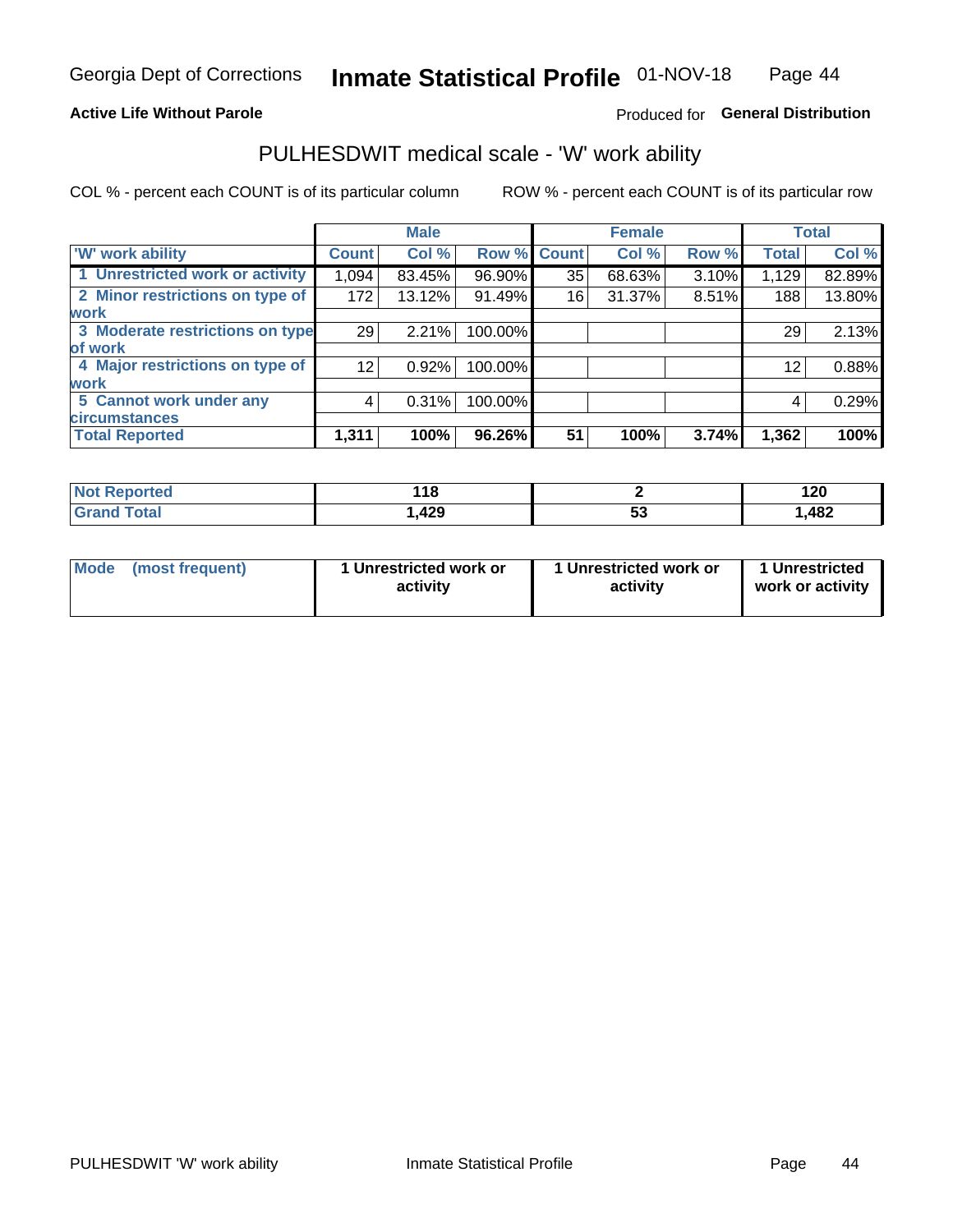Georgia Dept of Corrections **Inmate Statistical Profile** 01-NOV-18

**Active Life Without Parole**

Produced for **General Distribution**

## PULHESDWIT medical scale - 'W' work ability

COL % - percent each COUNT is of its particular column

ROW % - percent each COUNT is of its particular row

| | Male | | | Female | | | Total | |
|---|---|---|---|---|---|---|---|---|
| 'W' work ability | Count | Col % | Row % | Count | Col % | Row % | Total | Col % |
| 1 Unrestricted work or activity | 1,094 | 83.45% | 96.90% | 35 | 68.63% | 3.10% | 1,129 | 82.89% |
| 2 Minor restrictions on type of work | 172 | 13.12% | 91.49% | 16 | 31.37% | 8.51% | 188 | 13.80% |
| 3 Moderate restrictions on type of work | 29 | 2.21% | 100.00% | | | | 29 | 2.13% |
| 4 Major restrictions on type of work | 12 | 0.92% | 100.00% | | | | 12 | 0.88% |
| 5 Cannot work under any circumstances | 4 | 0.31% | 100.00% | | | | 4 | 0.29% |
| **Total Reported** | **1,311** | **100%** | **96.26%** | **51** | **100%** | **3.74%** | **1,362** | **100%** |

| | Male | Female | Total |
|---|---|---|---|
| Not Reported | 118 | 2 | 120 |
| Grand Total | 1,429 | 53 | 1,482 |

| | Male | Female | Total |
|---|---|---|---|
| Mode (most frequent) | 1 Unrestricted work or activity | 1 Unrestricted work or activity | 1 Unrestricted work or activity |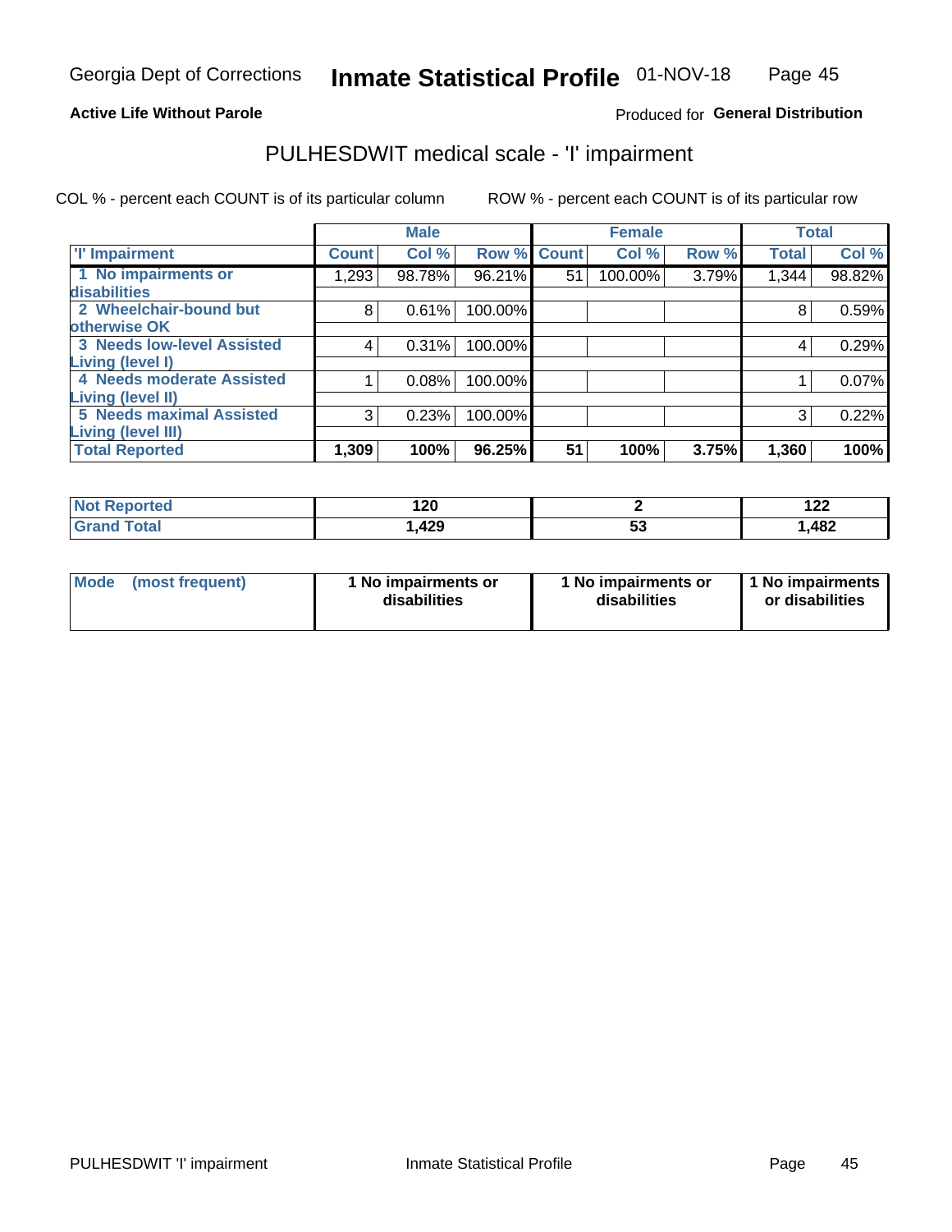Georgia Dept of Corrections **Inmate Statistical Profile** 01-NOV-18

**Active Life Without Parole**

Produced for **General Distribution**

## PULHESDWIT medical scale - 'I' impairment

COL % - percent each COUNT is of its particular column ROW % - percent each COUNT is of its particular row

| | Male | | | Female | | | Total | |
|---|---|---|---|---|---|---|---|---|
| 'I' Impairment | Count | Col % | Row % | Count | Col % | Row % | Total | Col % |
| 1 No impairments or disabilities | 1,293 | 98.78% | 96.21% | 51 | 100.00% | 3.79% | 1,344 | 98.82% |
| 2 Wheelchair-bound but otherwise OK | 8 | 0.61% | 100.00% | | | | 8 | 0.59% |
| 3 Needs low-level Assisted Living (level I) | 4 | 0.31% | 100.00% | | | | 4 | 0.29% |
| 4 Needs moderate Assisted Living (level II) | 1 | 0.08% | 100.00% | | | | 1 | 0.07% |
| 5 Needs maximal Assisted Living (level III) | 3 | 0.23% | 100.00% | | | | 3 | 0.22% |
| **Total Reported** | **1,309** | **100%** | **96.25%** | **51** | **100%** | **3.75%** | **1,360** | **100%** |

| | Male | Female | Total |
|---|---|---|---|
| Not Reported | 120 | 2 | 122 |
| Grand Total | 1,429 | 53 | 1,482 |

| | Male | Female | Total |
|---|---|---|---|
| Mode (most frequent) | 1 No impairments or disabilities | 1 No impairments or disabilities | 1 No impairments or disabilities |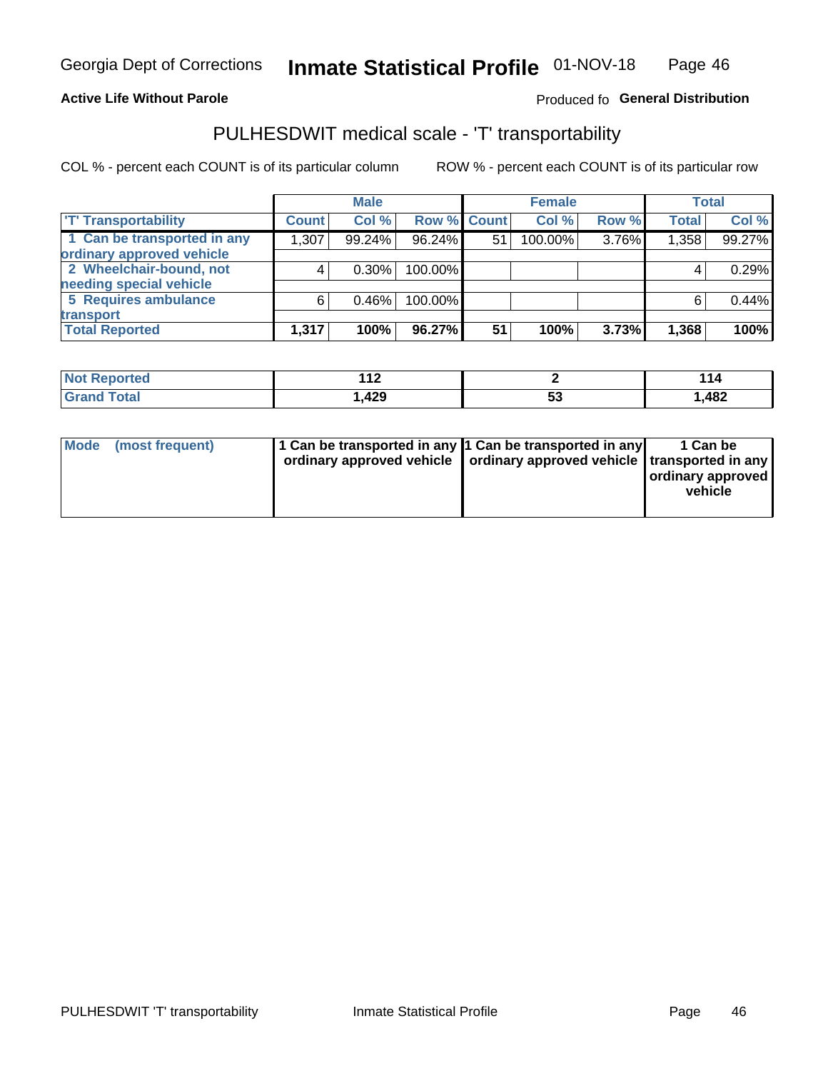Georgia Dept of Corrections **Inmate Statistical Profile** 01-NOV-18

**Active Life Without Parole** Produced fo **General Distribution**

## PULHESDWIT medical scale - 'T' transportability

COL % - percent each COUNT is of its particular column ROW % - percent each COUNT is of its particular row

| | Male | | | Female | | | Total | |
|---|---|---|---|---|---|---|---|---|
| 'T' Transportability | Count | Col % | Row % | Count | Col % | Row % | Total | Col % |
| 1 Can be transported in any ordinary approved vehicle | 1,307 | 99.24% | 96.24% | 51 | 100.00% | 3.76% | 1,358 | 99.27% |
| 2 Wheelchair-bound, not needing special vehicle | 4 | 0.30% | 100.00% | | | | 4 | 0.29% |
| 5 Requires ambulance transport | 6 | 0.46% | 100.00% | | | | 6 | 0.44% |
| **Total Reported** | **1,317** | **100%** | **96.27%** | **51** | **100%** | **3.73%** | **1,368** | **100%** |

| | Male | Female | Total |
|---|---|---|---|
| Not Reported | 112 | 2 | 114 |
| Grand Total | 1,429 | 53 | 1,482 |

| | Male | Female | Total |
|---|---|---|---|
| Mode (most frequent) | 1 Can be transported in any ordinary approved vehicle | 1 Can be transported in any ordinary approved vehicle | 1 Can be transported in any ordinary approved vehicle |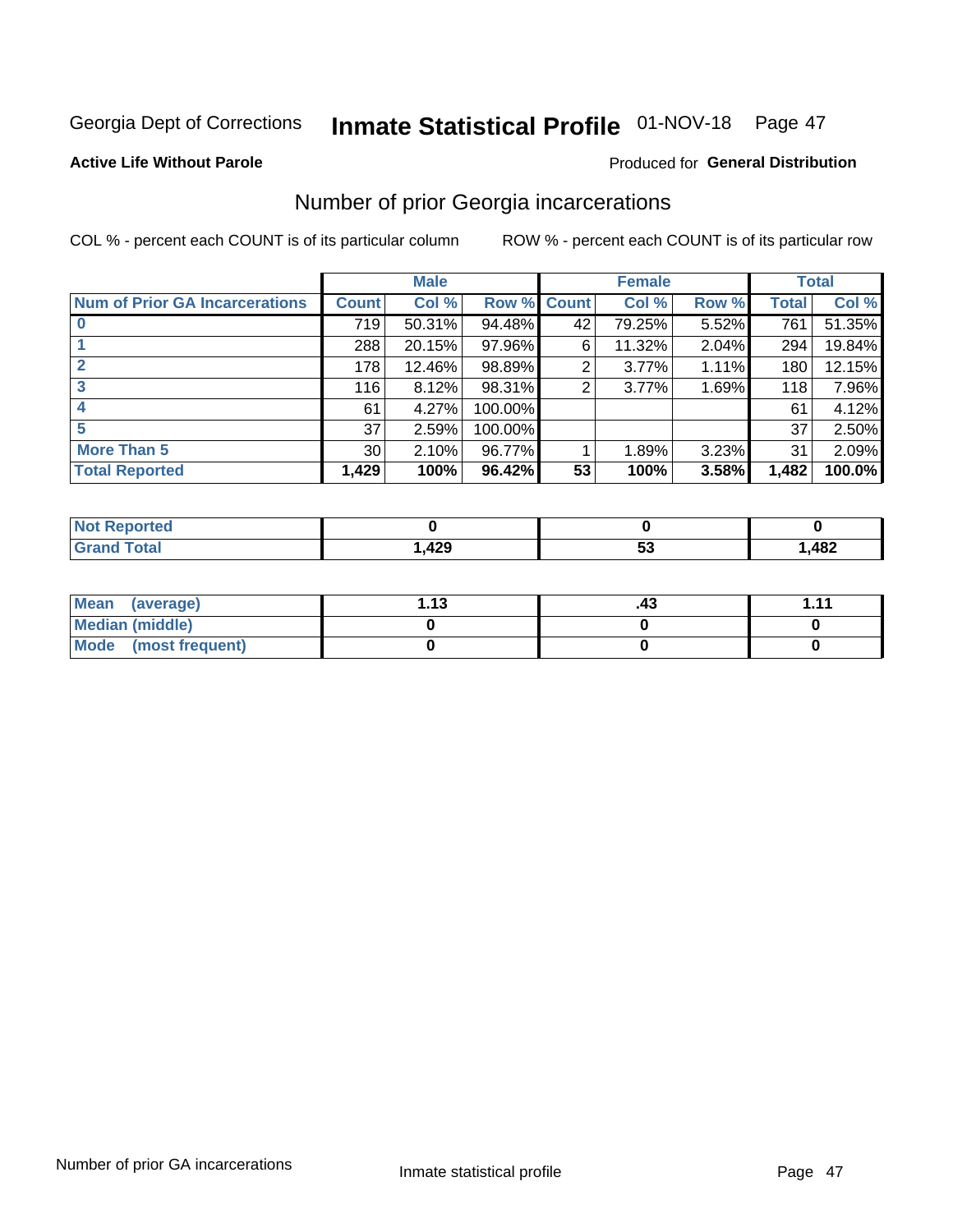Georgia Dept of Corrections **Inmate Statistical Profile** 01-NOV-18

**Active Life Without Parole**

Produced for **General Distribution**

## Number of prior Georgia incarcerations

COL % - percent each COUNT is of its particular column

ROW % - percent each COUNT is of its particular row

| | Male | | | Female | | | Total | |
|---|---|---|---|---|---|---|---|---|
| **Num of Prior GA Incarcerations** | **Count** | **Col %** | **Row %** | **Count** | **Col %** | **Row %** | **Total** | **Col %** |
| **0** | 719 | 50.31% | 94.48% | 42 | 79.25% | 5.52% | 761 | 51.35% |
| **1** | 288 | 20.15% | 97.96% | 6 | 11.32% | 2.04% | 294 | 19.84% |
| **2** | 178 | 12.46% | 98.89% | 2 | 3.77% | 1.11% | 180 | 12.15% |
| **3** | 116 | 8.12% | 98.31% | 2 | 3.77% | 1.69% | 118 | 7.96% |
| **4** | 61 | 4.27% | 100.00% | | | | 61 | 4.12% |
| **5** | 37 | 2.59% | 100.00% | | | | 37 | 2.50% |
| **More Than 5** | 30 | 2.10% | 96.77% | 1 | 1.89% | 3.23% | 31 | 2.09% |
| **Total Reported** | **1,429** | **100%** | **96.42%** | **53** | **100%** | **3.58%** | **1,482** | **100.0%** |

| | Male | Female | Total |
|---|---|---|---|
| **Not Reported** | **0** | **0** | **0** |
| **Grand Total** | **1,429** | **53** | **1,482** |

| | Male | Female | Total |
|---|---|---|---|
| **Mean (average)** | **1.13** | **.43** | **1.11** |
| **Median (middle)** | **0** | **0** | **0** |
| **Mode (most frequent)** | **0** | **0** | **0** |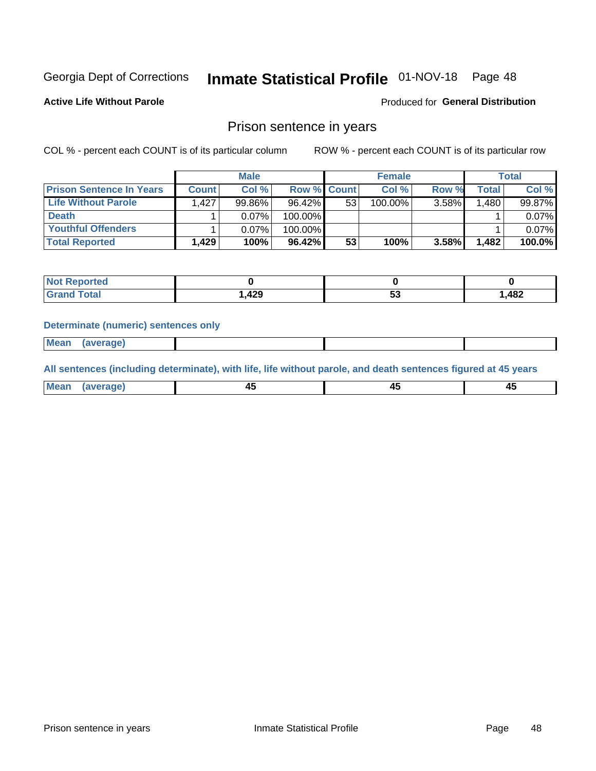Georgia Dept of Corrections **Inmate Statistical Profile** 01-NOV-18

**Active Life Without Parole**

Produced for **General Distribution**

## Prison sentence in years

COL % - percent each COUNT is of its particular column

ROW % - percent each COUNT is of its particular row

| | Male | | | Female | | | Total | |
|---|---|---|---|---|---|---|---|---|
| **Prison Sentence In Years** | **Count** | **Col %** | **Row %** | **Count** | **Col %** | **Row %** | **Total** | **Col %** |
| **Life Without Parole** | 1,427 | 99.86% | 96.42% | 53 | 100.00% | 3.58% | 1,480 | 99.87% |
| **Death** | 1 | 0.07% | 100.00% | | | | 1 | 0.07% |
| **Youthful Offenders** | 1 | 0.07% | 100.00% | | | | 1 | 0.07% |
| **Total Reported** | **1,429** | **100%** | **96.42%** | **53** | **100%** | **3.58%** | **1,482** | **100.0%** |

| | Male | Female | Total |
|---|---|---|---|
| **Not Reported** | **0** | **0** | **0** |
| **Grand Total** | **1,429** | **53** | **1,482** |

**Determinate (numeric) sentences only**

| | Male | Female | Total |
|---|---|---|---|
| **Mean (average)** | | | |

**All sentences (including determinate), with life, life without parole, and death sentences figured at 45 years**

| | Male | Female | Total |
|---|---|---|---|
| **Mean (average)** | **45** | **45** | **45** |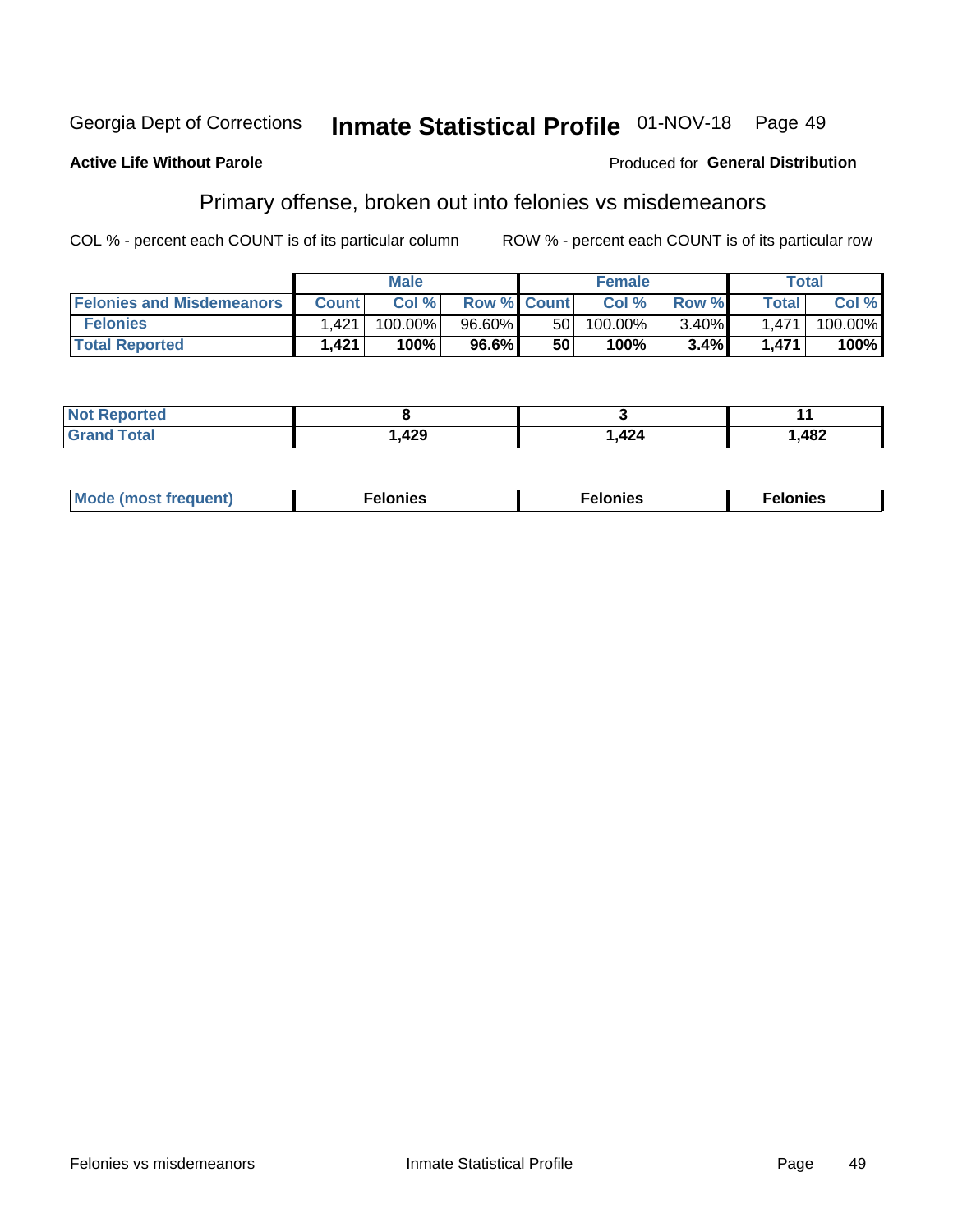Georgia Dept of Corrections **Inmate Statistical Profile** 01-NOV-18 Page 49

**Active Life Without Parole**

Produced for **General Distribution**

## Primary offense, broken out into felonies vs misdemeanors

COL % - percent each COUNT is of its particular column

ROW % - percent each COUNT is of its particular row

| | Male | | | Female | | | Total | |
|---|---|---|---|---|---|---|---|---|
| **Felonies and Misdemeanors** | **Count** | **Col %** | **Row %** | **Count** | **Col %** | **Row %** | **Total** | **Col %** |
| **Felonies** | 1,421 | 100.00% | 96.60% | 50 | 100.00% | 3.40% | 1,471 | 100.00% |
| **Total Reported** | **1,421** | **100%** | **96.6%** | **50** | **100%** | **3.4%** | **1,471** | **100%** |

| | Male | Female | Total |
|---|---|---|---|
| **Not Reported** | **8** | **3** | **11** |
| **Grand Total** | **1,429** | **1,424** | **1,482** |

| | Male | Female | Total |
|---|---|---|---|
| **Mode (most frequent)** | **Felonies** | **Felonies** | **Felonies** |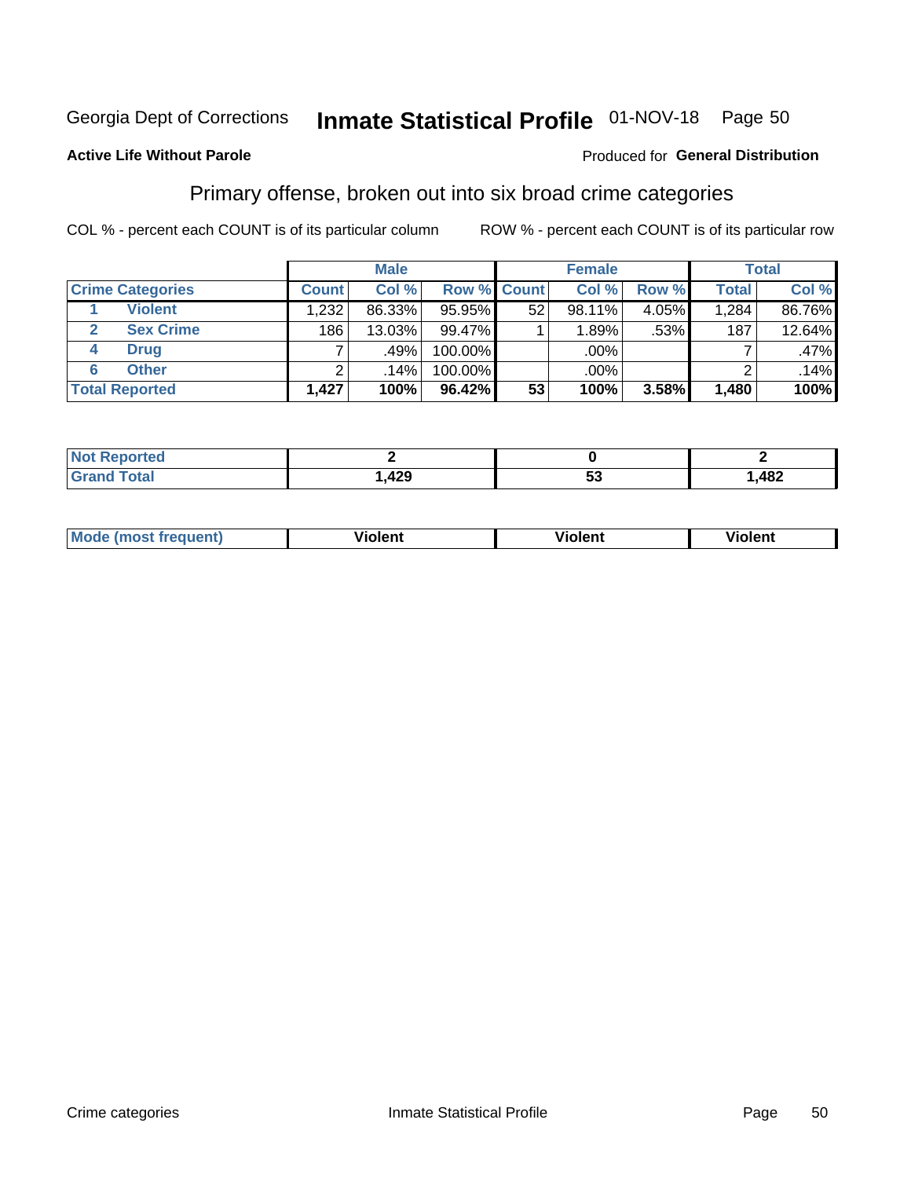Georgia Dept of Corrections **Inmate Statistical Profile** 01-NOV-18

**Active Life Without Parole**

Produced for **General Distribution**

## Primary offense, broken out into six broad crime categories

COL % - percent each COUNT is of its particular column

ROW % - percent each COUNT is of its particular row

| | | Male | | | Female | | | Total | |
|---|---|---|---|---|---|---|---|---|---|
| Crime Categories | | Count | Col % | Row % | Count | Col % | Row % | Total | Col % |
| 1 | Violent | 1,232 | 86.33% | 95.95% | 52 | 98.11% | 4.05% | 1,284 | 86.76% |
| 2 | Sex Crime | 186 | 13.03% | 99.47% | 1 | 1.89% | .53% | 187 | 12.64% |
| 4 | Drug | 7 | .49% | 100.00% | | .00% | | 7 | .47% |
| 6 | Other | 2 | .14% | 100.00% | | .00% | | 2 | .14% |
| **Total Reported** | | **1,427** | **100%** | **96.42%** | **53** | **100%** | **3.58%** | **1,480** | **100%** |

| | Male | Female | Total |
|---|---|---|---|
| Not Reported | **2** | **0** | **2** |
| Grand Total | **1,429** | **53** | **1,482** |

| | Male | Female | Total |
|---|---|---|---|
| Mode (most frequent) | **Violent** | **Violent** | **Violent** |

Crime categories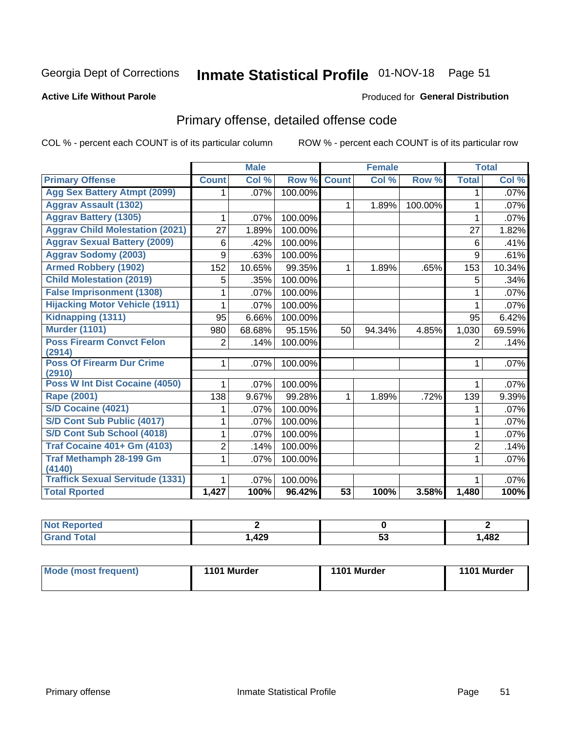Georgia Dept of Corrections **Inmate Statistical Profile** 01-NOV-18

**Active Life Without Parole**

Produced for **General Distribution**

## Primary offense, detailed offense code

COL % - percent each COUNT is of its particular column    ROW % - percent each COUNT is of its particular row

| | Male | | | Female | | | Total | |
|---|---|---|---|---|---|---|---|---|
| **Primary Offense** | **Count** | **Col %** | **Row %** | **Count** | **Col %** | **Row %** | **Total** | **Col %** |
| Agg Sex Battery Atmpt (2099) | 1 | .07% | 100.00% | | | | 1 | .07% |
| Aggrav Assault (1302) | | | | 1 | 1.89% | 100.00% | 1 | .07% |
| Aggrav Battery (1305) | 1 | .07% | 100.00% | | | | 1 | .07% |
| Aggrav Child Molestation (2021) | 27 | 1.89% | 100.00% | | | | 27 | 1.82% |
| Aggrav Sexual Battery (2009) | 6 | .42% | 100.00% | | | | 6 | .41% |
| Aggrav Sodomy (2003) | 9 | .63% | 100.00% | | | | 9 | .61% |
| Armed Robbery (1902) | 152 | 10.65% | 99.35% | 1 | 1.89% | .65% | 153 | 10.34% |
| Child Molestation (2019) | 5 | .35% | 100.00% | | | | 5 | .34% |
| False Imprisonment (1308) | 1 | .07% | 100.00% | | | | 1 | .07% |
| Hijacking Motor Vehicle (1911) | 1 | .07% | 100.00% | | | | 1 | .07% |
| Kidnapping (1311) | 95 | 6.66% | 100.00% | | | | 95 | 6.42% |
| Murder (1101) | 980 | 68.68% | 95.15% | 50 | 94.34% | 4.85% | 1,030 | 69.59% |
| Poss Firearm Convct Felon (2914) | 2 | .14% | 100.00% | | | | 2 | .14% |
| Poss Of Firearm Dur Crime (2910) | 1 | .07% | 100.00% | | | | 1 | .07% |
| Poss W Int Dist Cocaine (4050) | 1 | .07% | 100.00% | | | | 1 | .07% |
| Rape (2001) | 138 | 9.67% | 99.28% | 1 | 1.89% | .72% | 139 | 9.39% |
| S/D Cocaine (4021) | 1 | .07% | 100.00% | | | | 1 | .07% |
| S/D Cont Sub Public (4017) | 1 | .07% | 100.00% | | | | 1 | .07% |
| S/D Cont Sub School (4018) | 1 | .07% | 100.00% | | | | 1 | .07% |
| Traf Cocaine 401+ Gm (4103) | 2 | .14% | 100.00% | | | | 2 | .14% |
| Traf Methamph 28-199 Gm (4140) | 1 | .07% | 100.00% | | | | 1 | .07% |
| Traffick Sexual Servitude (1331) | 1 | .07% | 100.00% | | | | 1 | .07% |
| **Total Rported** | **1,427** | **100%** | **96.42%** | **53** | **100%** | **3.58%** | **1,480** | **100%** |

| | Male | Female | Total |
|---|---|---|---|
| Not Reported | **2** | **0** | **2** |
| Grand Total | **1,429** | **53** | **1,482** |

| | Male | Female | Total |
|---|---|---|---|
| Mode (most frequent) | **1101 Murder** | **1101 Murder** | **1101 Murder** |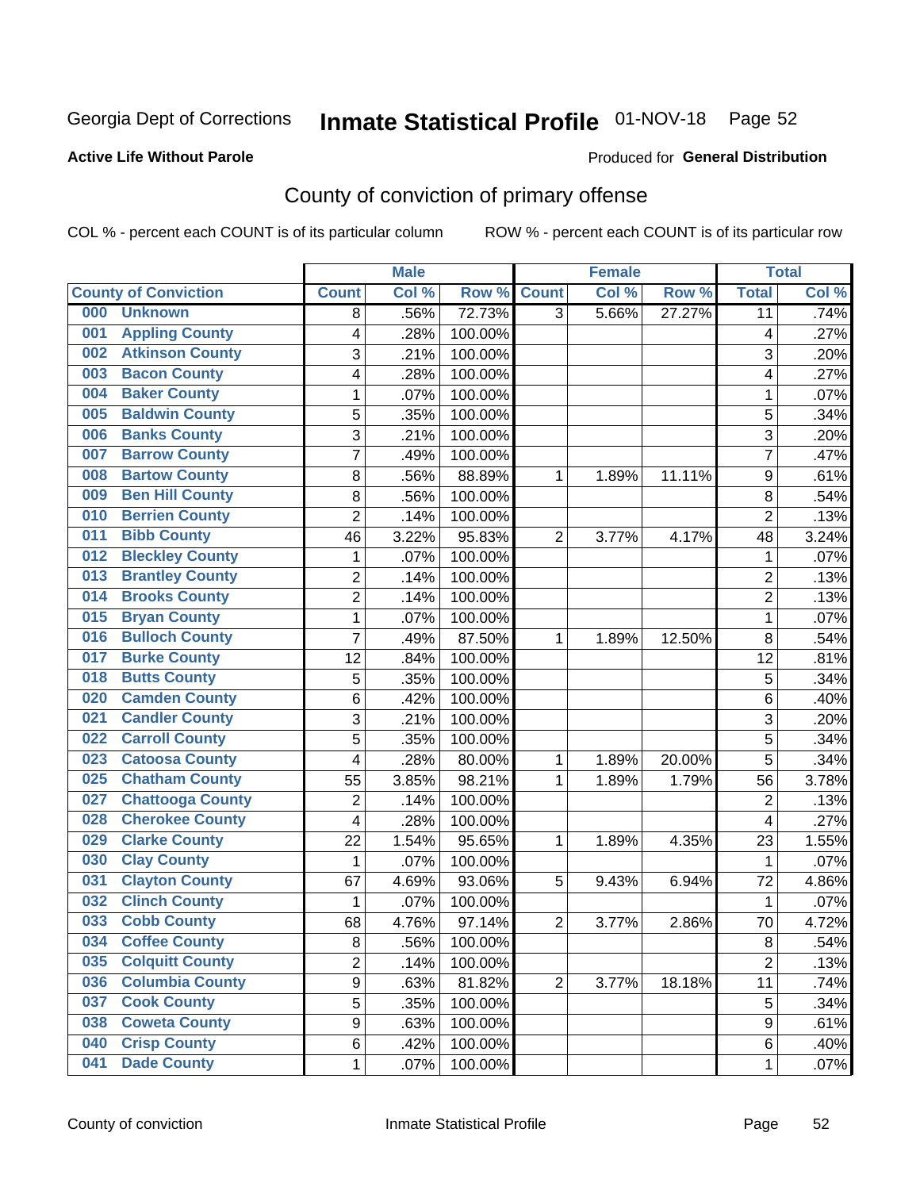Georgia Dept of Corrections **Inmate Statistical Profile** 01-NOV-18 Page 52

**Active Life Without Parole**

Produced for **General Distribution**

## County of conviction of primary offense

COL % - percent each COUNT is of its particular column ROW % - percent each COUNT is of its particular row

| County of Conviction | Male | | | Female | | | Total | |
|---|---|---|---|---|---|---|---|---|
| | Count | Col % | Row % | Count | Col % | Row % | Total | Col % |
| 000 Unknown | 8 | .56% | 72.73% | 3 | 5.66% | 27.27% | 11 | .74% |
| 001 Appling County | 4 | .28% | 100.00% | | | | 4 | .27% |
| 002 Atkinson County | 3 | .21% | 100.00% | | | | 3 | .20% |
| 003 Bacon County | 4 | .28% | 100.00% | | | | 4 | .27% |
| 004 Baker County | 1 | .07% | 100.00% | | | | 1 | .07% |
| 005 Baldwin County | 5 | .35% | 100.00% | | | | 5 | .34% |
| 006 Banks County | 3 | .21% | 100.00% | | | | 3 | .20% |
| 007 Barrow County | 7 | .49% | 100.00% | | | | 7 | .47% |
| 008 Bartow County | 8 | .56% | 88.89% | 1 | 1.89% | 11.11% | 9 | .61% |
| 009 Ben Hill County | 8 | .56% | 100.00% | | | | 8 | .54% |
| 010 Berrien County | 2 | .14% | 100.00% | | | | 2 | .13% |
| 011 Bibb County | 46 | 3.22% | 95.83% | 2 | 3.77% | 4.17% | 48 | 3.24% |
| 012 Bleckley County | 1 | .07% | 100.00% | | | | 1 | .07% |
| 013 Brantley County | 2 | .14% | 100.00% | | | | 2 | .13% |
| 014 Brooks County | 2 | .14% | 100.00% | | | | 2 | .13% |
| 015 Bryan County | 1 | .07% | 100.00% | | | | 1 | .07% |
| 016 Bulloch County | 7 | .49% | 87.50% | 1 | 1.89% | 12.50% | 8 | .54% |
| 017 Burke County | 12 | .84% | 100.00% | | | | 12 | .81% |
| 018 Butts County | 5 | .35% | 100.00% | | | | 5 | .34% |
| 020 Camden County | 6 | .42% | 100.00% | | | | 6 | .40% |
| 021 Candler County | 3 | .21% | 100.00% | | | | 3 | .20% |
| 022 Carroll County | 5 | .35% | 100.00% | | | | 5 | .34% |
| 023 Catoosa County | 4 | .28% | 80.00% | 1 | 1.89% | 20.00% | 5 | .34% |
| 025 Chatham County | 55 | 3.85% | 98.21% | 1 | 1.89% | 1.79% | 56 | 3.78% |
| 027 Chattooga County | 2 | .14% | 100.00% | | | | 2 | .13% |
| 028 Cherokee County | 4 | .28% | 100.00% | | | | 4 | .27% |
| 029 Clarke County | 22 | 1.54% | 95.65% | 1 | 1.89% | 4.35% | 23 | 1.55% |
| 030 Clay County | 1 | .07% | 100.00% | | | | 1 | .07% |
| 031 Clayton County | 67 | 4.69% | 93.06% | 5 | 9.43% | 6.94% | 72 | 4.86% |
| 032 Clinch County | 1 | .07% | 100.00% | | | | 1 | .07% |
| 033 Cobb County | 68 | 4.76% | 97.14% | 2 | 3.77% | 2.86% | 70 | 4.72% |
| 034 Coffee County | 8 | .56% | 100.00% | | | | 8 | .54% |
| 035 Colquitt County | 2 | .14% | 100.00% | | | | 2 | .13% |
| 036 Columbia County | 9 | .63% | 81.82% | 2 | 3.77% | 18.18% | 11 | .74% |
| 037 Cook County | 5 | .35% | 100.00% | | | | 5 | .34% |
| 038 Coweta County | 9 | .63% | 100.00% | | | | 9 | .61% |
| 040 Crisp County | 6 | .42% | 100.00% | | | | 6 | .40% |
| 041 Dade County | 1 | .07% | 100.00% | | | | 1 | .07% |

County of conviction Inmate Statistical Profile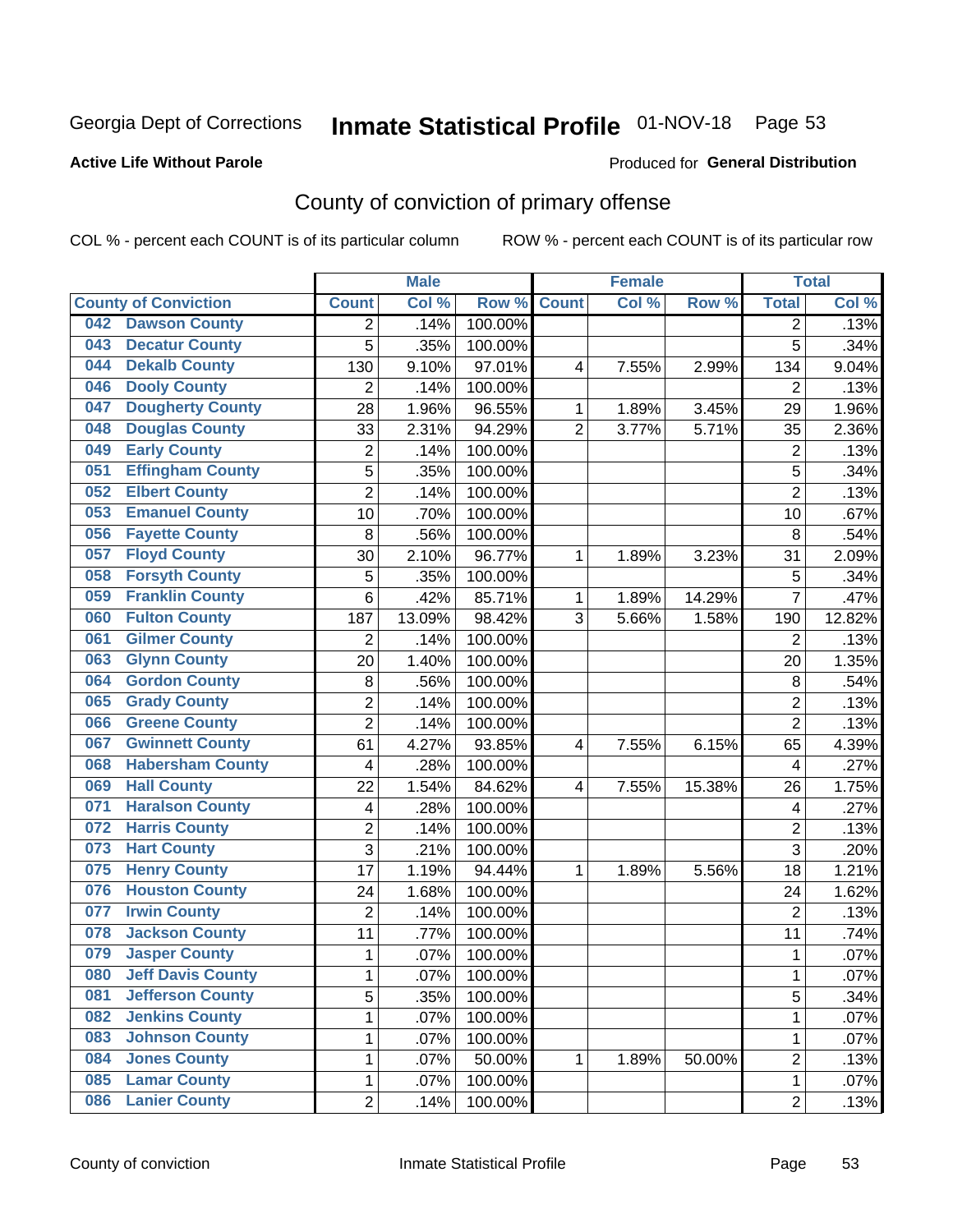Georgia Dept of Corrections **Inmate Statistical Profile** 01-NOV-18 Page 53

**Active Life Without Parole**

Produced for **General Distribution**

## County of conviction of primary offense

COL % - percent each COUNT is of its particular column ROW % - percent each COUNT is of its particular row

| County of Conviction | Male | | | Female | | | Total | |
|---|---|---|---|---|---|---|---|---|
| | Count | Col % | Row % | Count | Col % | Row % | Total | Col % |
| 042 Dawson County | 2 | .14% | 100.00% | | | | 2 | .13% |
| 043 Decatur County | 5 | .35% | 100.00% | | | | 5 | .34% |
| 044 Dekalb County | 130 | 9.10% | 97.01% | 4 | 7.55% | 2.99% | 134 | 9.04% |
| 046 Dooly County | 2 | .14% | 100.00% | | | | 2 | .13% |
| 047 Dougherty County | 28 | 1.96% | 96.55% | 1 | 1.89% | 3.45% | 29 | 1.96% |
| 048 Douglas County | 33 | 2.31% | 94.29% | 2 | 3.77% | 5.71% | 35 | 2.36% |
| 049 Early County | 2 | .14% | 100.00% | | | | 2 | .13% |
| 051 Effingham County | 5 | .35% | 100.00% | | | | 5 | .34% |
| 052 Elbert County | 2 | .14% | 100.00% | | | | 2 | .13% |
| 053 Emanuel County | 10 | .70% | 100.00% | | | | 10 | .67% |
| 056 Fayette County | 8 | .56% | 100.00% | | | | 8 | .54% |
| 057 Floyd County | 30 | 2.10% | 96.77% | 1 | 1.89% | 3.23% | 31 | 2.09% |
| 058 Forsyth County | 5 | .35% | 100.00% | | | | 5 | .34% |
| 059 Franklin County | 6 | .42% | 85.71% | 1 | 1.89% | 14.29% | 7 | .47% |
| 060 Fulton County | 187 | 13.09% | 98.42% | 3 | 5.66% | 1.58% | 190 | 12.82% |
| 061 Gilmer County | 2 | .14% | 100.00% | | | | 2 | .13% |
| 063 Glynn County | 20 | 1.40% | 100.00% | | | | 20 | 1.35% |
| 064 Gordon County | 8 | .56% | 100.00% | | | | 8 | .54% |
| 065 Grady County | 2 | .14% | 100.00% | | | | 2 | .13% |
| 066 Greene County | 2 | .14% | 100.00% | | | | 2 | .13% |
| 067 Gwinnett County | 61 | 4.27% | 93.85% | 4 | 7.55% | 6.15% | 65 | 4.39% |
| 068 Habersham County | 4 | .28% | 100.00% | | | | 4 | .27% |
| 069 Hall County | 22 | 1.54% | 84.62% | 4 | 7.55% | 15.38% | 26 | 1.75% |
| 071 Haralson County | 4 | .28% | 100.00% | | | | 4 | .27% |
| 072 Harris County | 2 | .14% | 100.00% | | | | 2 | .13% |
| 073 Hart County | 3 | .21% | 100.00% | | | | 3 | .20% |
| 075 Henry County | 17 | 1.19% | 94.44% | 1 | 1.89% | 5.56% | 18 | 1.21% |
| 076 Houston County | 24 | 1.68% | 100.00% | | | | 24 | 1.62% |
| 077 Irwin County | 2 | .14% | 100.00% | | | | 2 | .13% |
| 078 Jackson County | 11 | .77% | 100.00% | | | | 11 | .74% |
| 079 Jasper County | 1 | .07% | 100.00% | | | | 1 | .07% |
| 080 Jeff Davis County | 1 | .07% | 100.00% | | | | 1 | .07% |
| 081 Jefferson County | 5 | .35% | 100.00% | | | | 5 | .34% |
| 082 Jenkins County | 1 | .07% | 100.00% | | | | 1 | .07% |
| 083 Johnson County | 1 | .07% | 100.00% | | | | 1 | .07% |
| 084 Jones County | 1 | .07% | 50.00% | 1 | 1.89% | 50.00% | 2 | .13% |
| 085 Lamar County | 1 | .07% | 100.00% | | | | 1 | .07% |
| 086 Lanier County | 2 | .14% | 100.00% | | | | 2 | .13% |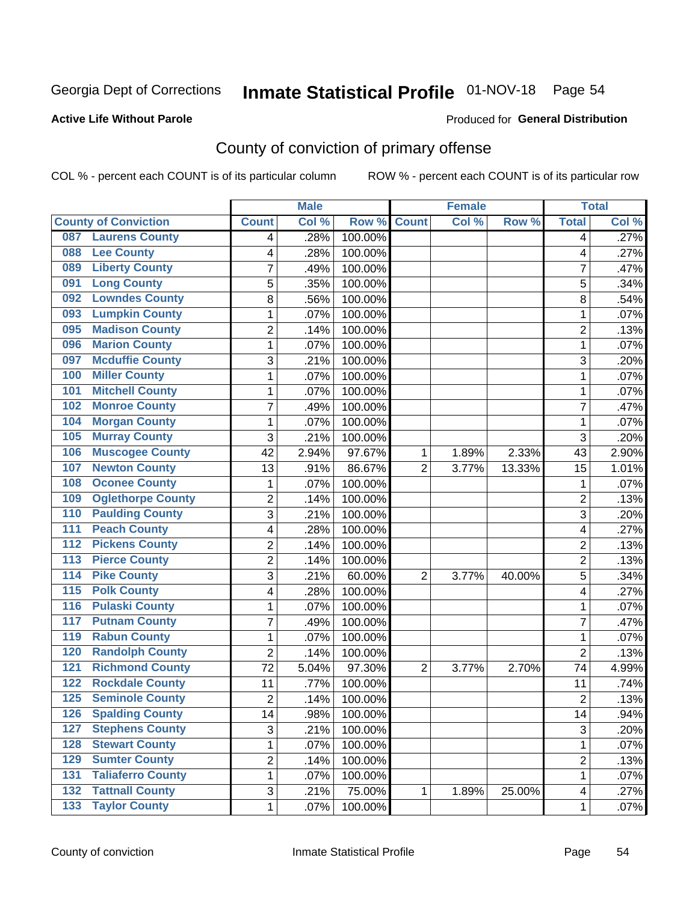Georgia Dept of Corrections **Inmate Statistical Profile** 01-NOV-18

**Active Life Without Parole**

Produced for **General Distribution**

## County of conviction of primary offense

COL % - percent each COUNT is of its particular column ROW % - percent each COUNT is of its particular row

| | Male | | | Female | | | Total | |
|---|---|---|---|---|---|---|---|---|
| County of Conviction | Count | Col % | Row % | Count | Col % | Row % | Total | Col % |
| 087 Laurens County | 4 | .28% | 100.00% | | | | 4 | .27% |
| 088 Lee County | 4 | .28% | 100.00% | | | | 4 | .27% |
| 089 Liberty County | 7 | .49% | 100.00% | | | | 7 | .47% |
| 091 Long County | 5 | .35% | 100.00% | | | | 5 | .34% |
| 092 Lowndes County | 8 | .56% | 100.00% | | | | 8 | .54% |
| 093 Lumpkin County | 1 | .07% | 100.00% | | | | 1 | .07% |
| 095 Madison County | 2 | .14% | 100.00% | | | | 2 | .13% |
| 096 Marion County | 1 | .07% | 100.00% | | | | 1 | .07% |
| 097 Mcduffie County | 3 | .21% | 100.00% | | | | 3 | .20% |
| 100 Miller County | 1 | .07% | 100.00% | | | | 1 | .07% |
| 101 Mitchell County | 1 | .07% | 100.00% | | | | 1 | .07% |
| 102 Monroe County | 7 | .49% | 100.00% | | | | 7 | .47% |
| 104 Morgan County | 1 | .07% | 100.00% | | | | 1 | .07% |
| 105 Murray County | 3 | .21% | 100.00% | | | | 3 | .20% |
| 106 Muscogee County | 42 | 2.94% | 97.67% | 1 | 1.89% | 2.33% | 43 | 2.90% |
| 107 Newton County | 13 | .91% | 86.67% | 2 | 3.77% | 13.33% | 15 | 1.01% |
| 108 Oconee County | 1 | .07% | 100.00% | | | | 1 | .07% |
| 109 Oglethorpe County | 2 | .14% | 100.00% | | | | 2 | .13% |
| 110 Paulding County | 3 | .21% | 100.00% | | | | 3 | .20% |
| 111 Peach County | 4 | .28% | 100.00% | | | | 4 | .27% |
| 112 Pickens County | 2 | .14% | 100.00% | | | | 2 | .13% |
| 113 Pierce County | 2 | .14% | 100.00% | | | | 2 | .13% |
| 114 Pike County | 3 | .21% | 60.00% | 2 | 3.77% | 40.00% | 5 | .34% |
| 115 Polk County | 4 | .28% | 100.00% | | | | 4 | .27% |
| 116 Pulaski County | 1 | .07% | 100.00% | | | | 1 | .07% |
| 117 Putnam County | 7 | .49% | 100.00% | | | | 7 | .47% |
| 119 Rabun County | 1 | .07% | 100.00% | | | | 1 | .07% |
| 120 Randolph County | 2 | .14% | 100.00% | | | | 2 | .13% |
| 121 Richmond County | 72 | 5.04% | 97.30% | 2 | 3.77% | 2.70% | 74 | 4.99% |
| 122 Rockdale County | 11 | .77% | 100.00% | | | | 11 | .74% |
| 125 Seminole County | 2 | .14% | 100.00% | | | | 2 | .13% |
| 126 Spalding County | 14 | .98% | 100.00% | | | | 14 | .94% |
| 127 Stephens County | 3 | .21% | 100.00% | | | | 3 | .20% |
| 128 Stewart County | 1 | .07% | 100.00% | | | | 1 | .07% |
| 129 Sumter County | 2 | .14% | 100.00% | | | | 2 | .13% |
| 131 Taliaferro County | 1 | .07% | 100.00% | | | | 1 | .07% |
| 132 Tattnall County | 3 | .21% | 75.00% | 1 | 1.89% | 25.00% | 4 | .27% |
| 133 Taylor County | 1 | .07% | 100.00% | | | | 1 | .07% |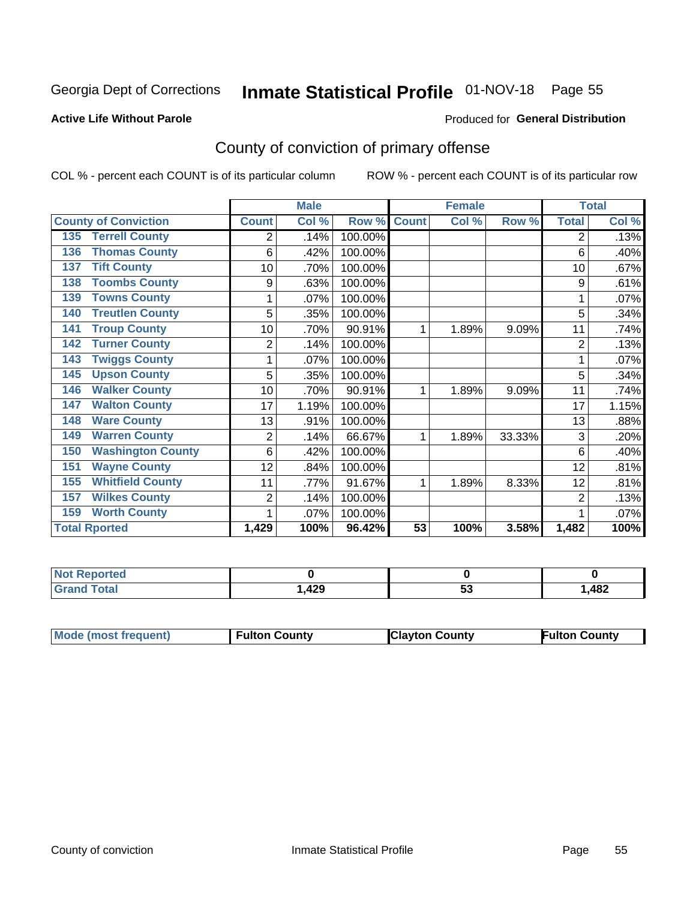Georgia Dept of Corrections **Inmate Statistical Profile** 01-NOV-18

**Active Life Without Parole**

Produced for **General Distribution**

## County of conviction of primary offense

COL % - percent each COUNT is of its particular column ROW % - percent each COUNT is of its particular row

| County of Conviction | Male | | | Female | | | Total | |
|---|---|---|---|---|---|---|---|---|
| | Count | Col % | Row % | Count | Col % | Row % | Total | Col % |
| 135 Terrell County | 2 | .14% | 100.00% | | | | 2 | .13% |
| 136 Thomas County | 6 | .42% | 100.00% | | | | 6 | .40% |
| 137 Tift County | 10 | .70% | 100.00% | | | | 10 | .67% |
| 138 Toombs County | 9 | .63% | 100.00% | | | | 9 | .61% |
| 139 Towns County | 1 | .07% | 100.00% | | | | 1 | .07% |
| 140 Treutlen County | 5 | .35% | 100.00% | | | | 5 | .34% |
| 141 Troup County | 10 | .70% | 90.91% | 1 | 1.89% | 9.09% | 11 | .74% |
| 142 Turner County | 2 | .14% | 100.00% | | | | 2 | .13% |
| 143 Twiggs County | 1 | .07% | 100.00% | | | | 1 | .07% |
| 145 Upson County | 5 | .35% | 100.00% | | | | 5 | .34% |
| 146 Walker County | 10 | .70% | 90.91% | 1 | 1.89% | 9.09% | 11 | .74% |
| 147 Walton County | 17 | 1.19% | 100.00% | | | | 17 | 1.15% |
| 148 Ware County | 13 | .91% | 100.00% | | | | 13 | .88% |
| 149 Warren County | 2 | .14% | 66.67% | 1 | 1.89% | 33.33% | 3 | .20% |
| 150 Washington County | 6 | .42% | 100.00% | | | | 6 | .40% |
| 151 Wayne County | 12 | .84% | 100.00% | | | | 12 | .81% |
| 155 Whitfield County | 11 | .77% | 91.67% | 1 | 1.89% | 8.33% | 12 | .81% |
| 157 Wilkes County | 2 | .14% | 100.00% | | | | 2 | .13% |
| 159 Worth County | 1 | .07% | 100.00% | | | | 1 | .07% |
| **Total Rported** | **1,429** | **100%** | **96.42%** | **53** | **100%** | **3.58%** | **1,482** | **100%** |

| | Male | Female | Total |
|---|---|---|---|
| Not Reported | **0** | **0** | **0** |
| Grand Total | **1,429** | **53** | **1,482** |

| | Male | Female | Total |
|---|---|---|---|
| Mode (most frequent) | **Fulton County** | **Clayton County** | **Fulton County** |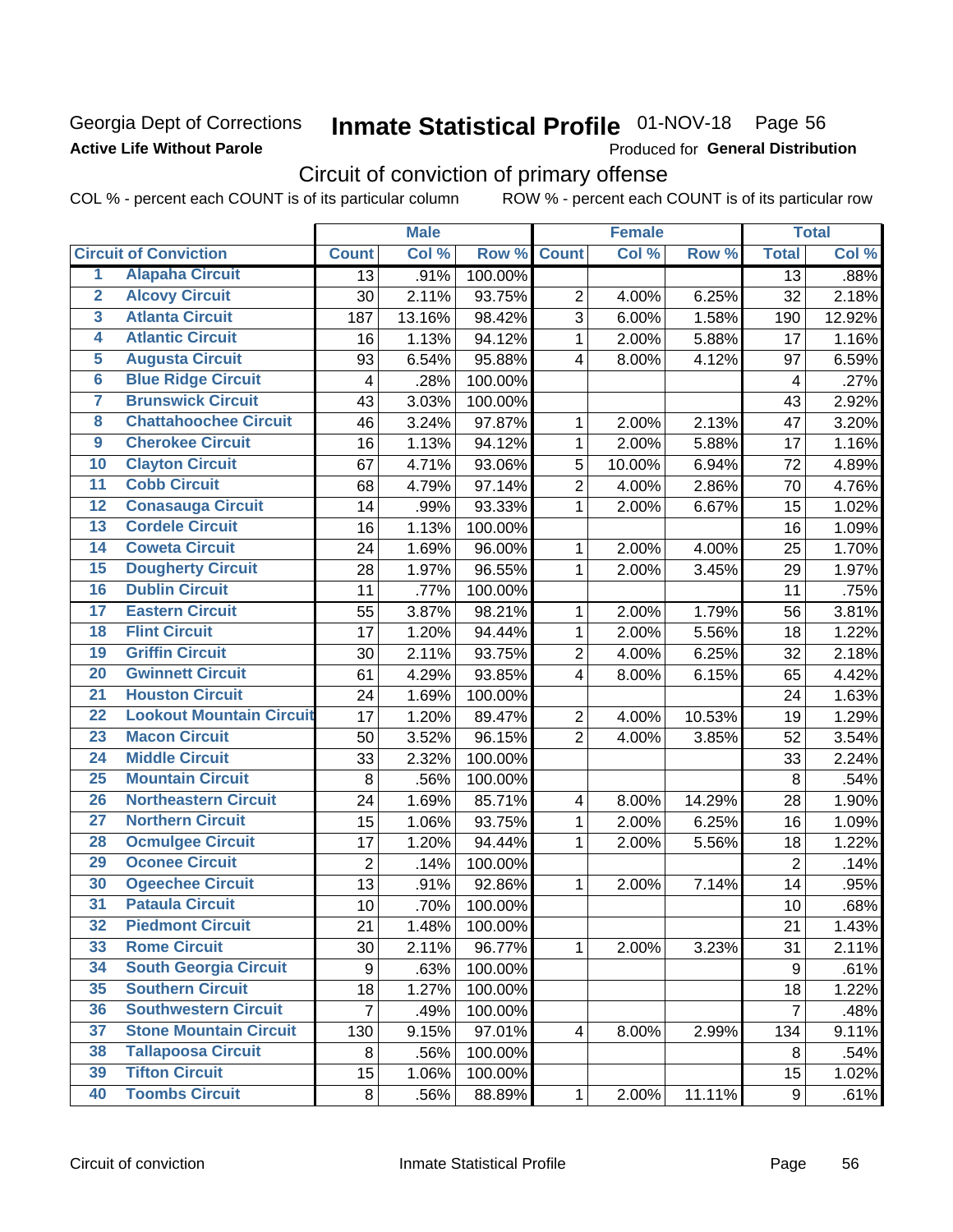Georgia Dept of Corrections

**Active Life Without Parole**

# Inmate Statistical Profile 01-NOV-18 Page 56

Produced for **General Distribution**

## Circuit of conviction of primary offense

COL % - percent each COUNT is of its particular column ROW % - percent each COUNT is of its particular row

| | Circuit of Conviction | Male | | | Female | | | Total | |
|---|---|---|---|---|---|---|---|---|---|
| | | Count | Col % | Row % | Count | Col % | Row % | Total | Col % |
| 1 | Alapaha Circuit | 13 | .91% | 100.00% | | | | 13 | .88% |
| 2 | Alcovy Circuit | 30 | 2.11% | 93.75% | 2 | 4.00% | 6.25% | 32 | 2.18% |
| 3 | Atlanta Circuit | 187 | 13.16% | 98.42% | 3 | 6.00% | 1.58% | 190 | 12.92% |
| 4 | Atlantic Circuit | 16 | 1.13% | 94.12% | 1 | 2.00% | 5.88% | 17 | 1.16% |
| 5 | Augusta Circuit | 93 | 6.54% | 95.88% | 4 | 8.00% | 4.12% | 97 | 6.59% |
| 6 | Blue Ridge Circuit | 4 | .28% | 100.00% | | | | 4 | .27% |
| 7 | Brunswick Circuit | 43 | 3.03% | 100.00% | | | | 43 | 2.92% |
| 8 | Chattahoochee Circuit | 46 | 3.24% | 97.87% | 1 | 2.00% | 2.13% | 47 | 3.20% |
| 9 | Cherokee Circuit | 16 | 1.13% | 94.12% | 1 | 2.00% | 5.88% | 17 | 1.16% |
| 10 | Clayton Circuit | 67 | 4.71% | 93.06% | 5 | 10.00% | 6.94% | 72 | 4.89% |
| 11 | Cobb Circuit | 68 | 4.79% | 97.14% | 2 | 4.00% | 2.86% | 70 | 4.76% |
| 12 | Conasauga Circuit | 14 | .99% | 93.33% | 1 | 2.00% | 6.67% | 15 | 1.02% |
| 13 | Cordele Circuit | 16 | 1.13% | 100.00% | | | | 16 | 1.09% |
| 14 | Coweta Circuit | 24 | 1.69% | 96.00% | 1 | 2.00% | 4.00% | 25 | 1.70% |
| 15 | Dougherty Circuit | 28 | 1.97% | 96.55% | 1 | 2.00% | 3.45% | 29 | 1.97% |
| 16 | Dublin Circuit | 11 | .77% | 100.00% | | | | 11 | .75% |
| 17 | Eastern Circuit | 55 | 3.87% | 98.21% | 1 | 2.00% | 1.79% | 56 | 3.81% |
| 18 | Flint Circuit | 17 | 1.20% | 94.44% | 1 | 2.00% | 5.56% | 18 | 1.22% |
| 19 | Griffin Circuit | 30 | 2.11% | 93.75% | 2 | 4.00% | 6.25% | 32 | 2.18% |
| 20 | Gwinnett Circuit | 61 | 4.29% | 93.85% | 4 | 8.00% | 6.15% | 65 | 4.42% |
| 21 | Houston Circuit | 24 | 1.69% | 100.00% | | | | 24 | 1.63% |
| 22 | Lookout Mountain Circuit | 17 | 1.20% | 89.47% | 2 | 4.00% | 10.53% | 19 | 1.29% |
| 23 | Macon Circuit | 50 | 3.52% | 96.15% | 2 | 4.00% | 3.85% | 52 | 3.54% |
| 24 | Middle Circuit | 33 | 2.32% | 100.00% | | | | 33 | 2.24% |
| 25 | Mountain Circuit | 8 | .56% | 100.00% | | | | 8 | .54% |
| 26 | Northeastern Circuit | 24 | 1.69% | 85.71% | 4 | 8.00% | 14.29% | 28 | 1.90% |
| 27 | Northern Circuit | 15 | 1.06% | 93.75% | 1 | 2.00% | 6.25% | 16 | 1.09% |
| 28 | Ocmulgee Circuit | 17 | 1.20% | 94.44% | 1 | 2.00% | 5.56% | 18 | 1.22% |
| 29 | Oconee Circuit | 2 | .14% | 100.00% | | | | 2 | .14% |
| 30 | Ogeechee Circuit | 13 | .91% | 92.86% | 1 | 2.00% | 7.14% | 14 | .95% |
| 31 | Pataula Circuit | 10 | .70% | 100.00% | | | | 10 | .68% |
| 32 | Piedmont Circuit | 21 | 1.48% | 100.00% | | | | 21 | 1.43% |
| 33 | Rome Circuit | 30 | 2.11% | 96.77% | 1 | 2.00% | 3.23% | 31 | 2.11% |
| 34 | South Georgia Circuit | 9 | .63% | 100.00% | | | | 9 | .61% |
| 35 | Southern Circuit | 18 | 1.27% | 100.00% | | | | 18 | 1.22% |
| 36 | Southwestern Circuit | 7 | .49% | 100.00% | | | | 7 | .48% |
| 37 | Stone Mountain Circuit | 130 | 9.15% | 97.01% | 4 | 8.00% | 2.99% | 134 | 9.11% |
| 38 | Tallapoosa Circuit | 8 | .56% | 100.00% | | | | 8 | .54% |
| 39 | Tifton Circuit | 15 | 1.06% | 100.00% | | | | 15 | 1.02% |
| 40 | Toombs Circuit | 8 | .56% | 88.89% | 1 | 2.00% | 11.11% | 9 | .61% |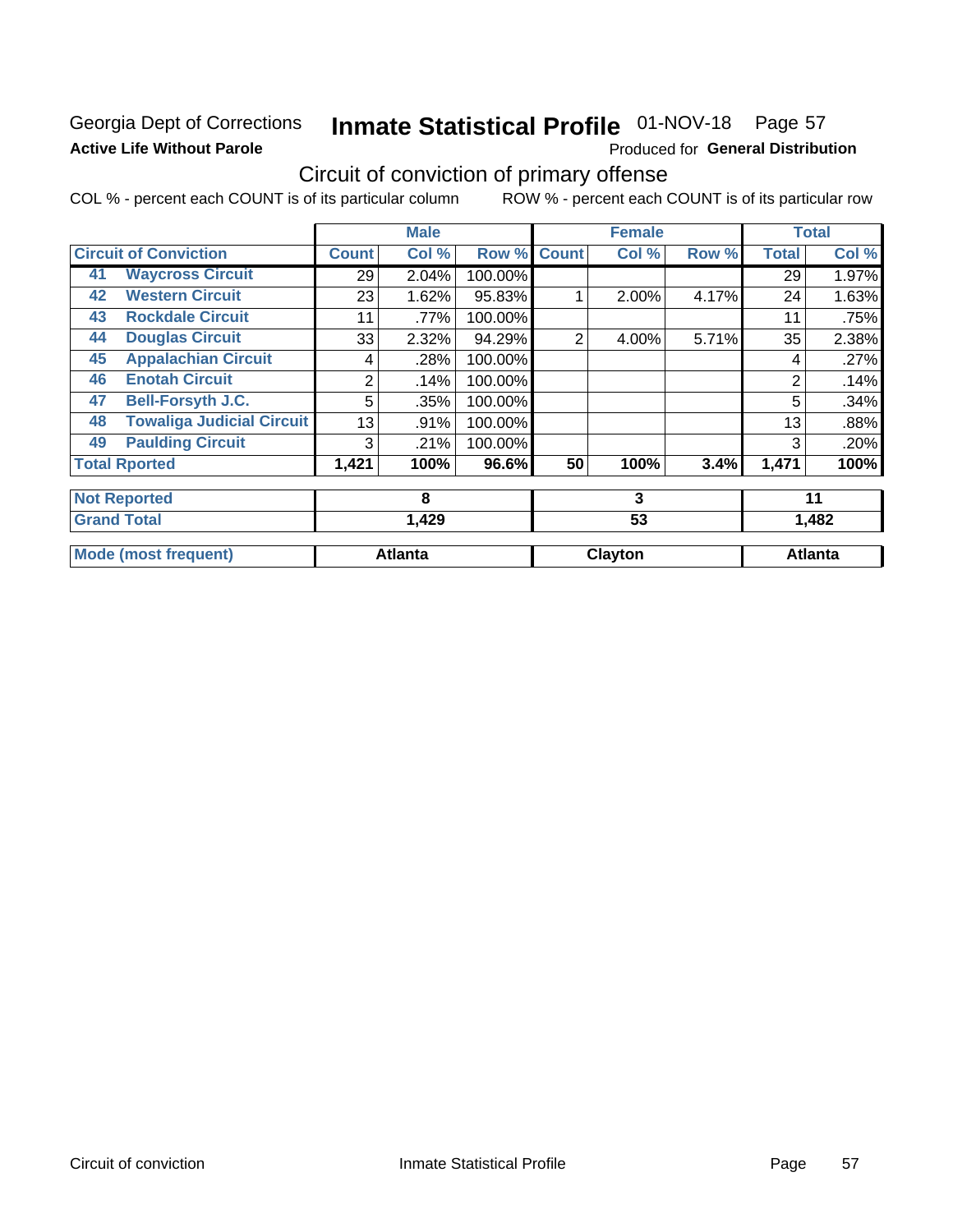Georgia Dept of Corrections **Inmate Statistical Profile** 01-NOV-18 Page 57

**Active Life Without Parole**

Produced for **General Distribution**

## Circuit of conviction of primary offense

COL % - percent each COUNT is of its particular column    ROW % - percent each COUNT is of its particular row

| | | Male | | | Female | | | Total | |
|---|---|---|---|---|---|---|---|---|---|
| **Circuit of Conviction** | | **Count** | **Col %** | **Row %** | **Count** | **Col %** | **Row %** | **Total** | **Col %** |
| 41 | Waycross Circuit | 29 | 2.04% | 100.00% | | | | 29 | 1.97% |
| 42 | Western Circuit | 23 | 1.62% | 95.83% | 1 | 2.00% | 4.17% | 24 | 1.63% |
| 43 | Rockdale Circuit | 11 | .77% | 100.00% | | | | 11 | .75% |
| 44 | Douglas Circuit | 33 | 2.32% | 94.29% | 2 | 4.00% | 5.71% | 35 | 2.38% |
| 45 | Appalachian Circuit | 4 | .28% | 100.00% | | | | 4 | .27% |
| 46 | Enotah Circuit | 2 | .14% | 100.00% | | | | 2 | .14% |
| 47 | Bell-Forsyth J.C. | 5 | .35% | 100.00% | | | | 5 | .34% |
| 48 | Towaliga Judicial Circuit | 13 | .91% | 100.00% | | | | 13 | .88% |
| 49 | Paulding Circuit | 3 | .21% | 100.00% | | | | 3 | .20% |
| **Total Rported** | | **1,421** | **100%** | **96.6%** | **50** | **100%** | **3.4%** | **1,471** | **100%** |
| **Not Reported** | | **8** | | | **3** | | | **11** | |
| **Grand Total** | | **1,429** | | | **53** | | | **1,482** | |
| **Mode (most frequent)** | | **Atlanta** | | | **Clayton** | | | **Atlanta** | |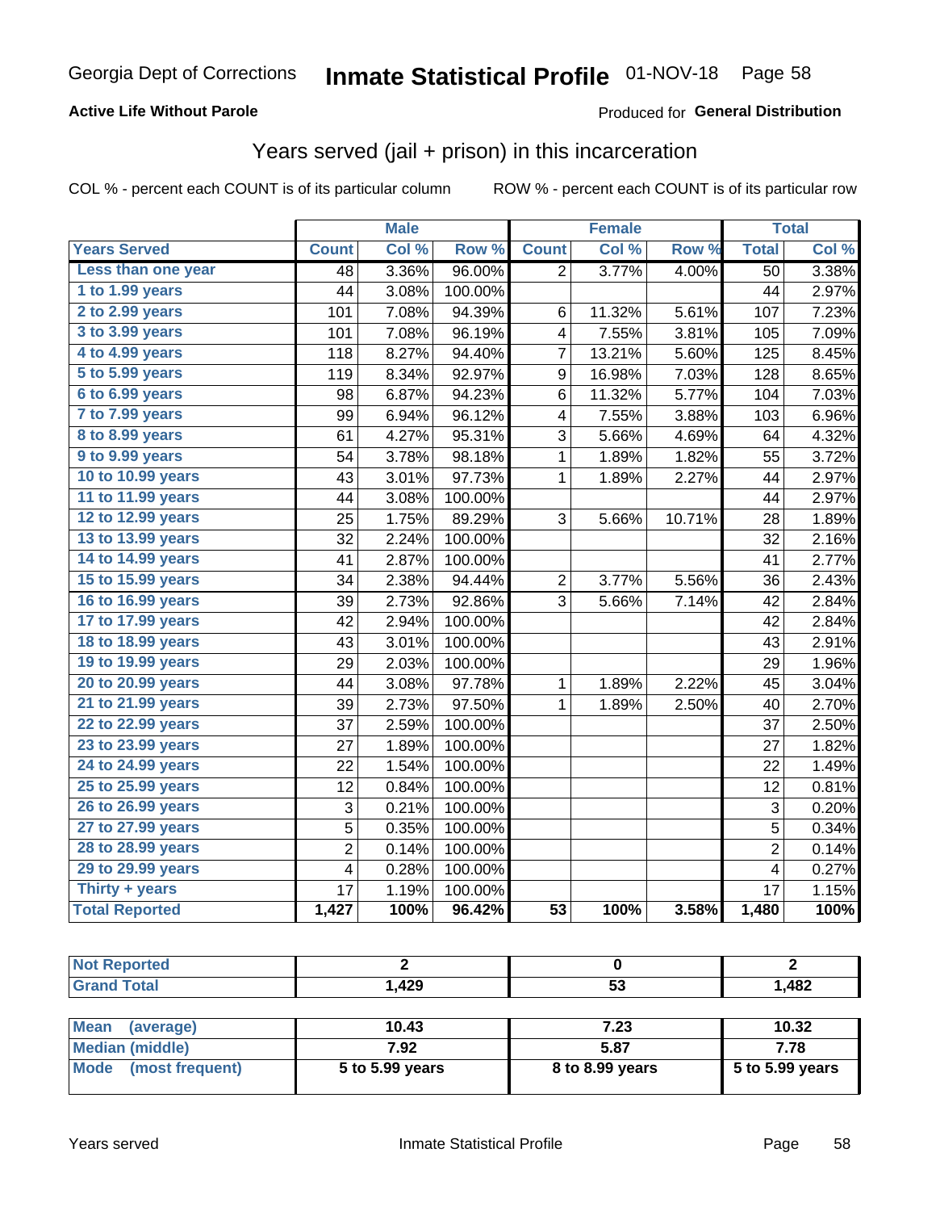Georgia Dept of Corrections **Inmate Statistical Profile** 01-NOV-18 Page 58

**Active Life Without Parole**

Produced for **General Distribution**

## Years served (jail + prison) in this incarceration

COL % - percent each COUNT is of its particular column ROW % - percent each COUNT is of its particular row

| | Male | | | Female | | | Total | |
|---|---|---|---|---|---|---|---|---|
| **Years Served** | **Count** | **Col %** | **Row %** | **Count** | **Col %** | **Row %** | **Total** | **Col %** |
| Less than one year | 48 | 3.36% | 96.00% | 2 | 3.77% | 4.00% | 50 | 3.38% |
| 1 to 1.99 years | 44 | 3.08% | 100.00% | | | | 44 | 2.97% |
| 2 to 2.99 years | 101 | 7.08% | 94.39% | 6 | 11.32% | 5.61% | 107 | 7.23% |
| 3 to 3.99 years | 101 | 7.08% | 96.19% | 4 | 7.55% | 3.81% | 105 | 7.09% |
| 4 to 4.99 years | 118 | 8.27% | 94.40% | 7 | 13.21% | 5.60% | 125 | 8.45% |
| 5 to 5.99 years | 119 | 8.34% | 92.97% | 9 | 16.98% | 7.03% | 128 | 8.65% |
| 6 to 6.99 years | 98 | 6.87% | 94.23% | 6 | 11.32% | 5.77% | 104 | 7.03% |
| 7 to 7.99 years | 99 | 6.94% | 96.12% | 4 | 7.55% | 3.88% | 103 | 6.96% |
| 8 to 8.99 years | 61 | 4.27% | 95.31% | 3 | 5.66% | 4.69% | 64 | 4.32% |
| 9 to 9.99 years | 54 | 3.78% | 98.18% | 1 | 1.89% | 1.82% | 55 | 3.72% |
| 10 to 10.99 years | 43 | 3.01% | 97.73% | 1 | 1.89% | 2.27% | 44 | 2.97% |
| 11 to 11.99 years | 44 | 3.08% | 100.00% | | | | 44 | 2.97% |
| 12 to 12.99 years | 25 | 1.75% | 89.29% | 3 | 5.66% | 10.71% | 28 | 1.89% |
| 13 to 13.99 years | 32 | 2.24% | 100.00% | | | | 32 | 2.16% |
| 14 to 14.99 years | 41 | 2.87% | 100.00% | | | | 41 | 2.77% |
| 15 to 15.99 years | 34 | 2.38% | 94.44% | 2 | 3.77% | 5.56% | 36 | 2.43% |
| 16 to 16.99 years | 39 | 2.73% | 92.86% | 3 | 5.66% | 7.14% | 42 | 2.84% |
| 17 to 17.99 years | 42 | 2.94% | 100.00% | | | | 42 | 2.84% |
| 18 to 18.99 years | 43 | 3.01% | 100.00% | | | | 43 | 2.91% |
| 19 to 19.99 years | 29 | 2.03% | 100.00% | | | | 29 | 1.96% |
| 20 to 20.99 years | 44 | 3.08% | 97.78% | 1 | 1.89% | 2.22% | 45 | 3.04% |
| 21 to 21.99 years | 39 | 2.73% | 97.50% | 1 | 1.89% | 2.50% | 40 | 2.70% |
| 22 to 22.99 years | 37 | 2.59% | 100.00% | | | | 37 | 2.50% |
| 23 to 23.99 years | 27 | 1.89% | 100.00% | | | | 27 | 1.82% |
| 24 to 24.99 years | 22 | 1.54% | 100.00% | | | | 22 | 1.49% |
| 25 to 25.99 years | 12 | 0.84% | 100.00% | | | | 12 | 0.81% |
| 26 to 26.99 years | 3 | 0.21% | 100.00% | | | | 3 | 0.20% |
| 27 to 27.99 years | 5 | 0.35% | 100.00% | | | | 5 | 0.34% |
| 28 to 28.99 years | 2 | 0.14% | 100.00% | | | | 2 | 0.14% |
| 29 to 29.99 years | 4 | 0.28% | 100.00% | | | | 4 | 0.27% |
| Thirty + years | 17 | 1.19% | 100.00% | | | | 17 | 1.15% |
| **Total Reported** | **1,427** | **100%** | **96.42%** | **53** | **100%** | **3.58%** | **1,480** | **100%** |

| | Male | Female | Total |
|---|---|---|---|
| Not Reported | **2** | **0** | **2** |
| Grand Total | **1,429** | **53** | **1,482** |

| | Male | Female | Total |
|---|---|---|---|
| Mean (average) | **10.43** | **7.23** | **10.32** |
| Median (middle) | **7.92** | **5.87** | **7.78** |
| Mode (most frequent) | **5 to 5.99 years** | **8 to 8.99 years** | **5 to 5.99 years** |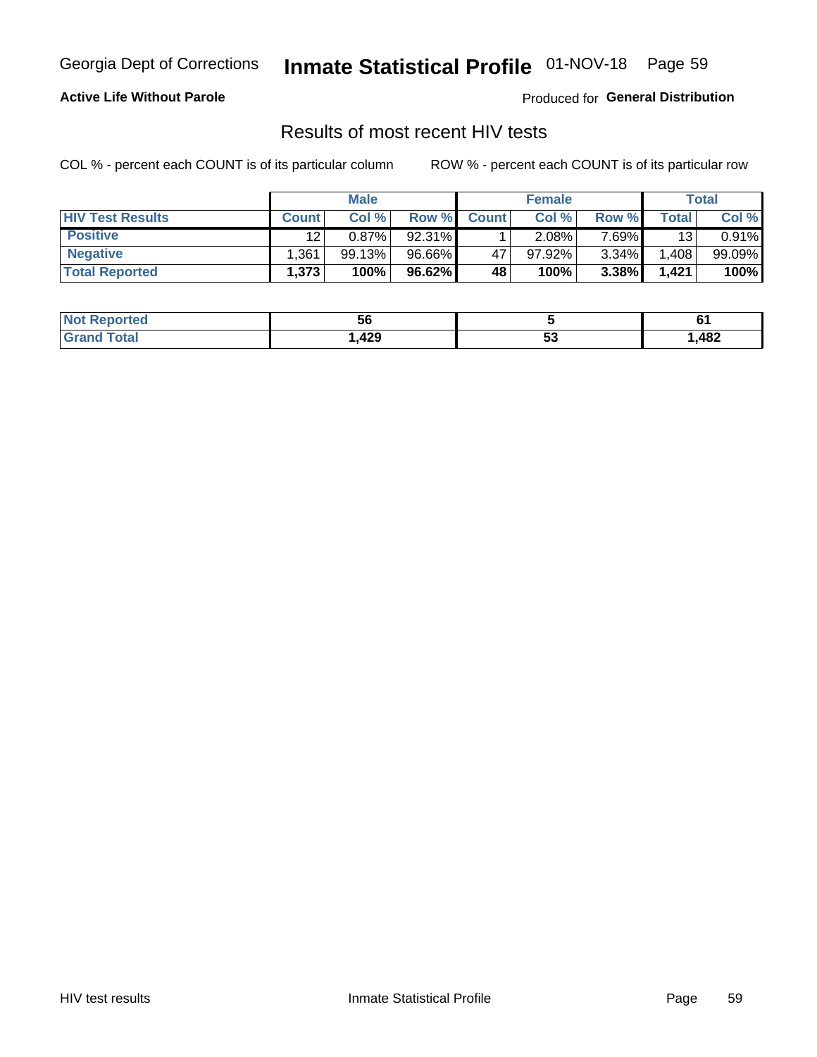Georgia Dept of Corrections **Inmate Statistical Profile** 01-NOV-18

**Active Life Without Parole**

Produced for **General Distribution**

## Results of most recent HIV tests

COL % - percent each COUNT is of its particular column

ROW % - percent each COUNT is of its particular row

| | Male | | | Female | | | Total | |
|---|---|---|---|---|---|---|---|---|
| **HIV Test Results** | **Count** | **Col %** | **Row %** | **Count** | **Col %** | **Row %** | **Total** | **Col %** |
| **Positive** | 12 | 0.87% | 92.31% | 1 | 2.08% | 7.69% | 13 | 0.91% |
| **Negative** | 1,361 | 99.13% | 96.66% | 47 | 97.92% | 3.34% | 1,408 | 99.09% |
| **Total Reported** | **1,373** | **100%** | **96.62%** | **48** | **100%** | **3.38%** | **1,421** | **100%** |

| | Male | Female | Total |
|---|---|---|---|
| **Not Reported** | **56** | **5** | **61** |
| **Grand Total** | **1,429** | **53** | **1,482** |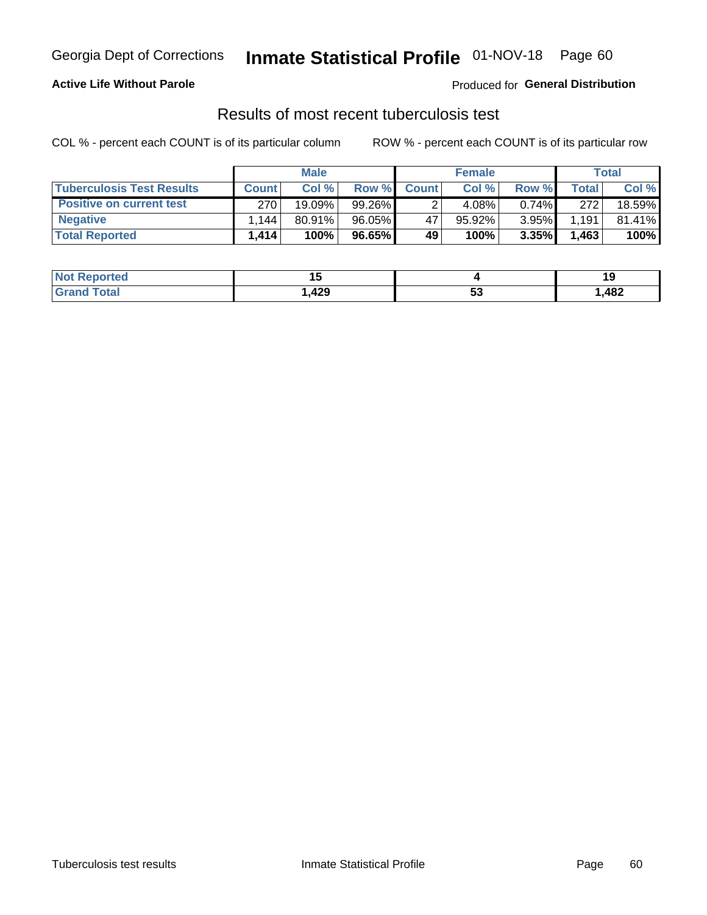Georgia Dept of Corrections **Inmate Statistical Profile** 01-NOV-18

**Active Life Without Parole**

Produced for **General Distribution**

## Results of most recent tuberculosis test

COL % - percent each COUNT is of its particular column

ROW % - percent each COUNT is of its particular row

| | Male | | | Female | | | Total | |
|---|---|---|---|---|---|---|---|---|
| **Tuberculosis Test Results** | **Count** | **Col %** | **Row %** | **Count** | **Col %** | **Row %** | **Total** | **Col %** |
| **Positive on current test** | 270 | 19.09% | 99.26% | 2 | 4.08% | 0.74% | 272 | 18.59% |
| **Negative** | 1,144 | 80.91% | 96.05% | 47 | 95.92% | 3.95% | 1,191 | 81.41% |
| **Total Reported** | **1,414** | **100%** | **96.65%** | **49** | **100%** | **3.35%** | **1,463** | **100%** |

| | Male | Female | Total |
|---|---|---|---|
| **Not Reported** | **15** | **4** | **19** |
| **Grand Total** | **1,429** | **53** | **1,482** |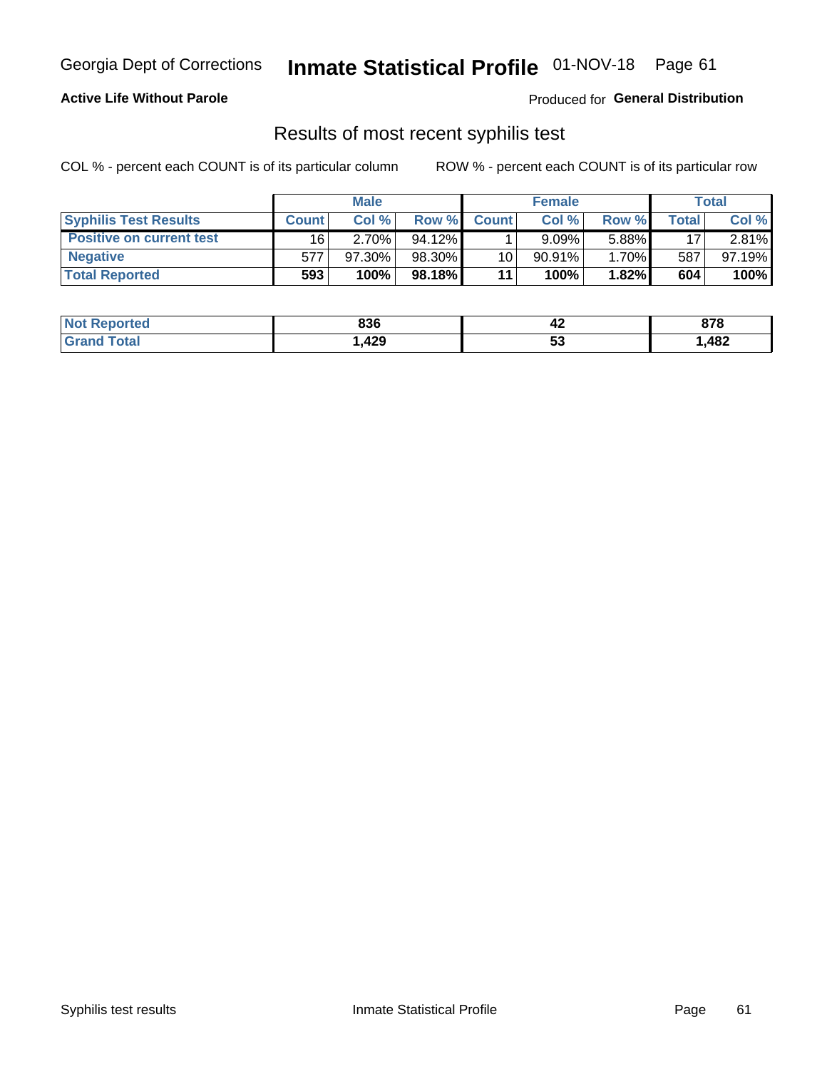Georgia Dept of Corrections **Inmate Statistical Profile** 01-NOV-18

**Active Life Without Parole**

Produced for **General Distribution**

## Results of most recent syphilis test

COL % - percent each COUNT is of its particular column

ROW % - percent each COUNT is of its particular row

| | Male | | | Female | | | Total | |
|---|---|---|---|---|---|---|---|---|
| **Syphilis Test Results** | **Count** | **Col %** | **Row %** | **Count** | **Col %** | **Row %** | **Total** | **Col %** |
| **Positive on current test** | 16 | 2.70% | 94.12% | 1 | 9.09% | 5.88% | 17 | 2.81% |
| **Negative** | 577 | 97.30% | 98.30% | 10 | 90.91% | 1.70% | 587 | 97.19% |
| **Total Reported** | **593** | **100%** | **98.18%** | **11** | **100%** | **1.82%** | **604** | **100%** |

| | Male | Female | Total |
|---|---|---|---|
| **Not Reported** | **836** | **42** | **878** |
| **Grand Total** | **1,429** | **53** | **1,482** |

Syphilis test results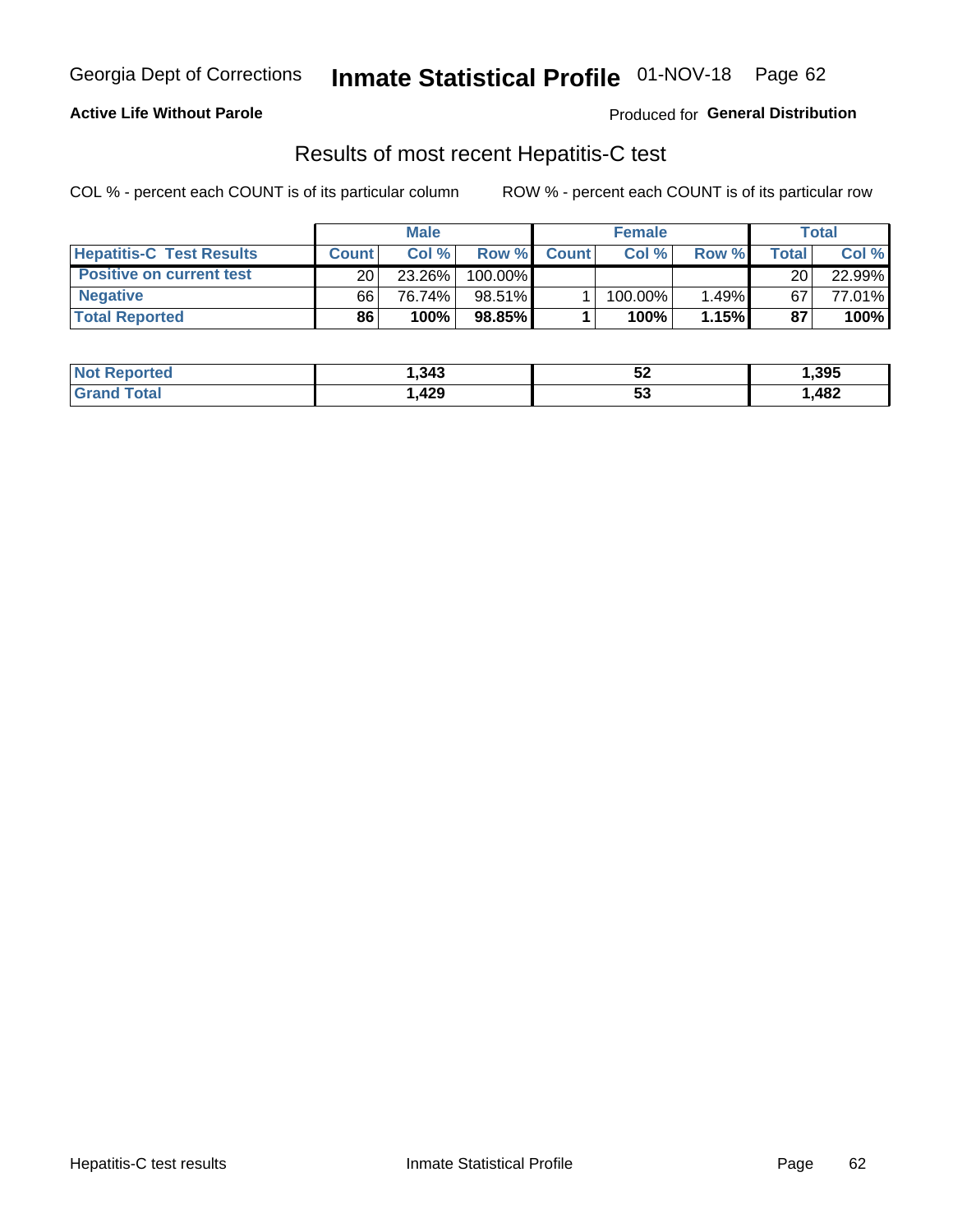Georgia Dept of Corrections **Inmate Statistical Profile** 01-NOV-18

**Active Life Without Parole**

Produced for **General Distribution**

## Results of most recent Hepatitis-C test

COL % - percent each COUNT is of its particular column    ROW % - percent each COUNT is of its particular row

| | Male | | | Female | | | Total | |
|---|---|---|---|---|---|---|---|---|
| **Hepatitis-C Test Results** | **Count** | **Col %** | **Row %** | **Count** | **Col %** | **Row %** | **Total** | **Col %** |
| **Positive on current test** | 20 | 23.26% | 100.00% | | | | 20 | 22.99% |
| **Negative** | 66 | 76.74% | 98.51% | 1 | 100.00% | 1.49% | 67 | 77.01% |
| **Total Reported** | **86** | **100%** | **98.85%** | **1** | **100%** | **1.15%** | **87** | **100%** |

| | Male | Female | Total |
|---|---|---|---|
| **Not Reported** | **1,343** | **52** | **1,395** |
| **Grand Total** | **1,429** | **53** | **1,482** |